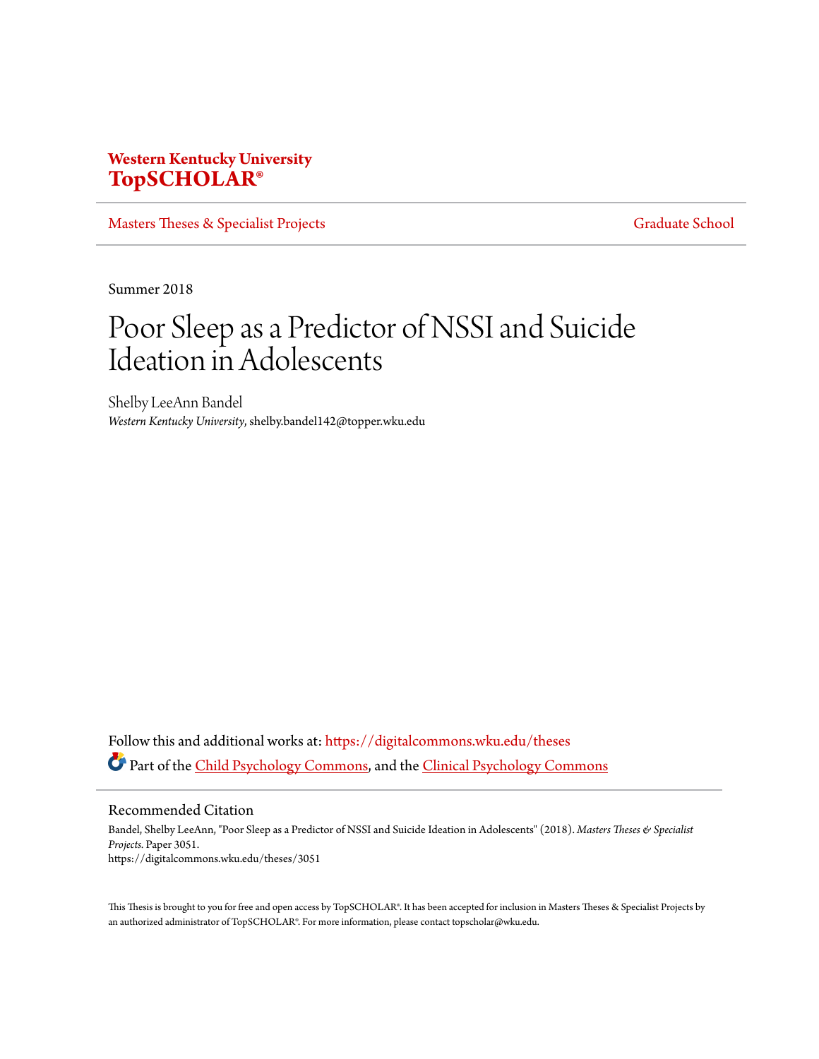**Western Kentucky University**
**TopSCHOLAR®**

Masters Theses & Specialist Projects | Graduate School

Summer 2018

# Poor Sleep as a Predictor of NSSI and Suicide Ideation in Adolescents

Shelby LeeAnn Bandel
*Western Kentucky University*, shelby.bandel142@topper.wku.edu

Follow this and additional works at: https://digitalcommons.wku.edu/theses

Part of the Child Psychology Commons, and the Clinical Psychology Commons

## Recommended Citation

Bandel, Shelby LeeAnn, "Poor Sleep as a Predictor of NSSI and Suicide Ideation in Adolescents" (2018). *Masters Theses & Specialist Projects.* Paper 3051.
https://digitalcommons.wku.edu/theses/3051

This Thesis is brought to you for free and open access by TopSCHOLAR®. It has been accepted for inclusion in Masters Theses & Specialist Projects by an authorized administrator of TopSCHOLAR®. For more information, please contact topscholar@wku.edu.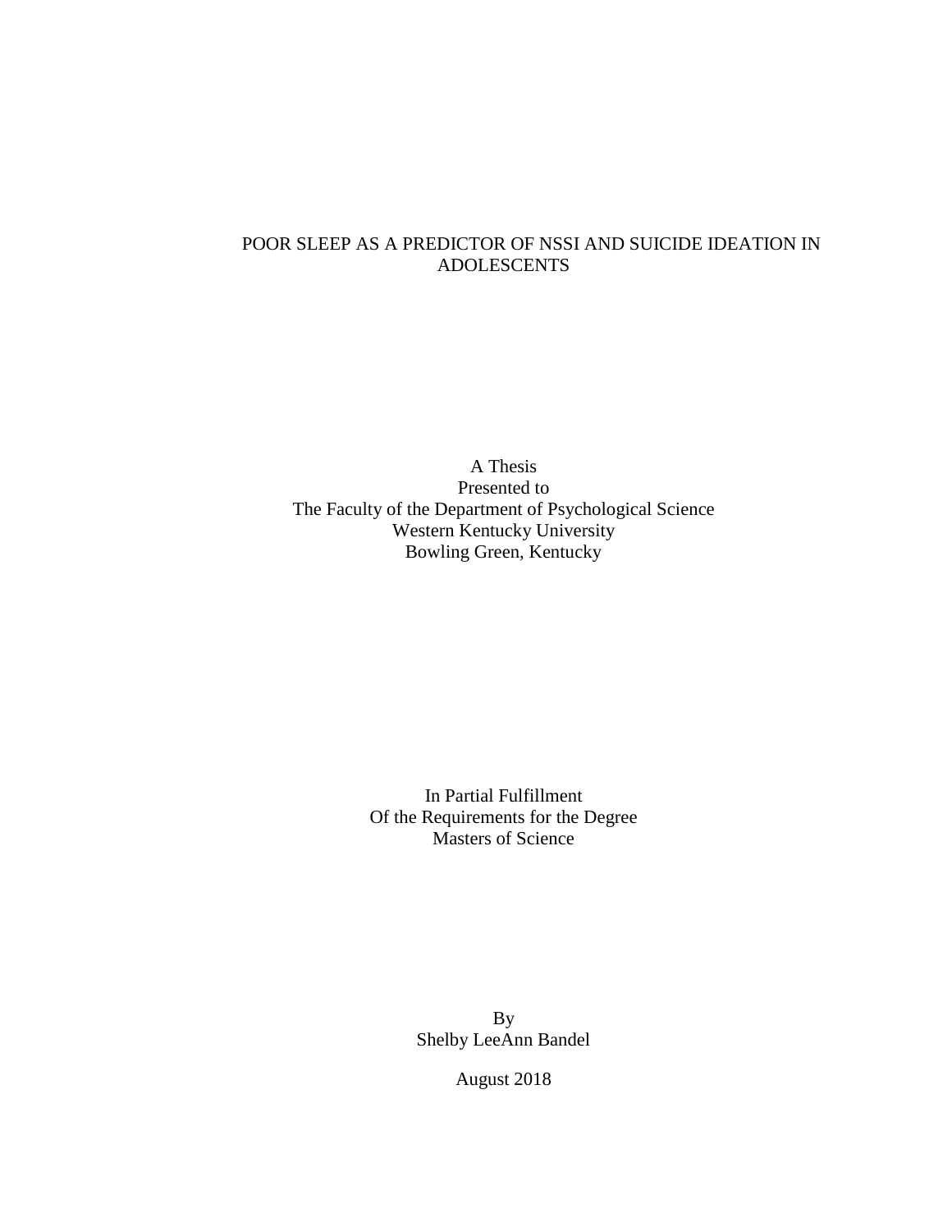# POOR SLEEP AS A PREDICTOR OF NSSI AND SUICIDE IDEATION IN ADOLESCENTS

A Thesis
Presented to
The Faculty of the Department of Psychological Science
Western Kentucky University
Bowling Green, Kentucky

In Partial Fulfillment
Of the Requirements for the Degree
Masters of Science

By
Shelby LeeAnn Bandel

August 2018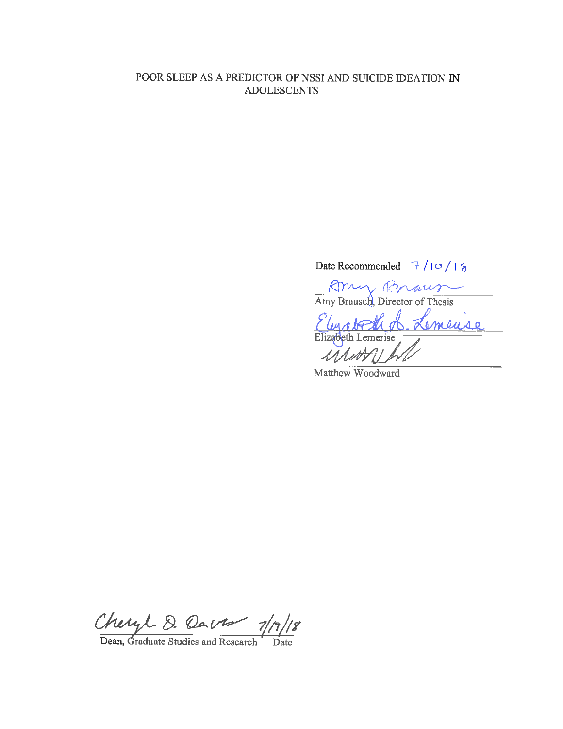POOR SLEEP AS A PREDICTOR OF NSSI AND SUICIDE IDEATION IN ADOLESCENTS

Date Recommended 7/10/18

Amy Brausch, Director of Thesis

Elizabeth Lemerise

Matthew Woodward

Dean, Graduate Studies and Research 7/17/18 Date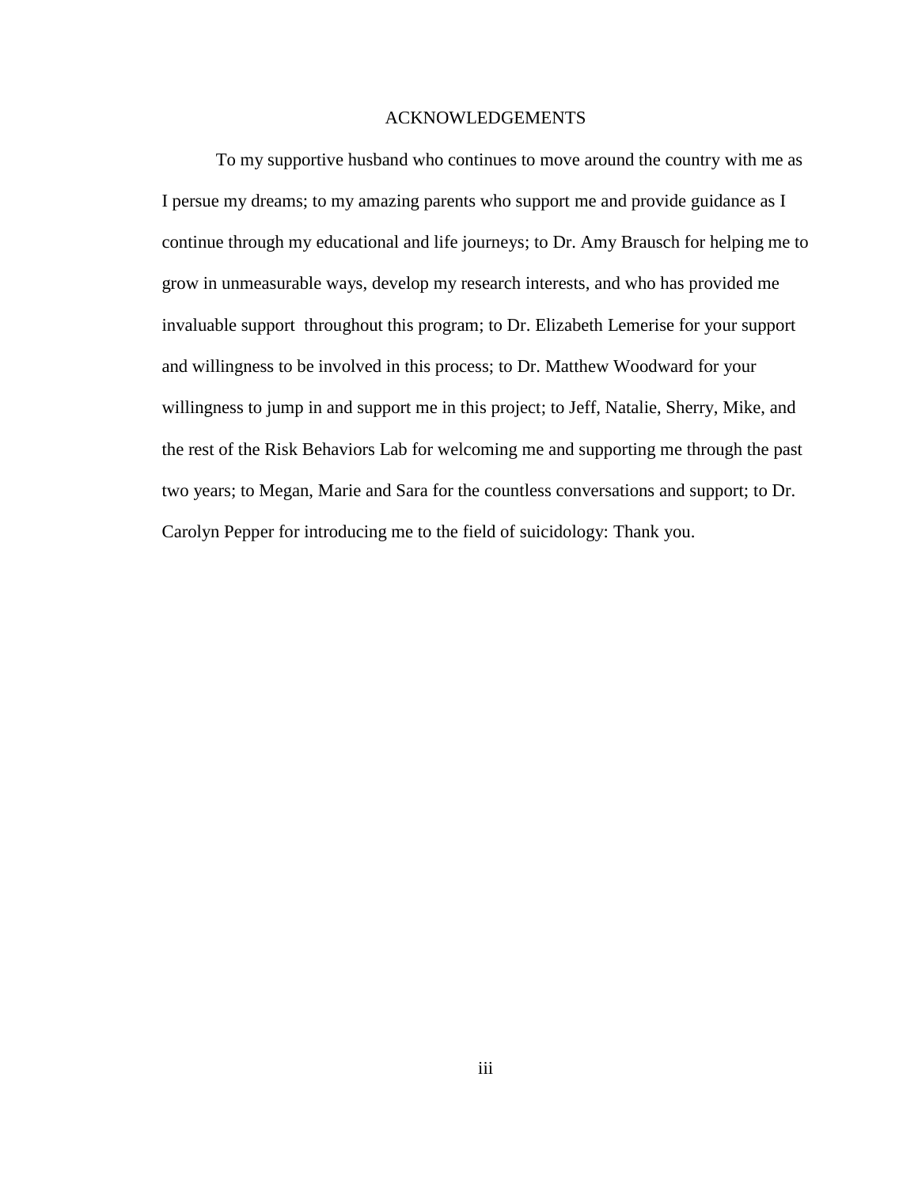# ACKNOWLEDGEMENTS

To my supportive husband who continues to move around the country with me as I persue my dreams; to my amazing parents who support me and provide guidance as I continue through my educational and life journeys; to Dr. Amy Brausch for helping me to grow in unmeasurable ways, develop my research interests, and who has provided me invaluable support throughout this program; to Dr. Elizabeth Lemerise for your support and willingness to be involved in this process; to Dr. Matthew Woodward for your willingness to jump in and support me in this project; to Jeff, Natalie, Sherry, Mike, and the rest of the Risk Behaviors Lab for welcoming me and supporting me through the past two years; to Megan, Marie and Sara for the countless conversations and support; to Dr. Carolyn Pepper for introducing me to the field of suicidology: Thank you.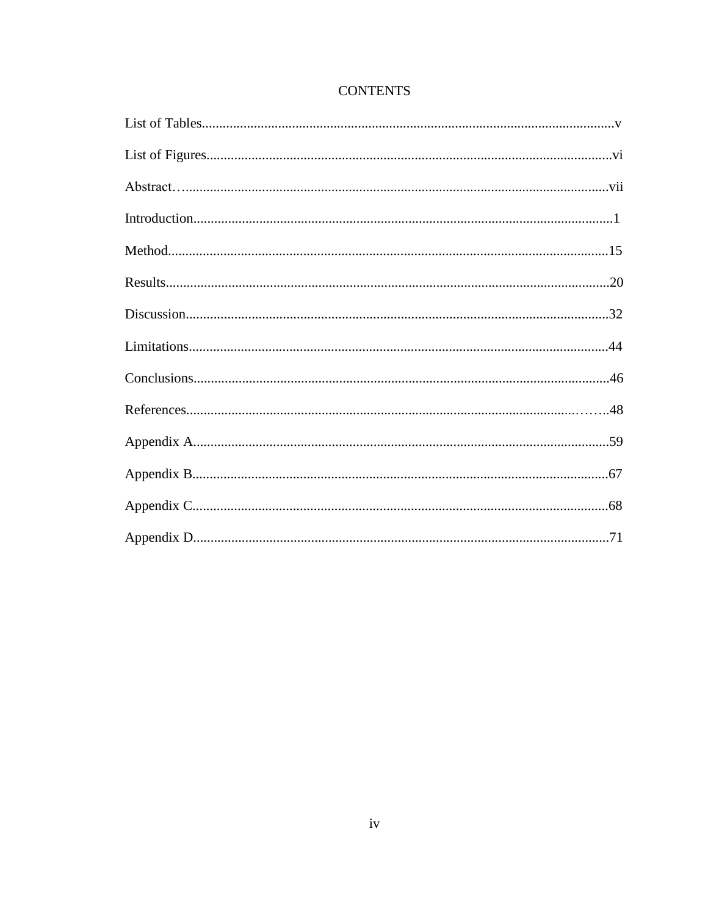# CONTENTS

List of Tables......................................................................................................................v

List of Figures....................................................................................................................vi

Abstract…........................................................................................................................vii

Introduction........................................................................................................................1

Method..............................................................................................................................15

Results...............................................................................................................................20

Discussion.........................................................................................................................32

Limitations.........................................................................................................................44

Conclusions.......................................................................................................................46

References………….........................................................................................................48

Appendix A.......................................................................................................................59

Appendix B.......................................................................................................................67

Appendix C.......................................................................................................................68

Appendix D.......................................................................................................................71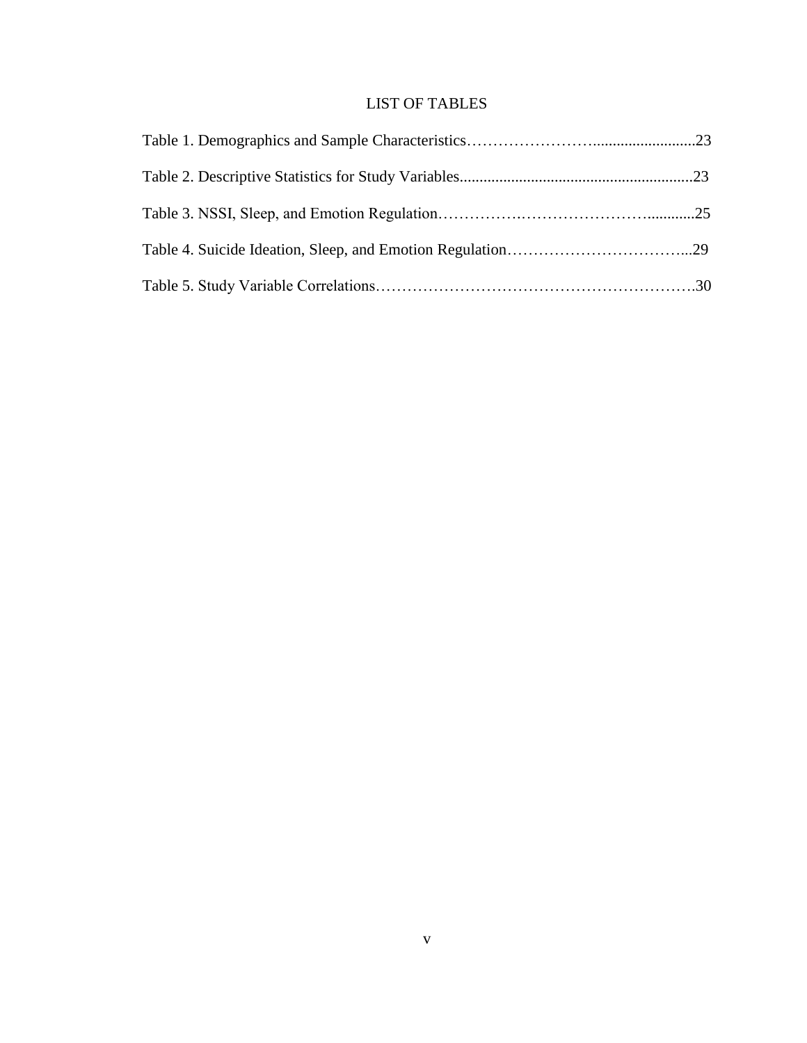# LIST OF TABLES

Table 1. Demographics and Sample Characteristics……………………..........................23

Table 2. Descriptive Statistics for Study Variables..........................................................23

Table 3. NSSI, Sleep, and Emotion Regulation…………….……………………............25

Table 4. Suicide Ideation, Sleep, and Emotion Regulation……………………………...29

Table 5. Study Variable Correlations…………………………………………………….30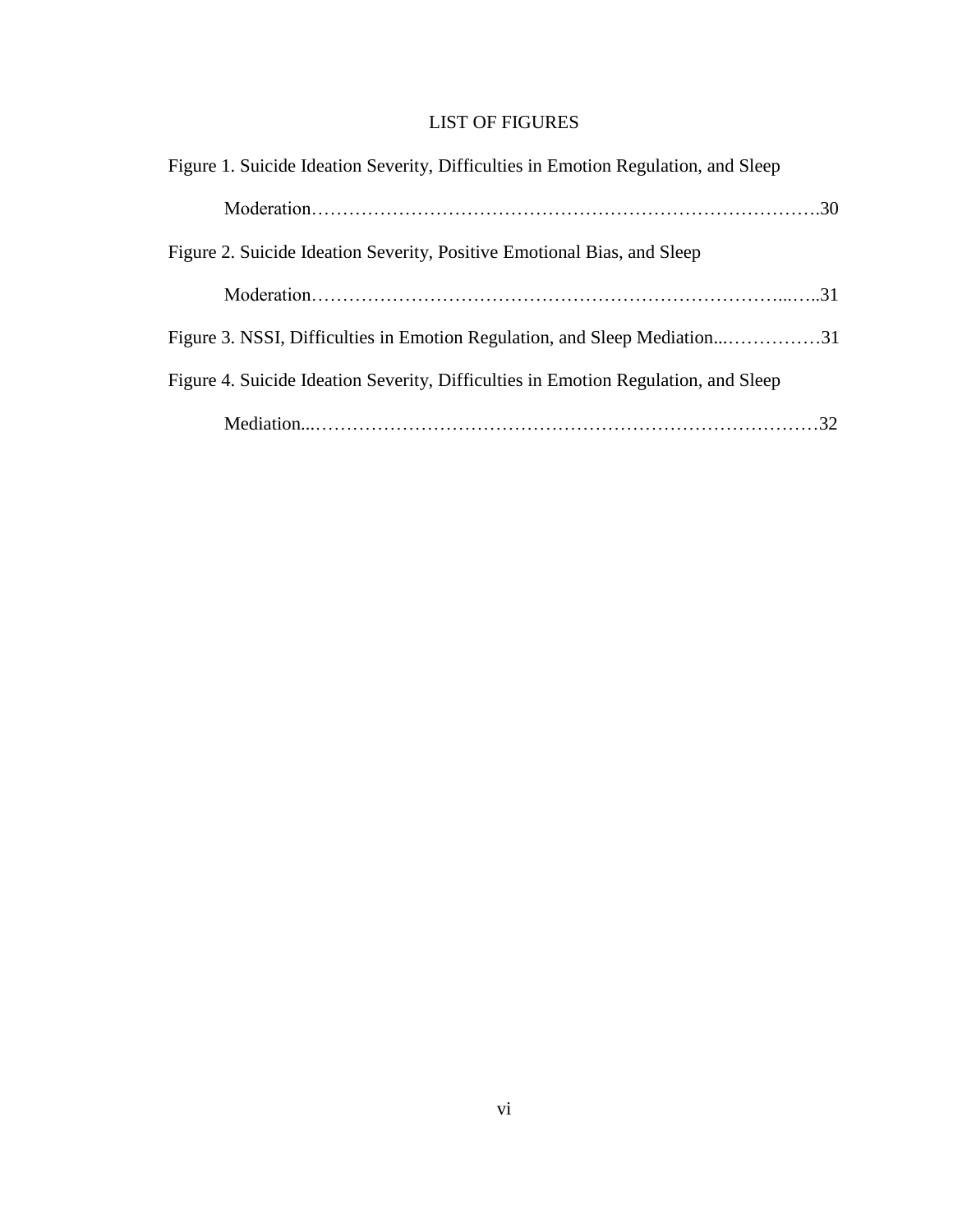# LIST OF FIGURES

Figure 1. Suicide Ideation Severity, Difficulties in Emotion Regulation, and Sleep Moderation……………………………………………………………………….30

Figure 2. Suicide Ideation Severity, Positive Emotional Bias, and Sleep Moderation……………………….…………………………………………...…..31

Figure 3. NSSI, Difficulties in Emotion Regulation, and Sleep Mediation...……………31

Figure 4. Suicide Ideation Severity, Difficulties in Emotion Regulation, and Sleep Mediation...………………………………………………………………………32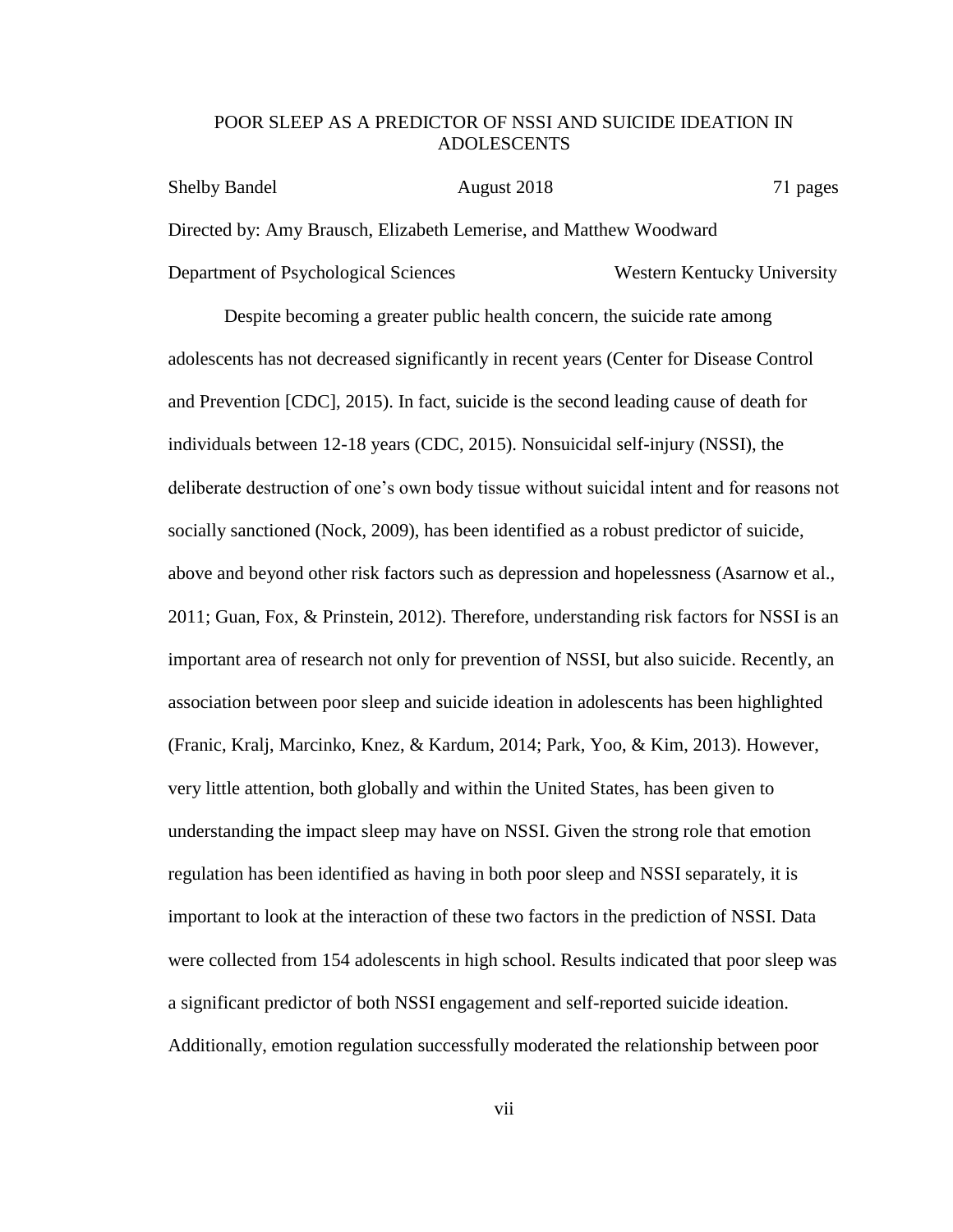POOR SLEEP AS A PREDICTOR OF NSSI AND SUICIDE IDEATION IN ADOLESCENTS

Shelby Bandel August 2018 71 pages

Directed by: Amy Brausch, Elizabeth Lemerise, and Matthew Woodward

Department of Psychological Sciences Western Kentucky University

Despite becoming a greater public health concern, the suicide rate among adolescents has not decreased significantly in recent years (Center for Disease Control and Prevention [CDC], 2015). In fact, suicide is the second leading cause of death for individuals between 12-18 years (CDC, 2015). Nonsuicidal self-injury (NSSI), the deliberate destruction of one's own body tissue without suicidal intent and for reasons not socially sanctioned (Nock, 2009), has been identified as a robust predictor of suicide, above and beyond other risk factors such as depression and hopelessness (Asarnow et al., 2011; Guan, Fox, & Prinstein, 2012). Therefore, understanding risk factors for NSSI is an important area of research not only for prevention of NSSI, but also suicide. Recently, an association between poor sleep and suicide ideation in adolescents has been highlighted (Franic, Kralj, Marcinko, Knez, & Kardum, 2014; Park, Yoo, & Kim, 2013). However, very little attention, both globally and within the United States, has been given to understanding the impact sleep may have on NSSI. Given the strong role that emotion regulation has been identified as having in both poor sleep and NSSI separately, it is important to look at the interaction of these two factors in the prediction of NSSI. Data were collected from 154 adolescents in high school. Results indicated that poor sleep was a significant predictor of both NSSI engagement and self-reported suicide ideation. Additionally, emotion regulation successfully moderated the relationship between poor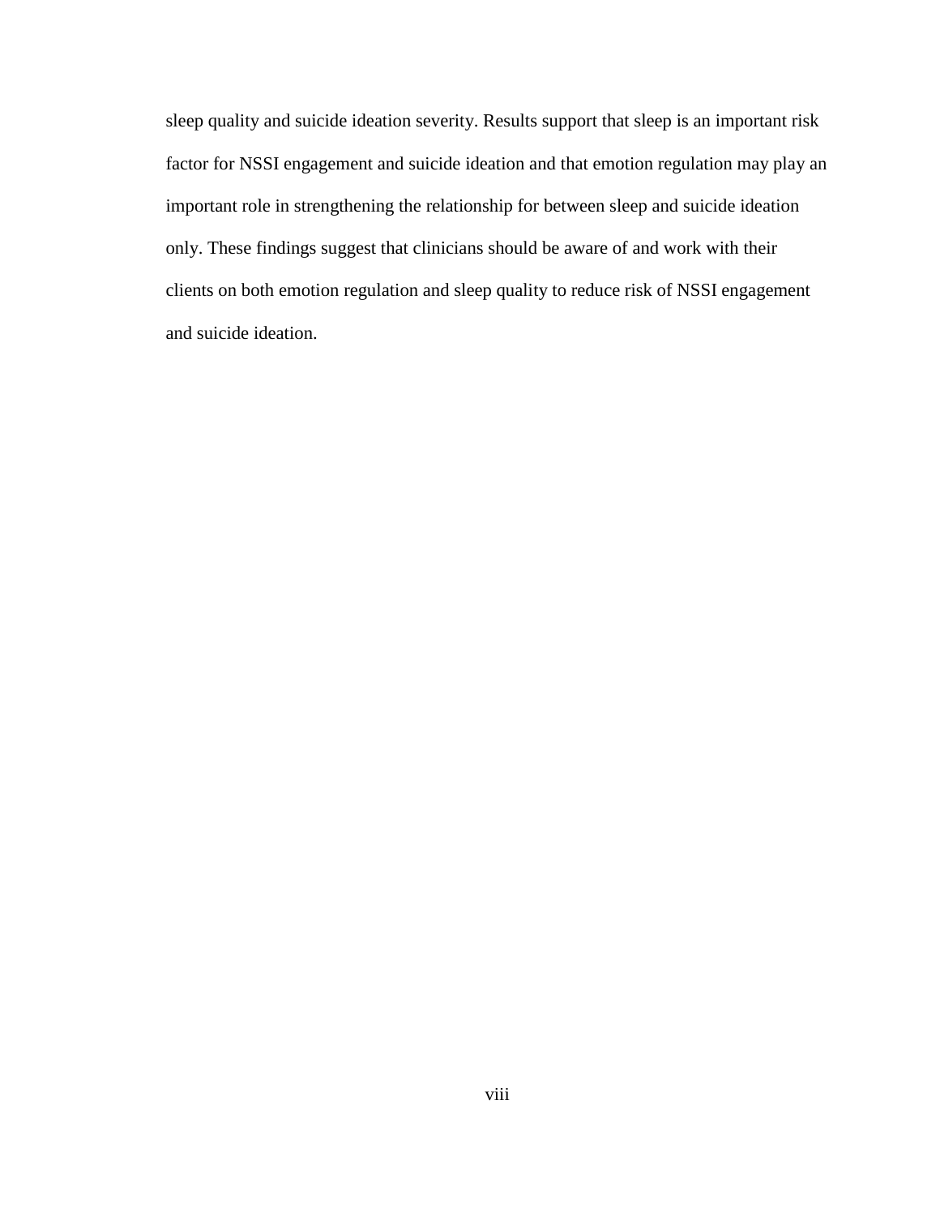sleep quality and suicide ideation severity. Results support that sleep is an important risk factor for NSSI engagement and suicide ideation and that emotion regulation may play an important role in strengthening the relationship for between sleep and suicide ideation only. These findings suggest that clinicians should be aware of and work with their clients on both emotion regulation and sleep quality to reduce risk of NSSI engagement and suicide ideation.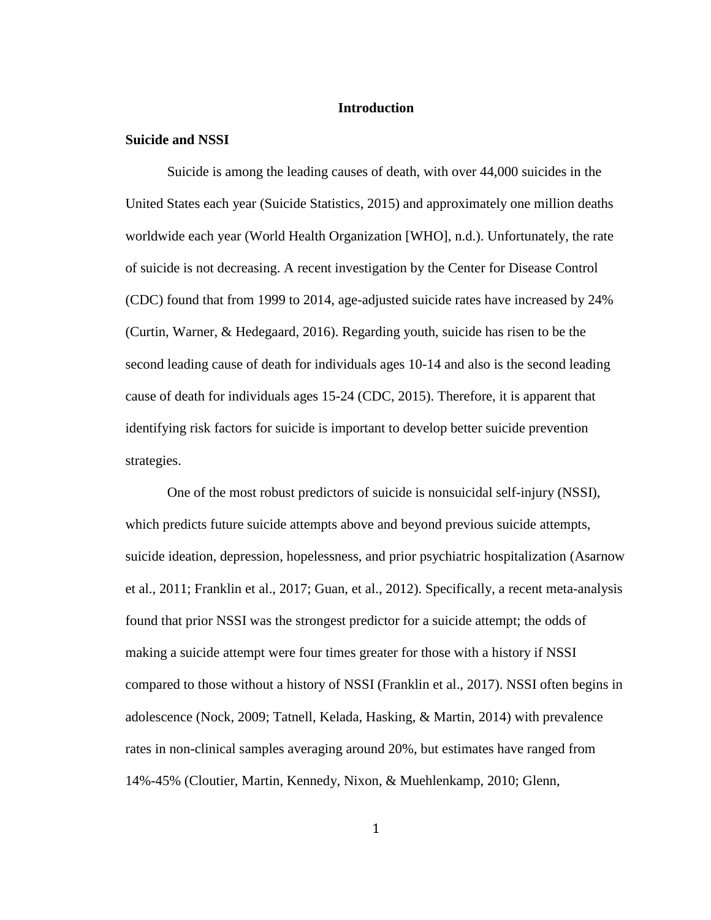# Introduction

## Suicide and NSSI

Suicide is among the leading causes of death, with over 44,000 suicides in the United States each year (Suicide Statistics, 2015) and approximately one million deaths worldwide each year (World Health Organization [WHO], n.d.). Unfortunately, the rate of suicide is not decreasing. A recent investigation by the Center for Disease Control (CDC) found that from 1999 to 2014, age-adjusted suicide rates have increased by 24% (Curtin, Warner, & Hedegaard, 2016). Regarding youth, suicide has risen to be the second leading cause of death for individuals ages 10-14 and also is the second leading cause of death for individuals ages 15-24 (CDC, 2015). Therefore, it is apparent that identifying risk factors for suicide is important to develop better suicide prevention strategies.

One of the most robust predictors of suicide is nonsuicidal self-injury (NSSI), which predicts future suicide attempts above and beyond previous suicide attempts, suicide ideation, depression, hopelessness, and prior psychiatric hospitalization (Asarnow et al., 2011; Franklin et al., 2017; Guan, et al., 2012). Specifically, a recent meta-analysis found that prior NSSI was the strongest predictor for a suicide attempt; the odds of making a suicide attempt were four times greater for those with a history if NSSI compared to those without a history of NSSI (Franklin et al., 2017). NSSI often begins in adolescence (Nock, 2009; Tatnell, Kelada, Hasking, & Martin, 2014) with prevalence rates in non-clinical samples averaging around 20%, but estimates have ranged from 14%-45% (Cloutier, Martin, Kennedy, Nixon, & Muehlenkamp, 2010; Glenn,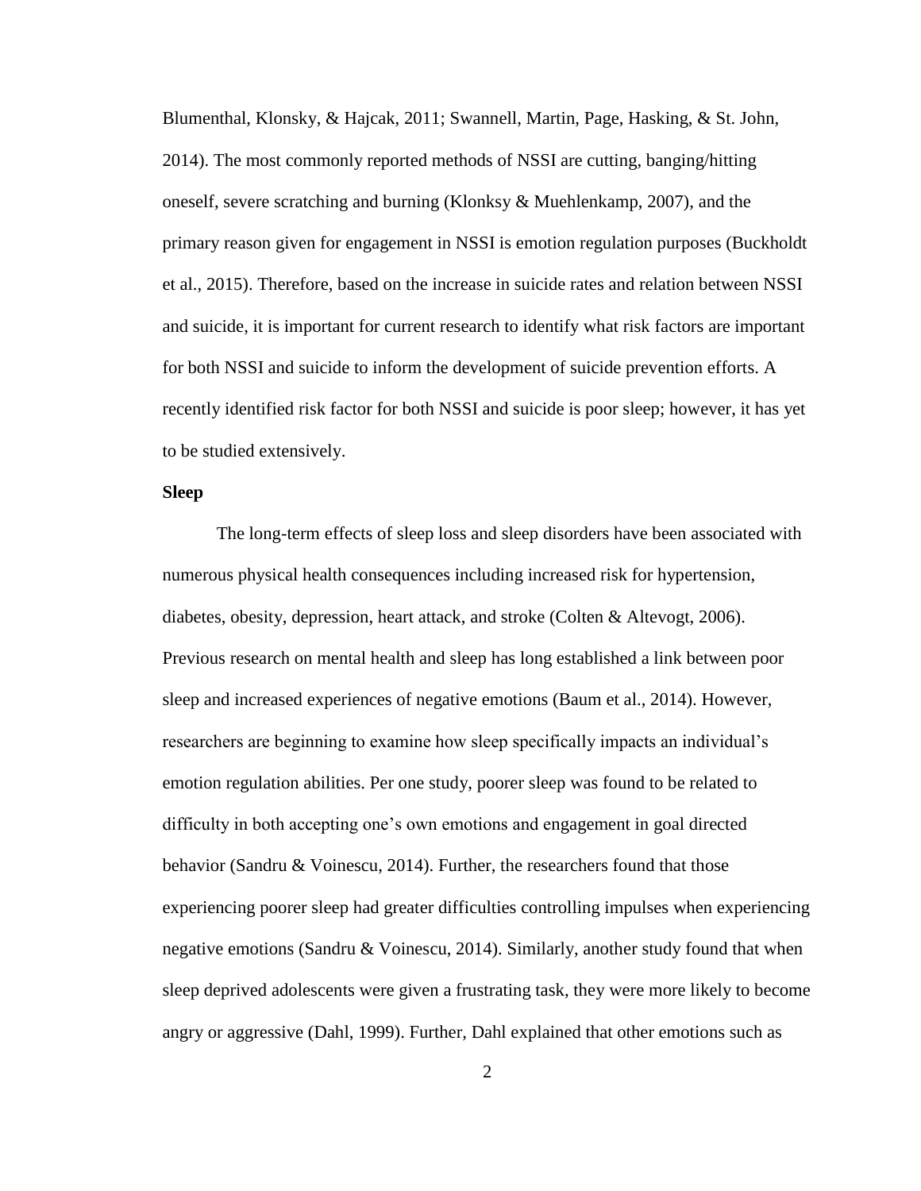Blumenthal, Klonsky, & Hajcak, 2011; Swannell, Martin, Page, Hasking, & St. John, 2014). The most commonly reported methods of NSSI are cutting, banging/hitting oneself, severe scratching and burning (Klonksy & Muehlenkamp, 2007), and the primary reason given for engagement in NSSI is emotion regulation purposes (Buckholdt et al., 2015). Therefore, based on the increase in suicide rates and relation between NSSI and suicide, it is important for current research to identify what risk factors are important for both NSSI and suicide to inform the development of suicide prevention efforts. A recently identified risk factor for both NSSI and suicide is poor sleep; however, it has yet to be studied extensively.

**Sleep**

The long-term effects of sleep loss and sleep disorders have been associated with numerous physical health consequences including increased risk for hypertension, diabetes, obesity, depression, heart attack, and stroke (Colten & Altevogt, 2006). Previous research on mental health and sleep has long established a link between poor sleep and increased experiences of negative emotions (Baum et al., 2014). However, researchers are beginning to examine how sleep specifically impacts an individual's emotion regulation abilities. Per one study, poorer sleep was found to be related to difficulty in both accepting one's own emotions and engagement in goal directed behavior (Sandru & Voinescu, 2014). Further, the researchers found that those experiencing poorer sleep had greater difficulties controlling impulses when experiencing negative emotions (Sandru & Voinescu, 2014). Similarly, another study found that when sleep deprived adolescents were given a frustrating task, they were more likely to become angry or aggressive (Dahl, 1999). Further, Dahl explained that other emotions such as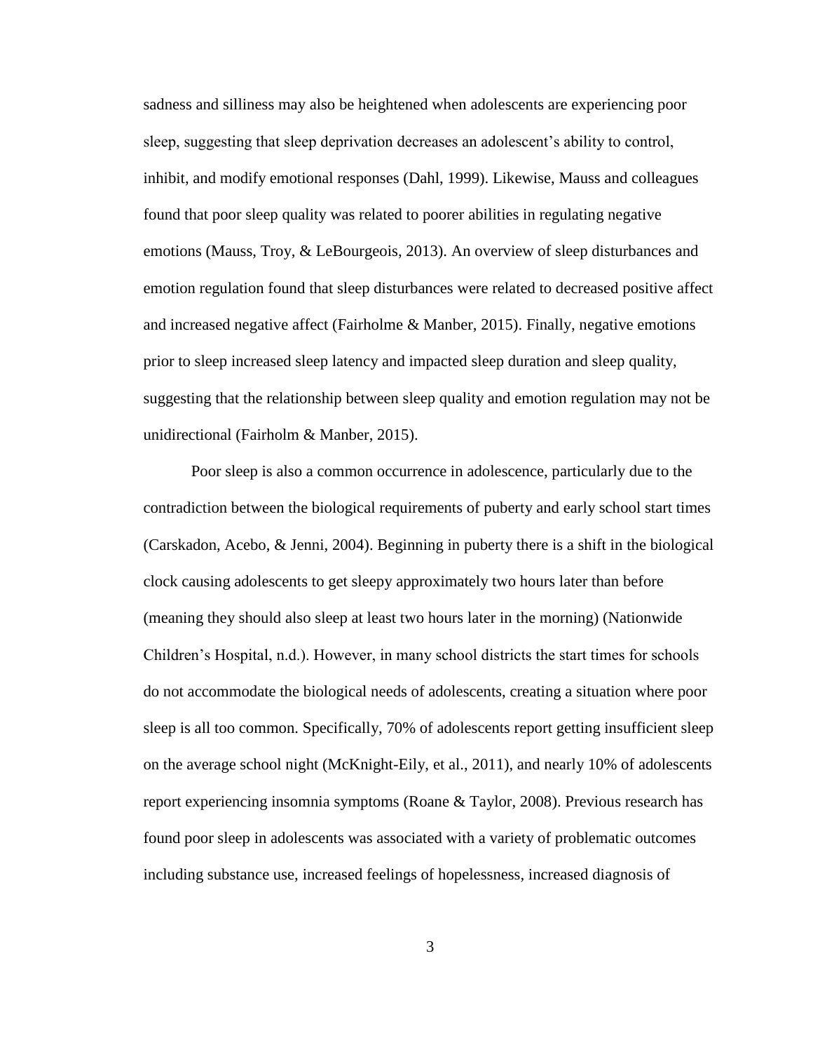sadness and silliness may also be heightened when adolescents are experiencing poor sleep, suggesting that sleep deprivation decreases an adolescent's ability to control, inhibit, and modify emotional responses (Dahl, 1999). Likewise, Mauss and colleagues found that poor sleep quality was related to poorer abilities in regulating negative emotions (Mauss, Troy, & LeBourgeois, 2013). An overview of sleep disturbances and emotion regulation found that sleep disturbances were related to decreased positive affect and increased negative affect (Fairholme & Manber, 2015). Finally, negative emotions prior to sleep increased sleep latency and impacted sleep duration and sleep quality, suggesting that the relationship between sleep quality and emotion regulation may not be unidirectional (Fairholm & Manber, 2015).

Poor sleep is also a common occurrence in adolescence, particularly due to the contradiction between the biological requirements of puberty and early school start times (Carskadon, Acebo, & Jenni, 2004). Beginning in puberty there is a shift in the biological clock causing adolescents to get sleepy approximately two hours later than before (meaning they should also sleep at least two hours later in the morning) (Nationwide Children's Hospital, n.d.). However, in many school districts the start times for schools do not accommodate the biological needs of adolescents, creating a situation where poor sleep is all too common. Specifically, 70% of adolescents report getting insufficient sleep on the average school night (McKnight-Eily, et al., 2011), and nearly 10% of adolescents report experiencing insomnia symptoms (Roane & Taylor, 2008). Previous research has found poor sleep in adolescents was associated with a variety of problematic outcomes including substance use, increased feelings of hopelessness, increased diagnosis of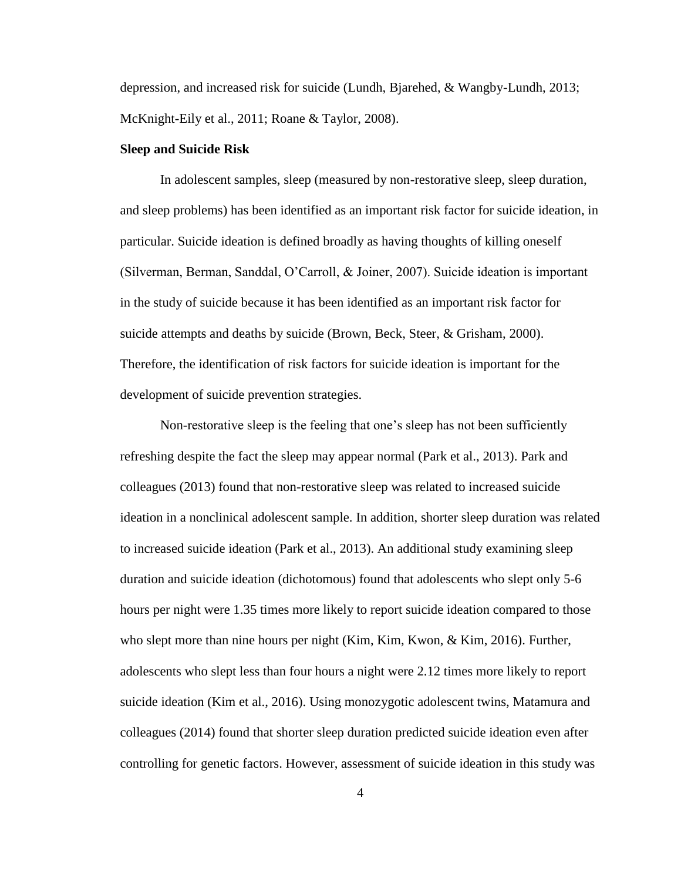depression, and increased risk for suicide (Lundh, Bjarehed, & Wangby-Lundh, 2013; McKnight-Eily et al., 2011; Roane & Taylor, 2008).

**Sleep and Suicide Risk**

In adolescent samples, sleep (measured by non-restorative sleep, sleep duration, and sleep problems) has been identified as an important risk factor for suicide ideation, in particular. Suicide ideation is defined broadly as having thoughts of killing oneself (Silverman, Berman, Sanddal, O'Carroll, & Joiner, 2007). Suicide ideation is important in the study of suicide because it has been identified as an important risk factor for suicide attempts and deaths by suicide (Brown, Beck, Steer, & Grisham, 2000). Therefore, the identification of risk factors for suicide ideation is important for the development of suicide prevention strategies.

Non-restorative sleep is the feeling that one's sleep has not been sufficiently refreshing despite the fact the sleep may appear normal (Park et al., 2013). Park and colleagues (2013) found that non-restorative sleep was related to increased suicide ideation in a nonclinical adolescent sample. In addition, shorter sleep duration was related to increased suicide ideation (Park et al., 2013). An additional study examining sleep duration and suicide ideation (dichotomous) found that adolescents who slept only 5-6 hours per night were 1.35 times more likely to report suicide ideation compared to those who slept more than nine hours per night (Kim, Kim, Kwon, & Kim, 2016). Further, adolescents who slept less than four hours a night were 2.12 times more likely to report suicide ideation (Kim et al., 2016). Using monozygotic adolescent twins, Matamura and colleagues (2014) found that shorter sleep duration predicted suicide ideation even after controlling for genetic factors. However, assessment of suicide ideation in this study was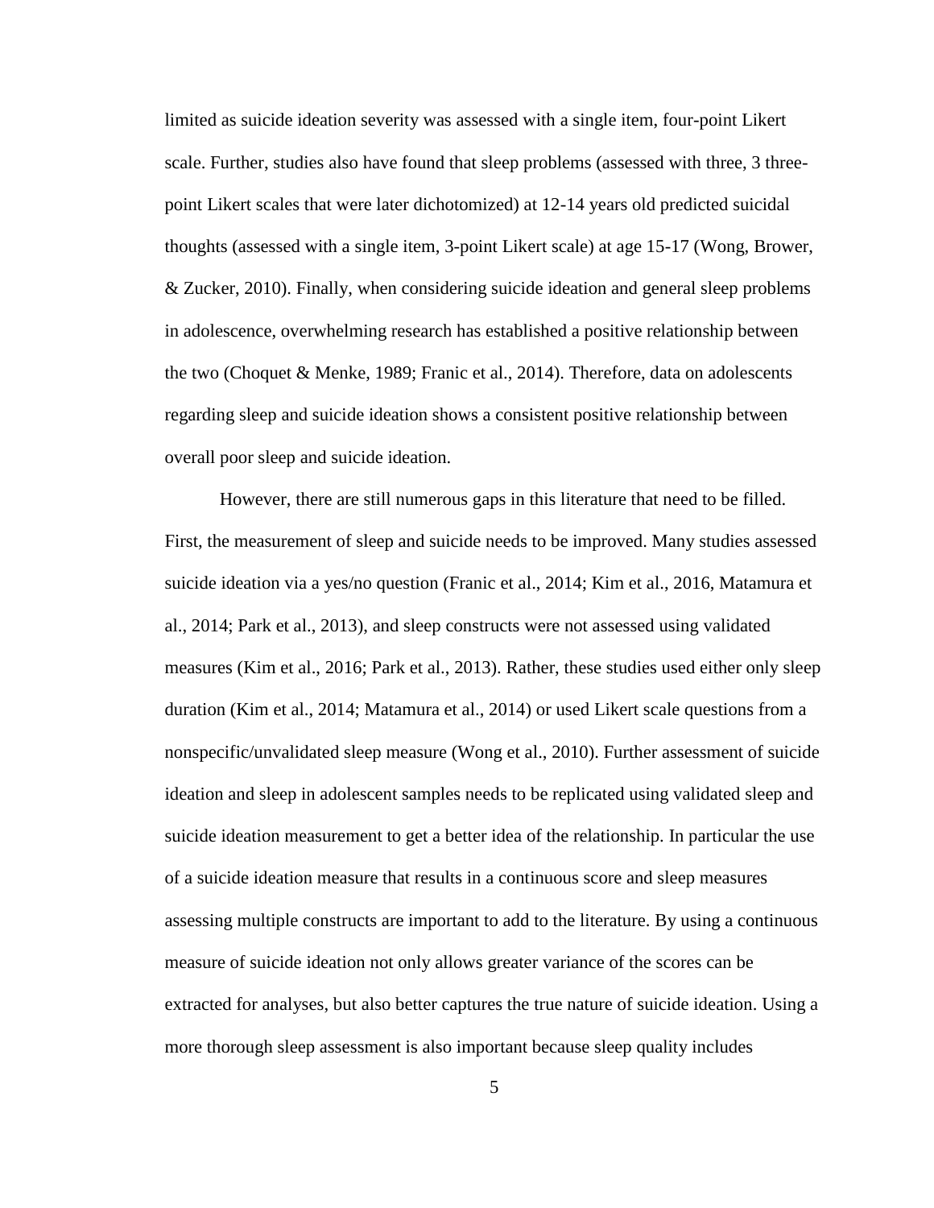limited as suicide ideation severity was assessed with a single item, four-point Likert scale. Further, studies also have found that sleep problems (assessed with three, 3 three-point Likert scales that were later dichotomized) at 12-14 years old predicted suicidal thoughts (assessed with a single item, 3-point Likert scale) at age 15-17 (Wong, Brower, & Zucker, 2010). Finally, when considering suicide ideation and general sleep problems in adolescence, overwhelming research has established a positive relationship between the two (Choquet & Menke, 1989; Franic et al., 2014). Therefore, data on adolescents regarding sleep and suicide ideation shows a consistent positive relationship between overall poor sleep and suicide ideation.

However, there are still numerous gaps in this literature that need to be filled. First, the measurement of sleep and suicide needs to be improved. Many studies assessed suicide ideation via a yes/no question (Franic et al., 2014; Kim et al., 2016, Matamura et al., 2014; Park et al., 2013), and sleep constructs were not assessed using validated measures (Kim et al., 2016; Park et al., 2013). Rather, these studies used either only sleep duration (Kim et al., 2014; Matamura et al., 2014) or used Likert scale questions from a nonspecific/unvalidated sleep measure (Wong et al., 2010). Further assessment of suicide ideation and sleep in adolescent samples needs to be replicated using validated sleep and suicide ideation measurement to get a better idea of the relationship. In particular the use of a suicide ideation measure that results in a continuous score and sleep measures assessing multiple constructs are important to add to the literature. By using a continuous measure of suicide ideation not only allows greater variance of the scores can be extracted for analyses, but also better captures the true nature of suicide ideation. Using a more thorough sleep assessment is also important because sleep quality includes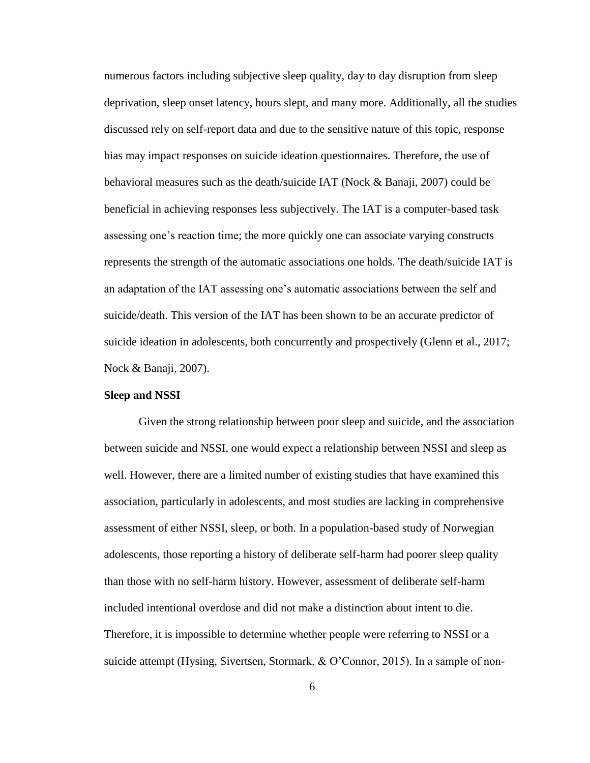numerous factors including subjective sleep quality, day to day disruption from sleep deprivation, sleep onset latency, hours slept, and many more. Additionally, all the studies discussed rely on self-report data and due to the sensitive nature of this topic, response bias may impact responses on suicide ideation questionnaires. Therefore, the use of behavioral measures such as the death/suicide IAT (Nock & Banaji, 2007) could be beneficial in achieving responses less subjectively. The IAT is a computer-based task assessing one's reaction time; the more quickly one can associate varying constructs represents the strength of the automatic associations one holds. The death/suicide IAT is an adaptation of the IAT assessing one's automatic associations between the self and suicide/death. This version of the IAT has been shown to be an accurate predictor of suicide ideation in adolescents, both concurrently and prospectively (Glenn et al., 2017; Nock & Banaji, 2007).

**Sleep and NSSI**

Given the strong relationship between poor sleep and suicide, and the association between suicide and NSSI, one would expect a relationship between NSSI and sleep as well. However, there are a limited number of existing studies that have examined this association, particularly in adolescents, and most studies are lacking in comprehensive assessment of either NSSI, sleep, or both. In a population-based study of Norwegian adolescents, those reporting a history of deliberate self-harm had poorer sleep quality than those with no self-harm history. However, assessment of deliberate self-harm included intentional overdose and did not make a distinction about intent to die. Therefore, it is impossible to determine whether people were referring to NSSI or a suicide attempt (Hysing, Sivertsen, Stormark, & O'Connor, 2015). In a sample of non-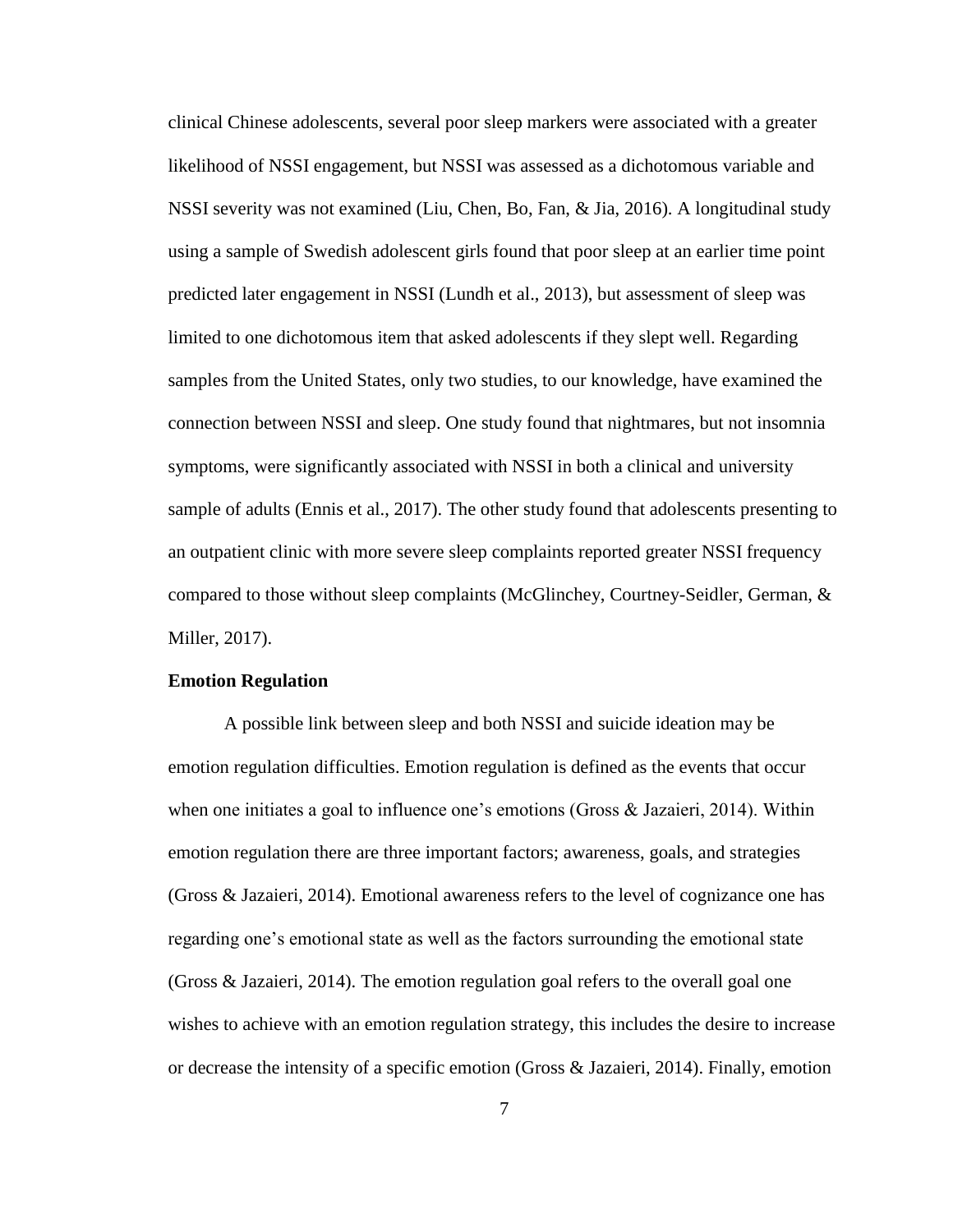clinical Chinese adolescents, several poor sleep markers were associated with a greater likelihood of NSSI engagement, but NSSI was assessed as a dichotomous variable and NSSI severity was not examined (Liu, Chen, Bo, Fan, & Jia, 2016). A longitudinal study using a sample of Swedish adolescent girls found that poor sleep at an earlier time point predicted later engagement in NSSI (Lundh et al., 2013), but assessment of sleep was limited to one dichotomous item that asked adolescents if they slept well. Regarding samples from the United States, only two studies, to our knowledge, have examined the connection between NSSI and sleep. One study found that nightmares, but not insomnia symptoms, were significantly associated with NSSI in both a clinical and university sample of adults (Ennis et al., 2017). The other study found that adolescents presenting to an outpatient clinic with more severe sleep complaints reported greater NSSI frequency compared to those without sleep complaints (McGlinchey, Courtney-Seidler, German, & Miller, 2017).

**Emotion Regulation**

A possible link between sleep and both NSSI and suicide ideation may be emotion regulation difficulties. Emotion regulation is defined as the events that occur when one initiates a goal to influence one's emotions (Gross & Jazaieri, 2014). Within emotion regulation there are three important factors; awareness, goals, and strategies (Gross & Jazaieri, 2014). Emotional awareness refers to the level of cognizance one has regarding one's emotional state as well as the factors surrounding the emotional state (Gross & Jazaieri, 2014). The emotion regulation goal refers to the overall goal one wishes to achieve with an emotion regulation strategy, this includes the desire to increase or decrease the intensity of a specific emotion (Gross & Jazaieri, 2014). Finally, emotion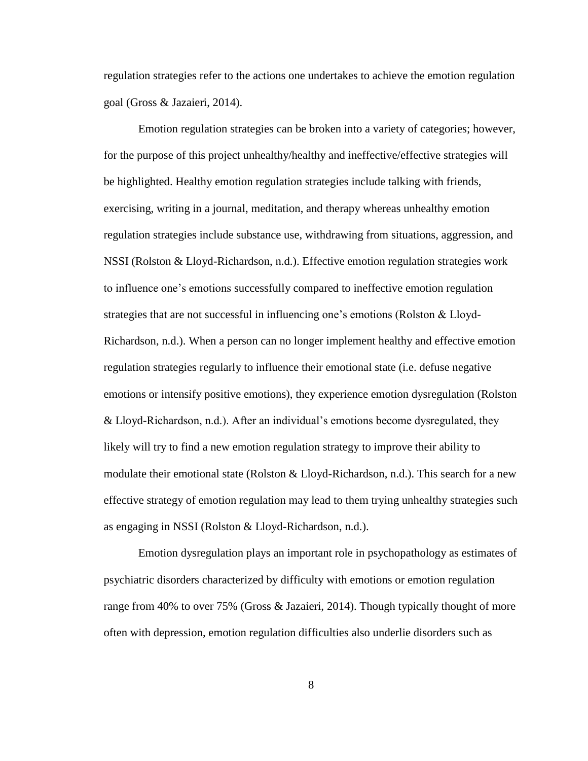regulation strategies refer to the actions one undertakes to achieve the emotion regulation goal (Gross & Jazaieri, 2014).

Emotion regulation strategies can be broken into a variety of categories; however, for the purpose of this project unhealthy/healthy and ineffective/effective strategies will be highlighted. Healthy emotion regulation strategies include talking with friends, exercising, writing in a journal, meditation, and therapy whereas unhealthy emotion regulation strategies include substance use, withdrawing from situations, aggression, and NSSI (Rolston & Lloyd-Richardson, n.d.). Effective emotion regulation strategies work to influence one's emotions successfully compared to ineffective emotion regulation strategies that are not successful in influencing one's emotions (Rolston & Lloyd-Richardson, n.d.). When a person can no longer implement healthy and effective emotion regulation strategies regularly to influence their emotional state (i.e. defuse negative emotions or intensify positive emotions), they experience emotion dysregulation (Rolston & Lloyd-Richardson, n.d.). After an individual's emotions become dysregulated, they likely will try to find a new emotion regulation strategy to improve their ability to modulate their emotional state (Rolston & Lloyd-Richardson, n.d.). This search for a new effective strategy of emotion regulation may lead to them trying unhealthy strategies such as engaging in NSSI (Rolston & Lloyd-Richardson, n.d.).

Emotion dysregulation plays an important role in psychopathology as estimates of psychiatric disorders characterized by difficulty with emotions or emotion regulation range from 40% to over 75% (Gross & Jazaieri, 2014). Though typically thought of more often with depression, emotion regulation difficulties also underlie disorders such as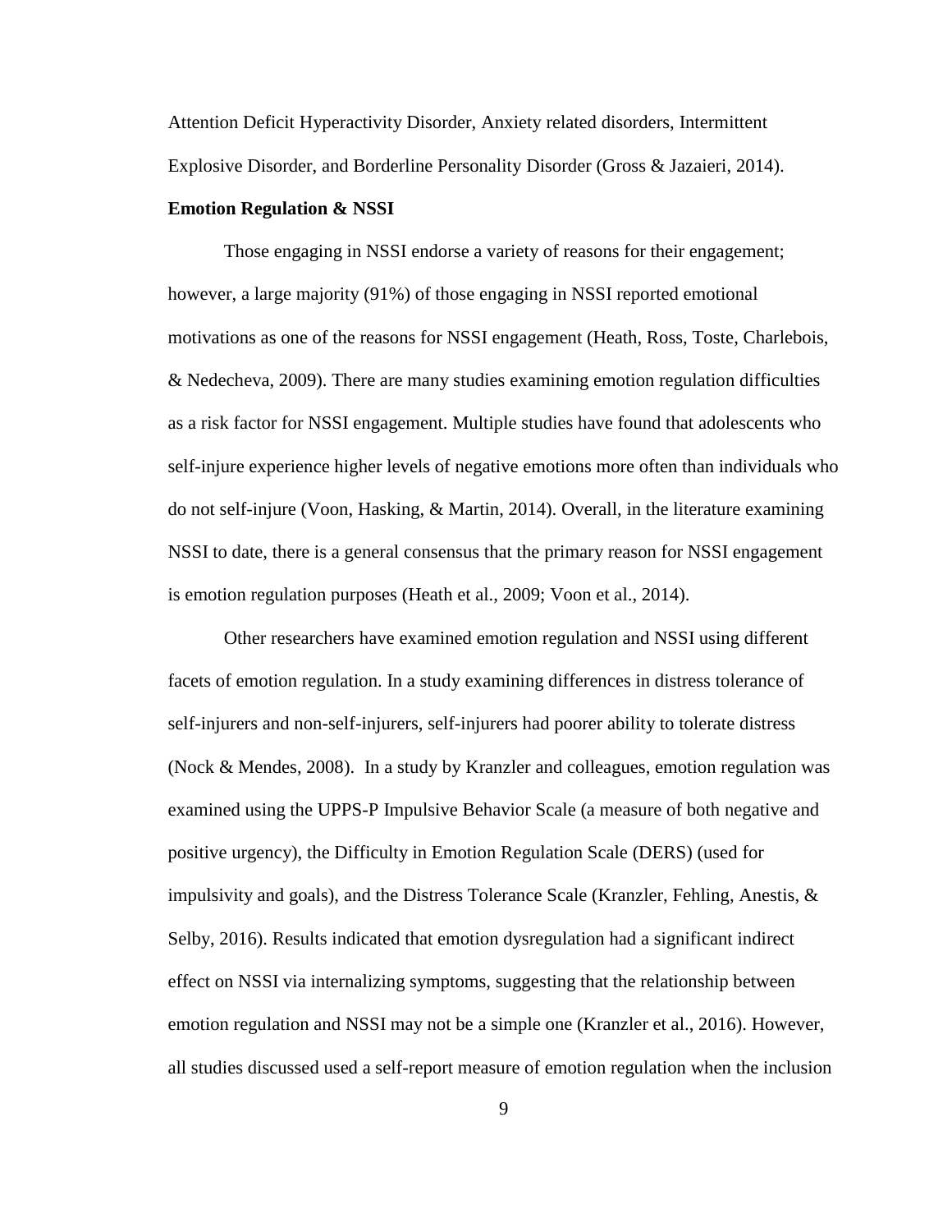Attention Deficit Hyperactivity Disorder, Anxiety related disorders, Intermittent Explosive Disorder, and Borderline Personality Disorder (Gross & Jazaieri, 2014).

**Emotion Regulation & NSSI**

Those engaging in NSSI endorse a variety of reasons for their engagement; however, a large majority (91%) of those engaging in NSSI reported emotional motivations as one of the reasons for NSSI engagement (Heath, Ross, Toste, Charlebois, & Nedecheva, 2009). There are many studies examining emotion regulation difficulties as a risk factor for NSSI engagement. Multiple studies have found that adolescents who self-injure experience higher levels of negative emotions more often than individuals who do not self-injure (Voon, Hasking, & Martin, 2014). Overall, in the literature examining NSSI to date, there is a general consensus that the primary reason for NSSI engagement is emotion regulation purposes (Heath et al., 2009; Voon et al., 2014).

Other researchers have examined emotion regulation and NSSI using different facets of emotion regulation. In a study examining differences in distress tolerance of self-injurers and non-self-injurers, self-injurers had poorer ability to tolerate distress (Nock & Mendes, 2008). In a study by Kranzler and colleagues, emotion regulation was examined using the UPPS-P Impulsive Behavior Scale (a measure of both negative and positive urgency), the Difficulty in Emotion Regulation Scale (DERS) (used for impulsivity and goals), and the Distress Tolerance Scale (Kranzler, Fehling, Anestis, & Selby, 2016). Results indicated that emotion dysregulation had a significant indirect effect on NSSI via internalizing symptoms, suggesting that the relationship between emotion regulation and NSSI may not be a simple one (Kranzler et al., 2016). However, all studies discussed used a self-report measure of emotion regulation when the inclusion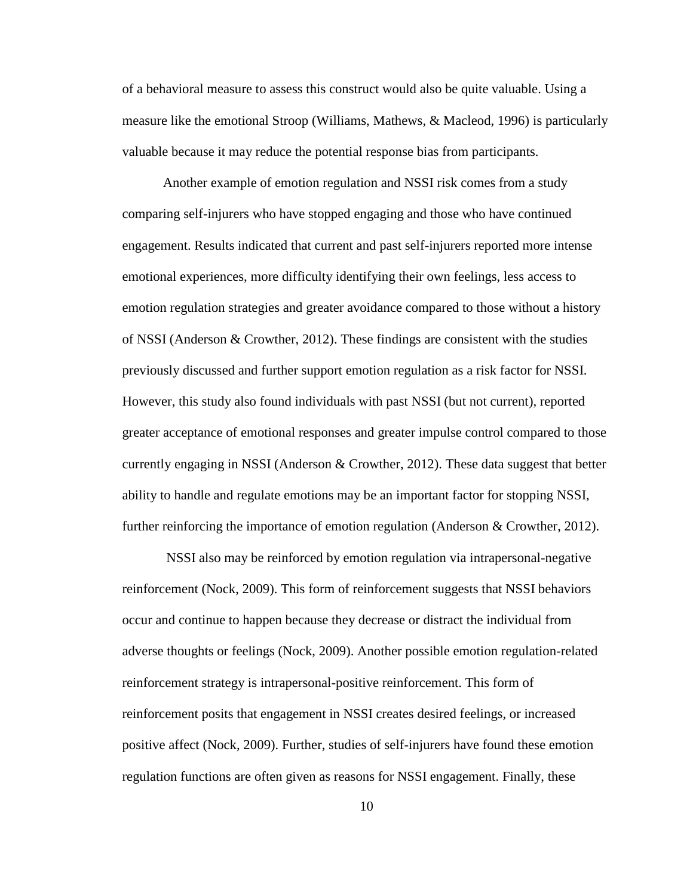of a behavioral measure to assess this construct would also be quite valuable. Using a measure like the emotional Stroop (Williams, Mathews, & Macleod, 1996) is particularly valuable because it may reduce the potential response bias from participants.

Another example of emotion regulation and NSSI risk comes from a study comparing self-injurers who have stopped engaging and those who have continued engagement. Results indicated that current and past self-injurers reported more intense emotional experiences, more difficulty identifying their own feelings, less access to emotion regulation strategies and greater avoidance compared to those without a history of NSSI (Anderson & Crowther, 2012). These findings are consistent with the studies previously discussed and further support emotion regulation as a risk factor for NSSI. However, this study also found individuals with past NSSI (but not current), reported greater acceptance of emotional responses and greater impulse control compared to those currently engaging in NSSI (Anderson & Crowther, 2012). These data suggest that better ability to handle and regulate emotions may be an important factor for stopping NSSI, further reinforcing the importance of emotion regulation (Anderson & Crowther, 2012).

NSSI also may be reinforced by emotion regulation via intrapersonal-negative reinforcement (Nock, 2009). This form of reinforcement suggests that NSSI behaviors occur and continue to happen because they decrease or distract the individual from adverse thoughts or feelings (Nock, 2009). Another possible emotion regulation-related reinforcement strategy is intrapersonal-positive reinforcement. This form of reinforcement posits that engagement in NSSI creates desired feelings, or increased positive affect (Nock, 2009). Further, studies of self-injurers have found these emotion regulation functions are often given as reasons for NSSI engagement. Finally, these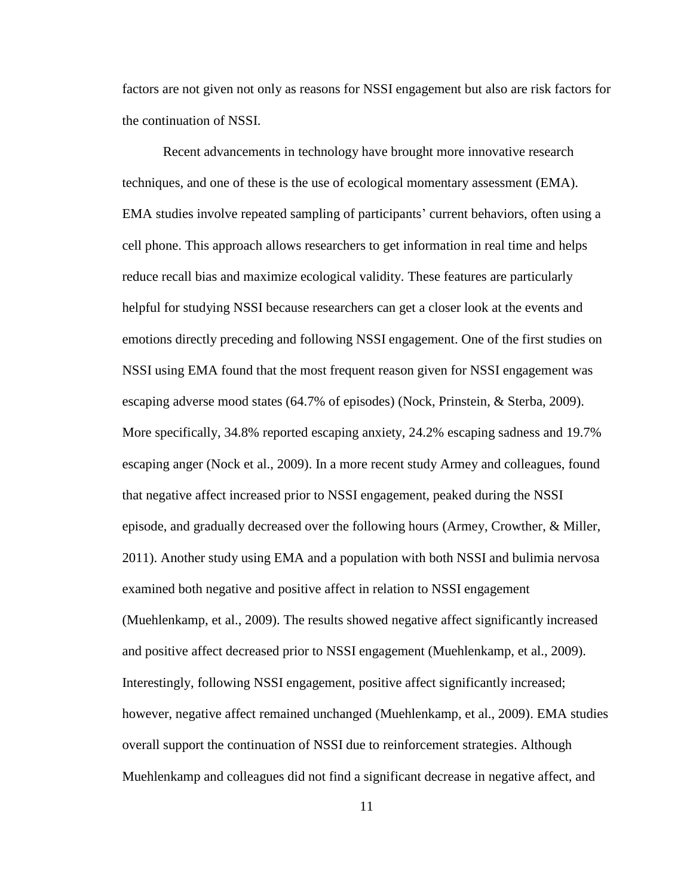factors are not given not only as reasons for NSSI engagement but also are risk factors for the continuation of NSSI.

Recent advancements in technology have brought more innovative research techniques, and one of these is the use of ecological momentary assessment (EMA). EMA studies involve repeated sampling of participants' current behaviors, often using a cell phone. This approach allows researchers to get information in real time and helps reduce recall bias and maximize ecological validity. These features are particularly helpful for studying NSSI because researchers can get a closer look at the events and emotions directly preceding and following NSSI engagement. One of the first studies on NSSI using EMA found that the most frequent reason given for NSSI engagement was escaping adverse mood states (64.7% of episodes) (Nock, Prinstein, & Sterba, 2009). More specifically, 34.8% reported escaping anxiety, 24.2% escaping sadness and 19.7% escaping anger (Nock et al., 2009). In a more recent study Armey and colleagues, found that negative affect increased prior to NSSI engagement, peaked during the NSSI episode, and gradually decreased over the following hours (Armey, Crowther, & Miller, 2011). Another study using EMA and a population with both NSSI and bulimia nervosa examined both negative and positive affect in relation to NSSI engagement (Muehlenkamp, et al., 2009). The results showed negative affect significantly increased and positive affect decreased prior to NSSI engagement (Muehlenkamp, et al., 2009). Interestingly, following NSSI engagement, positive affect significantly increased; however, negative affect remained unchanged (Muehlenkamp, et al., 2009). EMA studies overall support the continuation of NSSI due to reinforcement strategies. Although Muehlenkamp and colleagues did not find a significant decrease in negative affect, and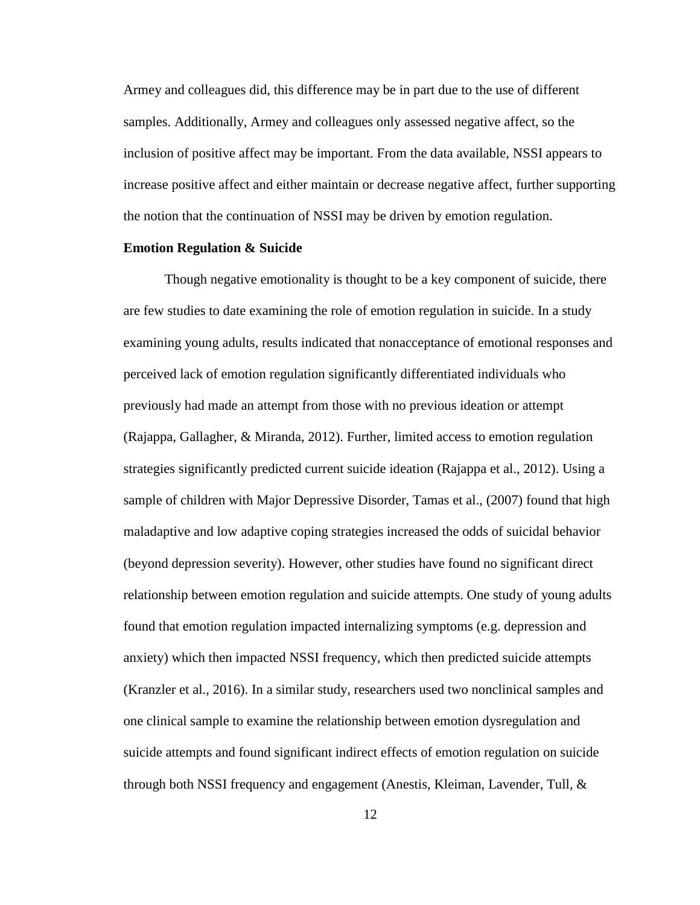Armey and colleagues did, this difference may be in part due to the use of different samples. Additionally, Armey and colleagues only assessed negative affect, so the inclusion of positive affect may be important. From the data available, NSSI appears to increase positive affect and either maintain or decrease negative affect, further supporting the notion that the continuation of NSSI may be driven by emotion regulation.

**Emotion Regulation & Suicide**

Though negative emotionality is thought to be a key component of suicide, there are few studies to date examining the role of emotion regulation in suicide. In a study examining young adults, results indicated that nonacceptance of emotional responses and perceived lack of emotion regulation significantly differentiated individuals who previously had made an attempt from those with no previous ideation or attempt (Rajappa, Gallagher, & Miranda, 2012). Further, limited access to emotion regulation strategies significantly predicted current suicide ideation (Rajappa et al., 2012). Using a sample of children with Major Depressive Disorder, Tamas et al., (2007) found that high maladaptive and low adaptive coping strategies increased the odds of suicidal behavior (beyond depression severity). However, other studies have found no significant direct relationship between emotion regulation and suicide attempts. One study of young adults found that emotion regulation impacted internalizing symptoms (e.g. depression and anxiety) which then impacted NSSI frequency, which then predicted suicide attempts (Kranzler et al., 2016). In a similar study, researchers used two nonclinical samples and one clinical sample to examine the relationship between emotion dysregulation and suicide attempts and found significant indirect effects of emotion regulation on suicide through both NSSI frequency and engagement (Anestis, Kleiman, Lavender, Tull, &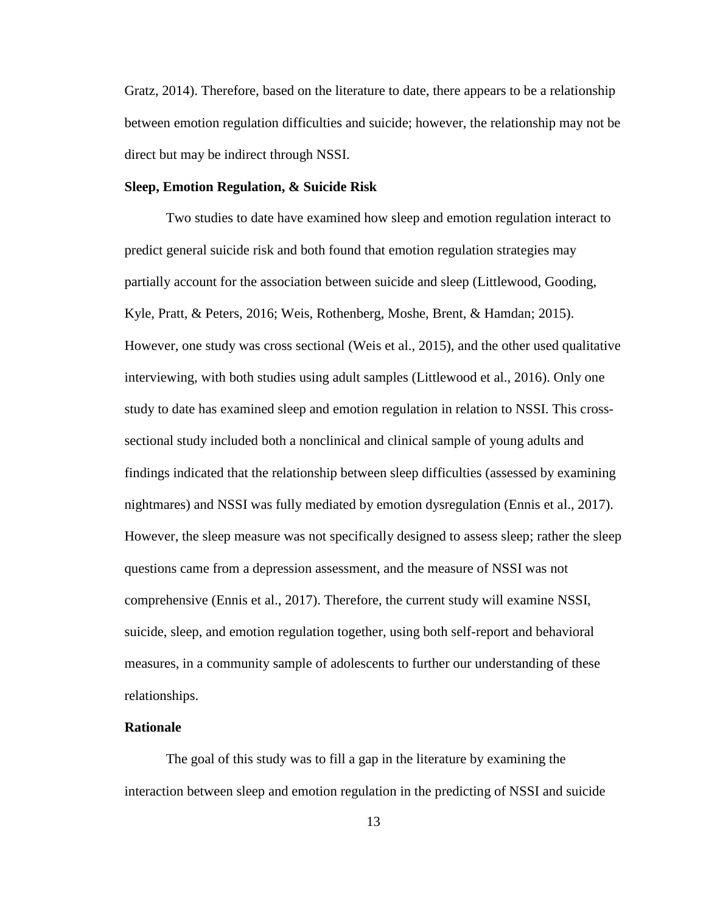Gratz, 2014). Therefore, based on the literature to date, there appears to be a relationship between emotion regulation difficulties and suicide; however, the relationship may not be direct but may be indirect through NSSI.

**Sleep, Emotion Regulation, & Suicide Risk**

Two studies to date have examined how sleep and emotion regulation interact to predict general suicide risk and both found that emotion regulation strategies may partially account for the association between suicide and sleep (Littlewood, Gooding, Kyle, Pratt, & Peters, 2016; Weis, Rothenberg, Moshe, Brent, & Hamdan; 2015). However, one study was cross sectional (Weis et al., 2015), and the other used qualitative interviewing, with both studies using adult samples (Littlewood et al., 2016). Only one study to date has examined sleep and emotion regulation in relation to NSSI. This cross-sectional study included both a nonclinical and clinical sample of young adults and findings indicated that the relationship between sleep difficulties (assessed by examining nightmares) and NSSI was fully mediated by emotion dysregulation (Ennis et al., 2017). However, the sleep measure was not specifically designed to assess sleep; rather the sleep questions came from a depression assessment, and the measure of NSSI was not comprehensive (Ennis et al., 2017). Therefore, the current study will examine NSSI, suicide, sleep, and emotion regulation together, using both self-report and behavioral measures, in a community sample of adolescents to further our understanding of these relationships.

**Rationale**

The goal of this study was to fill a gap in the literature by examining the interaction between sleep and emotion regulation in the predicting of NSSI and suicide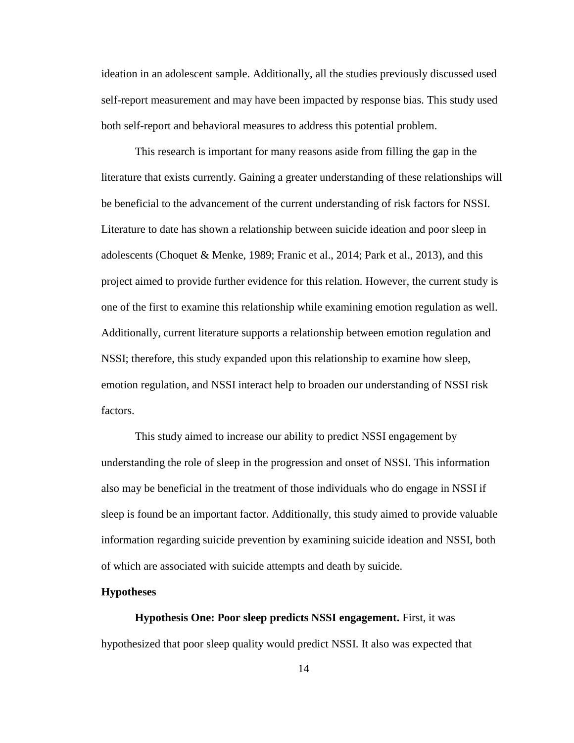ideation in an adolescent sample. Additionally, all the studies previously discussed used self-report measurement and may have been impacted by response bias. This study used both self-report and behavioral measures to address this potential problem.

This research is important for many reasons aside from filling the gap in the literature that exists currently. Gaining a greater understanding of these relationships will be beneficial to the advancement of the current understanding of risk factors for NSSI. Literature to date has shown a relationship between suicide ideation and poor sleep in adolescents (Choquet & Menke, 1989; Franic et al., 2014; Park et al., 2013), and this project aimed to provide further evidence for this relation. However, the current study is one of the first to examine this relationship while examining emotion regulation as well. Additionally, current literature supports a relationship between emotion regulation and NSSI; therefore, this study expanded upon this relationship to examine how sleep, emotion regulation, and NSSI interact help to broaden our understanding of NSSI risk factors.

This study aimed to increase our ability to predict NSSI engagement by understanding the role of sleep in the progression and onset of NSSI. This information also may be beneficial in the treatment of those individuals who do engage in NSSI if sleep is found be an important factor. Additionally, this study aimed to provide valuable information regarding suicide prevention by examining suicide ideation and NSSI, both of which are associated with suicide attempts and death by suicide.

## Hypotheses

**Hypothesis One: Poor sleep predicts NSSI engagement.** First, it was hypothesized that poor sleep quality would predict NSSI. It also was expected that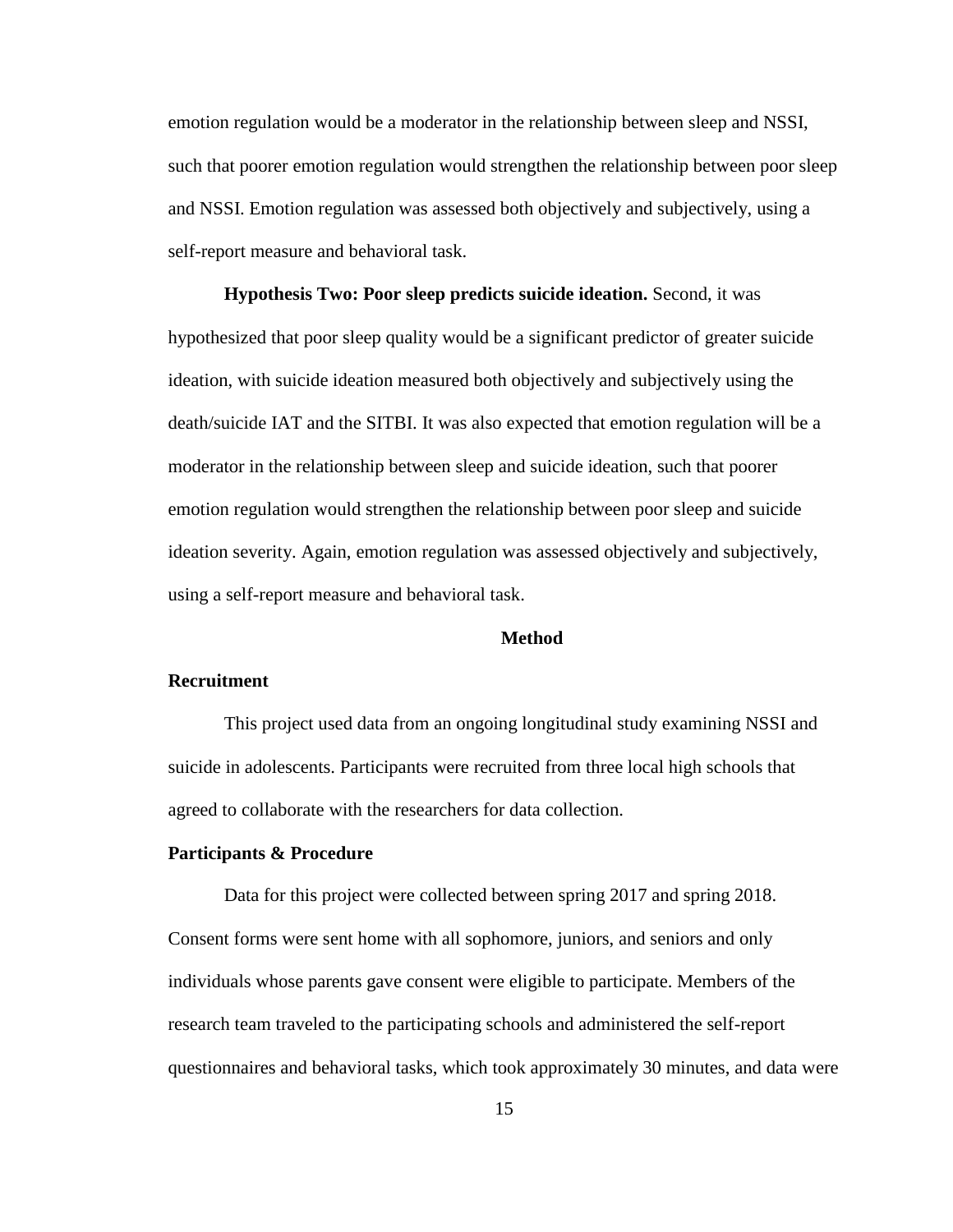emotion regulation would be a moderator in the relationship between sleep and NSSI, such that poorer emotion regulation would strengthen the relationship between poor sleep and NSSI. Emotion regulation was assessed both objectively and subjectively, using a self-report measure and behavioral task.

**Hypothesis Two: Poor sleep predicts suicide ideation.** Second, it was hypothesized that poor sleep quality would be a significant predictor of greater suicide ideation, with suicide ideation measured both objectively and subjectively using the death/suicide IAT and the SITBI. It was also expected that emotion regulation will be a moderator in the relationship between sleep and suicide ideation, such that poorer emotion regulation would strengthen the relationship between poor sleep and suicide ideation severity. Again, emotion regulation was assessed objectively and subjectively, using a self-report measure and behavioral task.

# Method

## Recruitment

This project used data from an ongoing longitudinal study examining NSSI and suicide in adolescents. Participants were recruited from three local high schools that agreed to collaborate with the researchers for data collection.

## Participants & Procedure

Data for this project were collected between spring 2017 and spring 2018. Consent forms were sent home with all sophomore, juniors, and seniors and only individuals whose parents gave consent were eligible to participate. Members of the research team traveled to the participating schools and administered the self-report questionnaires and behavioral tasks, which took approximately 30 minutes, and data were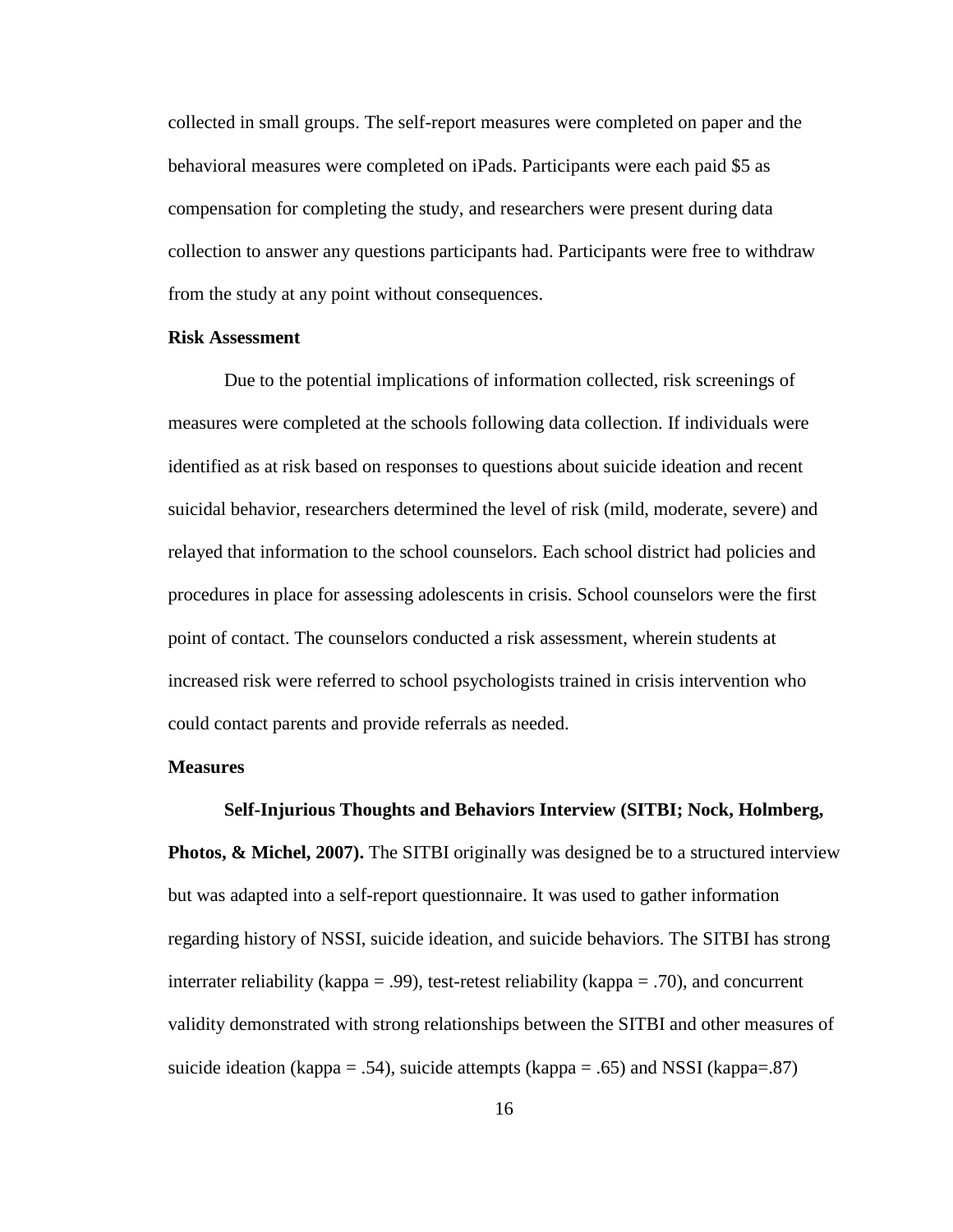collected in small groups. The self-report measures were completed on paper and the behavioral measures were completed on iPads. Participants were each paid $5 as compensation for completing the study, and researchers were present during data collection to answer any questions participants had. Participants were free to withdraw from the study at any point without consequences.

### Risk Assessment

Due to the potential implications of information collected, risk screenings of measures were completed at the schools following data collection. If individuals were identified as at risk based on responses to questions about suicide ideation and recent suicidal behavior, researchers determined the level of risk (mild, moderate, severe) and relayed that information to the school counselors. Each school district had policies and procedures in place for assessing adolescents in crisis. School counselors were the first point of contact. The counselors conducted a risk assessment, wherein students at increased risk were referred to school psychologists trained in crisis intervention who could contact parents and provide referrals as needed.

### Measures

**Self-Injurious Thoughts and Behaviors Interview (SITBI; Nock, Holmberg, Photos, & Michel, 2007).** The SITBI originally was designed be to a structured interview but was adapted into a self-report questionnaire. It was used to gather information regarding history of NSSI, suicide ideation, and suicide behaviors. The SITBI has strong interrater reliability (kappa = .99), test-retest reliability (kappa = .70), and concurrent validity demonstrated with strong relationships between the SITBI and other measures of suicide ideation (kappa = .54), suicide attempts (kappa = .65) and NSSI (kappa=.87)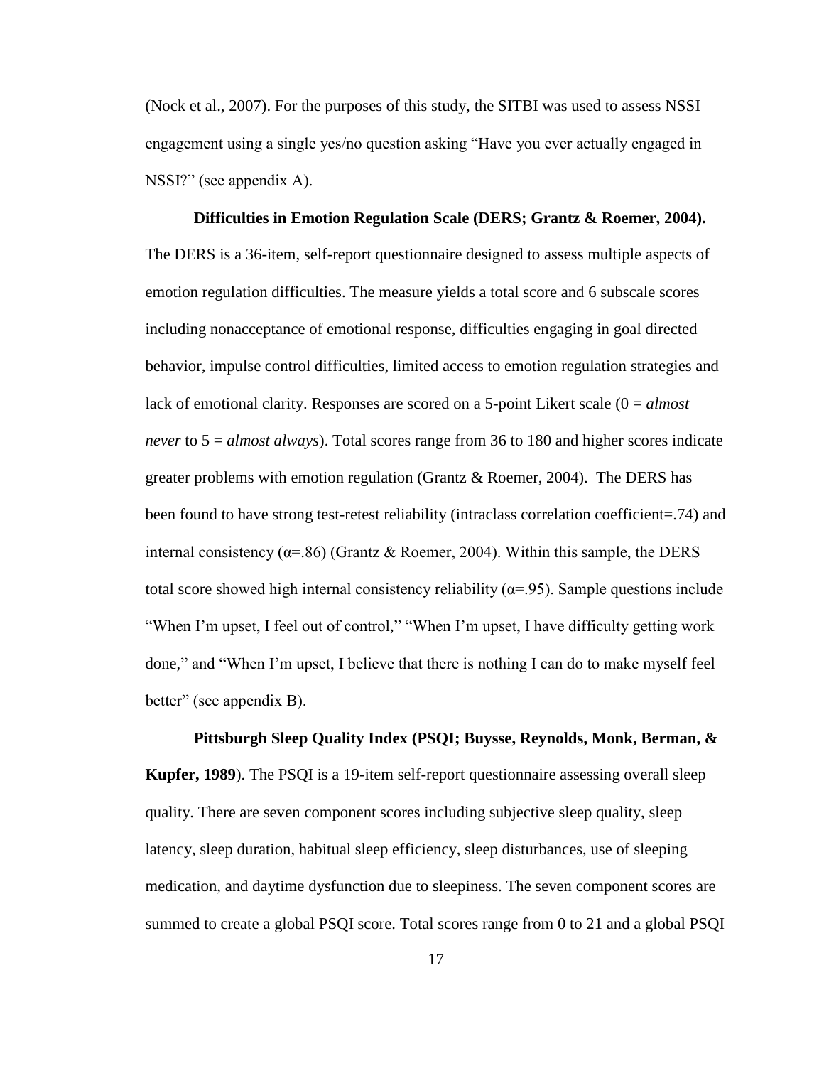(Nock et al., 2007). For the purposes of this study, the SITBI was used to assess NSSI engagement using a single yes/no question asking "Have you ever actually engaged in NSSI?" (see appendix A).

**Difficulties in Emotion Regulation Scale (DERS; Grantz & Roemer, 2004).** The DERS is a 36-item, self-report questionnaire designed to assess multiple aspects of emotion regulation difficulties. The measure yields a total score and 6 subscale scores including nonacceptance of emotional response, difficulties engaging in goal directed behavior, impulse control difficulties, limited access to emotion regulation strategies and lack of emotional clarity. Responses are scored on a 5-point Likert scale (0 = *almost never* to 5 = *almost always*). Total scores range from 36 to 180 and higher scores indicate greater problems with emotion regulation (Grantz & Roemer, 2004). The DERS has been found to have strong test-retest reliability (intraclass correlation coefficient=.74) and internal consistency (α=.86) (Grantz & Roemer, 2004). Within this sample, the DERS total score showed high internal consistency reliability (α=.95). Sample questions include "When I'm upset, I feel out of control," "When I'm upset, I have difficulty getting work done," and "When I'm upset, I believe that there is nothing I can do to make myself feel better" (see appendix B).

**Pittsburgh Sleep Quality Index (PSQI; Buysse, Reynolds, Monk, Berman, & Kupfer, 1989**). The PSQI is a 19-item self-report questionnaire assessing overall sleep quality. There are seven component scores including subjective sleep quality, sleep latency, sleep duration, habitual sleep efficiency, sleep disturbances, use of sleeping medication, and daytime dysfunction due to sleepiness. The seven component scores are summed to create a global PSQI score. Total scores range from 0 to 21 and a global PSQI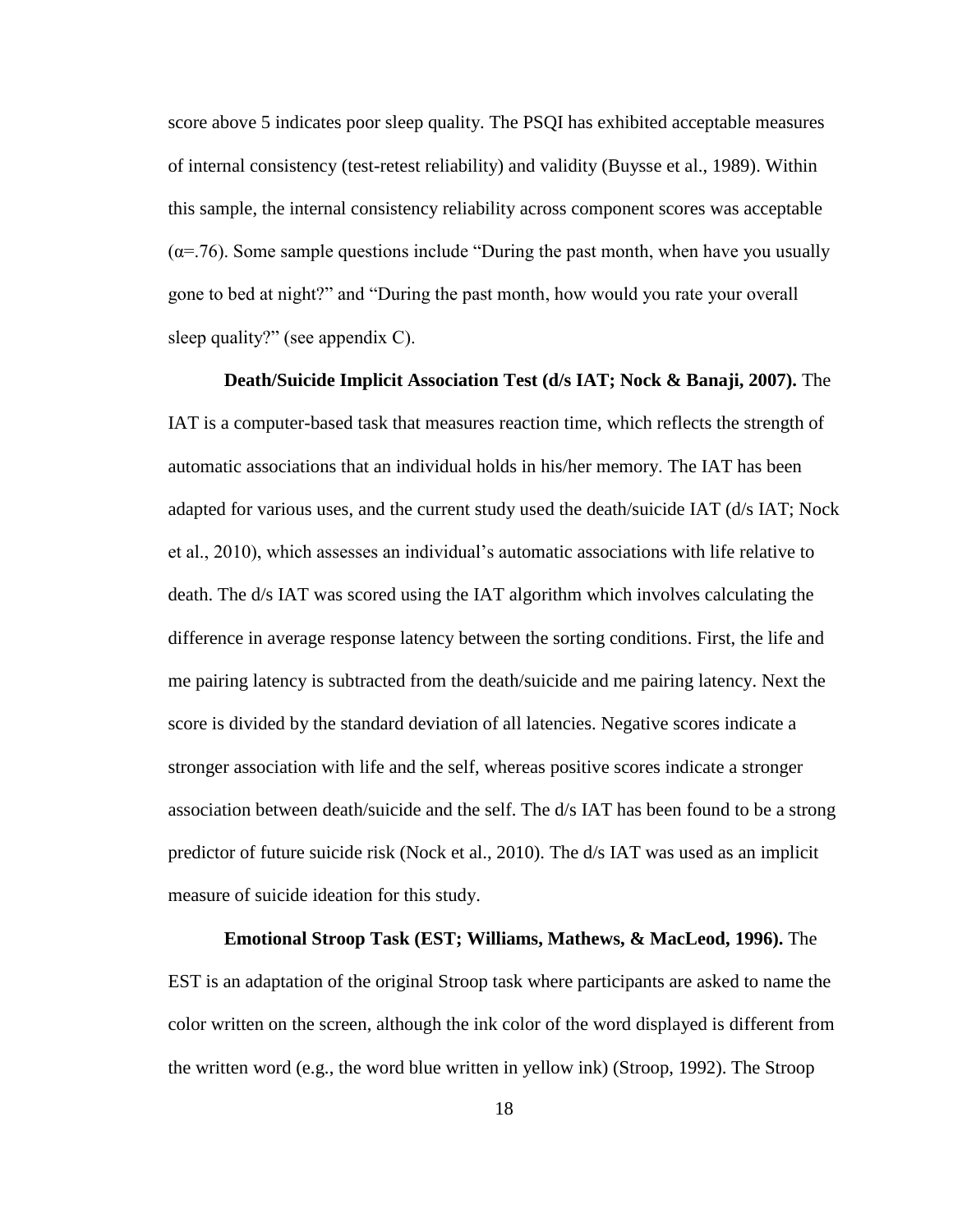score above 5 indicates poor sleep quality. The PSQI has exhibited acceptable measures of internal consistency (test-retest reliability) and validity (Buysse et al., 1989). Within this sample, the internal consistency reliability across component scores was acceptable ($\alpha$=.76). Some sample questions include "During the past month, when have you usually gone to bed at night?" and "During the past month, how would you rate your overall sleep quality?" (see appendix C).

**Death/Suicide Implicit Association Test (d/s IAT; Nock & Banaji, 2007).** The IAT is a computer-based task that measures reaction time, which reflects the strength of automatic associations that an individual holds in his/her memory. The IAT has been adapted for various uses, and the current study used the death/suicide IAT (d/s IAT; Nock et al., 2010), which assesses an individual's automatic associations with life relative to death. The d/s IAT was scored using the IAT algorithm which involves calculating the difference in average response latency between the sorting conditions. First, the life and me pairing latency is subtracted from the death/suicide and me pairing latency. Next the score is divided by the standard deviation of all latencies. Negative scores indicate a stronger association with life and the self, whereas positive scores indicate a stronger association between death/suicide and the self. The d/s IAT has been found to be a strong predictor of future suicide risk (Nock et al., 2010). The d/s IAT was used as an implicit measure of suicide ideation for this study.

**Emotional Stroop Task (EST; Williams, Mathews, & MacLeod, 1996).** The EST is an adaptation of the original Stroop task where participants are asked to name the color written on the screen, although the ink color of the word displayed is different from the written word (e.g., the word blue written in yellow ink) (Stroop, 1992). The Stroop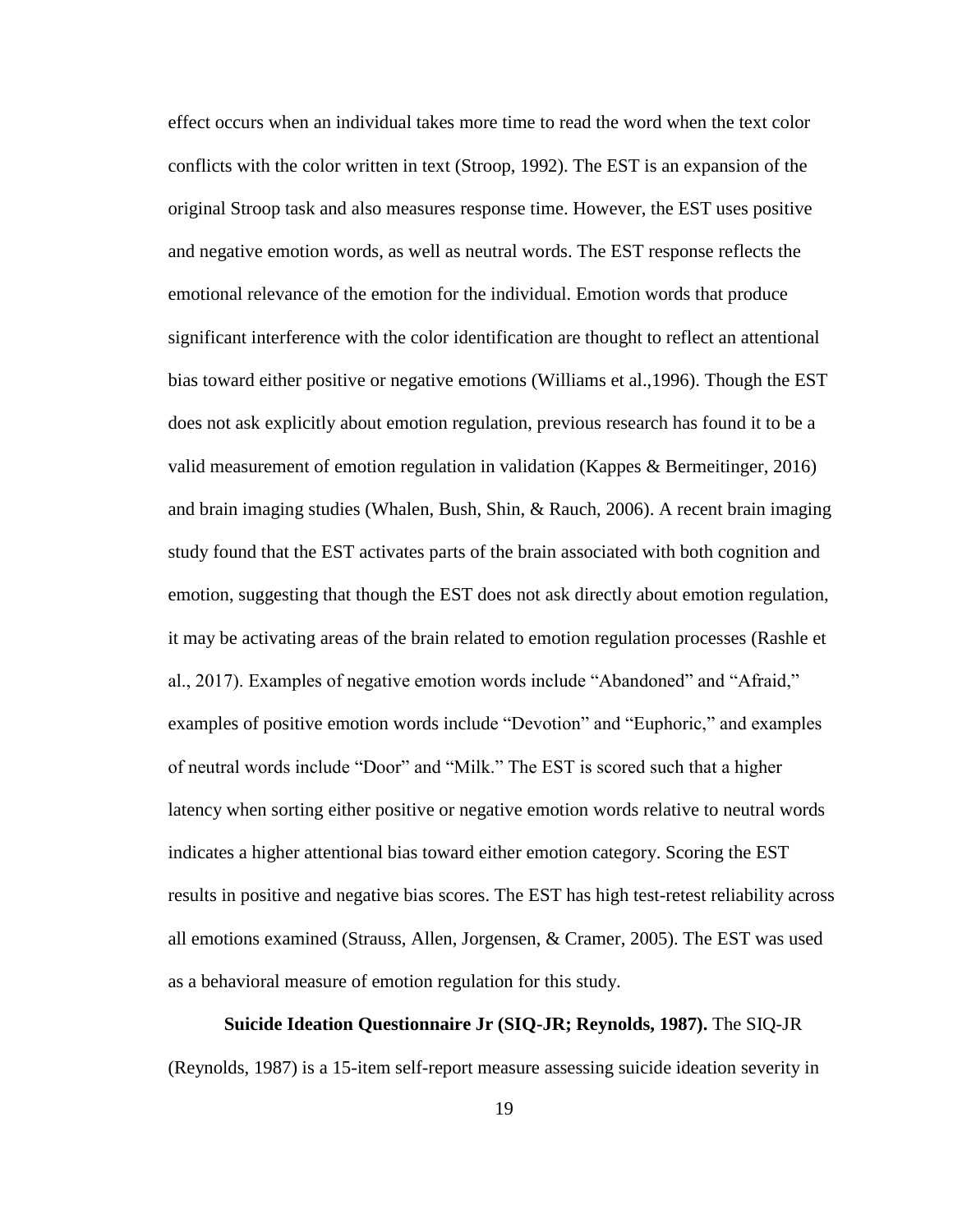effect occurs when an individual takes more time to read the word when the text color conflicts with the color written in text (Stroop, 1992). The EST is an expansion of the original Stroop task and also measures response time. However, the EST uses positive and negative emotion words, as well as neutral words. The EST response reflects the emotional relevance of the emotion for the individual. Emotion words that produce significant interference with the color identification are thought to reflect an attentional bias toward either positive or negative emotions (Williams et al.,1996). Though the EST does not ask explicitly about emotion regulation, previous research has found it to be a valid measurement of emotion regulation in validation (Kappes & Bermeitinger, 2016) and brain imaging studies (Whalen, Bush, Shin, & Rauch, 2006). A recent brain imaging study found that the EST activates parts of the brain associated with both cognition and emotion, suggesting that though the EST does not ask directly about emotion regulation, it may be activating areas of the brain related to emotion regulation processes (Rashle et al., 2017). Examples of negative emotion words include "Abandoned" and "Afraid," examples of positive emotion words include "Devotion" and "Euphoric," and examples of neutral words include "Door" and "Milk." The EST is scored such that a higher latency when sorting either positive or negative emotion words relative to neutral words indicates a higher attentional bias toward either emotion category. Scoring the EST results in positive and negative bias scores. The EST has high test-retest reliability across all emotions examined (Strauss, Allen, Jorgensen, & Cramer, 2005). The EST was used as a behavioral measure of emotion regulation for this study.

**Suicide Ideation Questionnaire Jr (SIQ-JR; Reynolds, 1987).** The SIQ-JR (Reynolds, 1987) is a 15-item self-report measure assessing suicide ideation severity in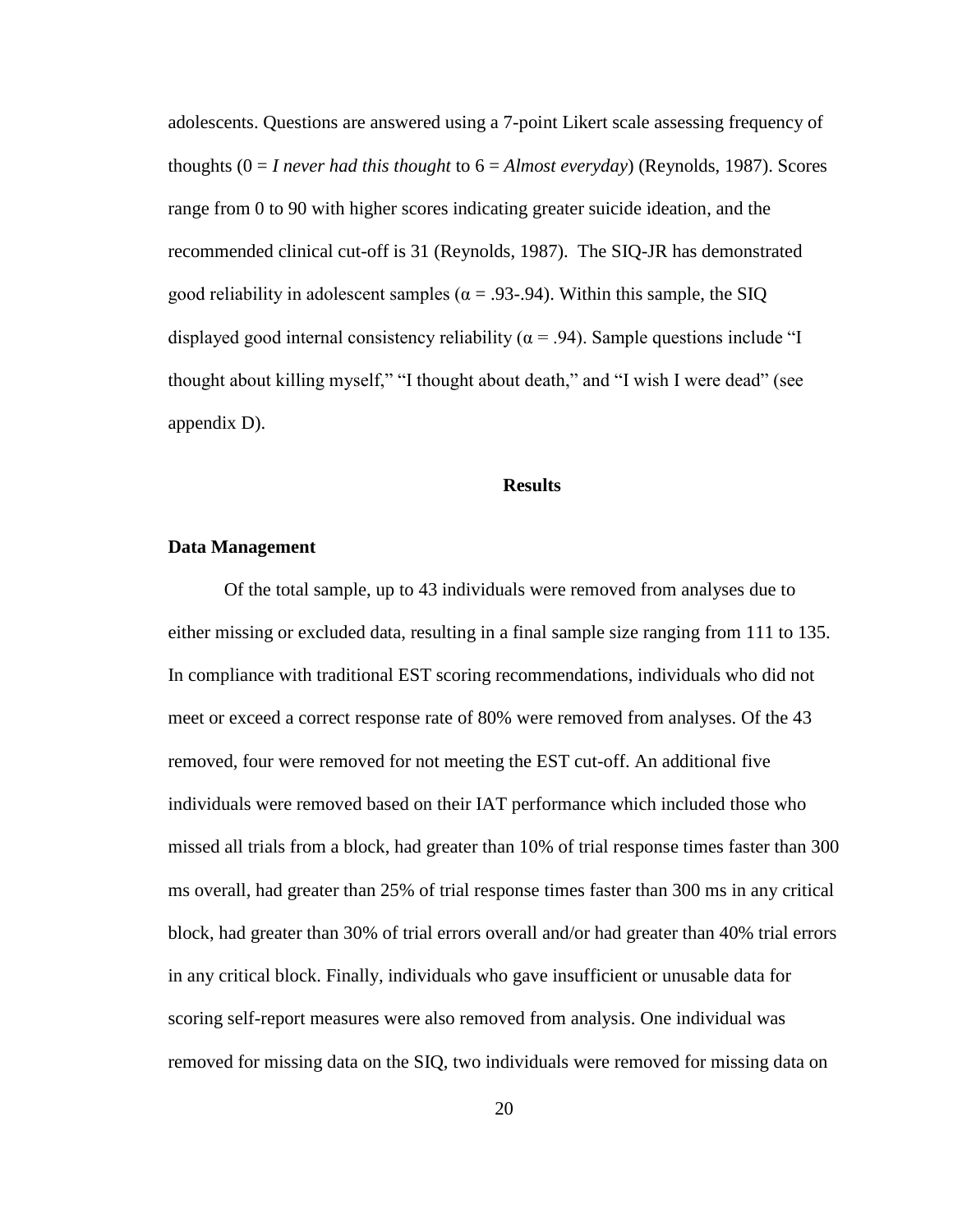adolescents. Questions are answered using a 7-point Likert scale assessing frequency of thoughts (0 = *I never had this thought* to 6 = *Almost everyday*) (Reynolds, 1987). Scores range from 0 to 90 with higher scores indicating greater suicide ideation, and the recommended clinical cut-off is 31 (Reynolds, 1987). The SIQ-JR has demonstrated good reliability in adolescent samples ($\alpha$ = .93-.94). Within this sample, the SIQ displayed good internal consistency reliability ($\alpha$ = .94). Sample questions include "I thought about killing myself," "I thought about death," and "I wish I were dead" (see appendix D).

## Results

### Data Management

Of the total sample, up to 43 individuals were removed from analyses due to either missing or excluded data, resulting in a final sample size ranging from 111 to 135. In compliance with traditional EST scoring recommendations, individuals who did not meet or exceed a correct response rate of 80% were removed from analyses. Of the 43 removed, four were removed for not meeting the EST cut-off. An additional five individuals were removed based on their IAT performance which included those who missed all trials from a block, had greater than 10% of trial response times faster than 300 ms overall, had greater than 25% of trial response times faster than 300 ms in any critical block, had greater than 30% of trial errors overall and/or had greater than 40% trial errors in any critical block. Finally, individuals who gave insufficient or unusable data for scoring self-report measures were also removed from analysis. One individual was removed for missing data on the SIQ, two individuals were removed for missing data on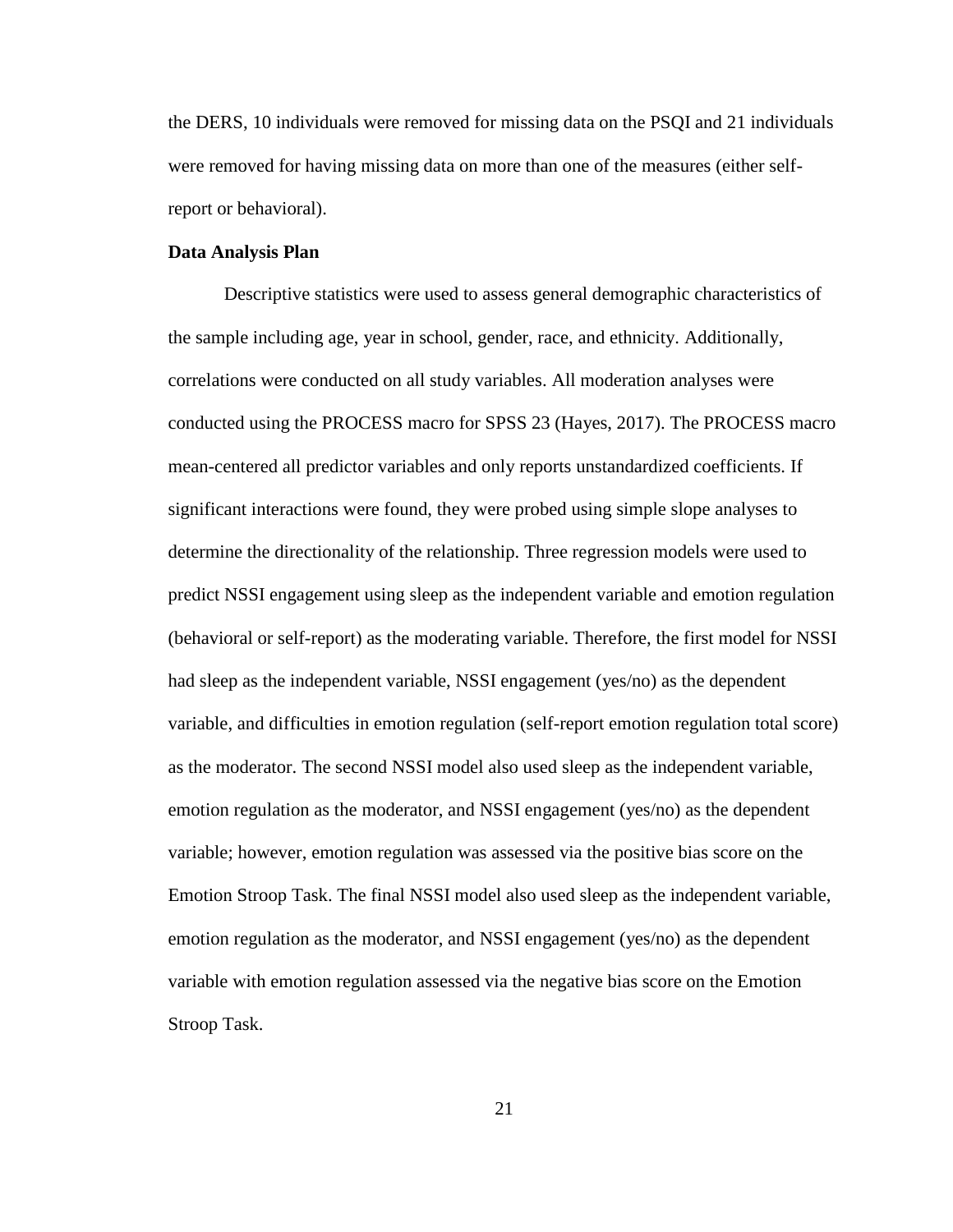the DERS, 10 individuals were removed for missing data on the PSQI and 21 individuals were removed for having missing data on more than one of the measures (either self-report or behavioral).

**Data Analysis Plan**

Descriptive statistics were used to assess general demographic characteristics of the sample including age, year in school, gender, race, and ethnicity. Additionally, correlations were conducted on all study variables. All moderation analyses were conducted using the PROCESS macro for SPSS 23 (Hayes, 2017). The PROCESS macro mean-centered all predictor variables and only reports unstandardized coefficients. If significant interactions were found, they were probed using simple slope analyses to determine the directionality of the relationship. Three regression models were used to predict NSSI engagement using sleep as the independent variable and emotion regulation (behavioral or self-report) as the moderating variable. Therefore, the first model for NSSI had sleep as the independent variable, NSSI engagement (yes/no) as the dependent variable, and difficulties in emotion regulation (self-report emotion regulation total score) as the moderator. The second NSSI model also used sleep as the independent variable, emotion regulation as the moderator, and NSSI engagement (yes/no) as the dependent variable; however, emotion regulation was assessed via the positive bias score on the Emotion Stroop Task. The final NSSI model also used sleep as the independent variable, emotion regulation as the moderator, and NSSI engagement (yes/no) as the dependent variable with emotion regulation assessed via the negative bias score on the Emotion Stroop Task.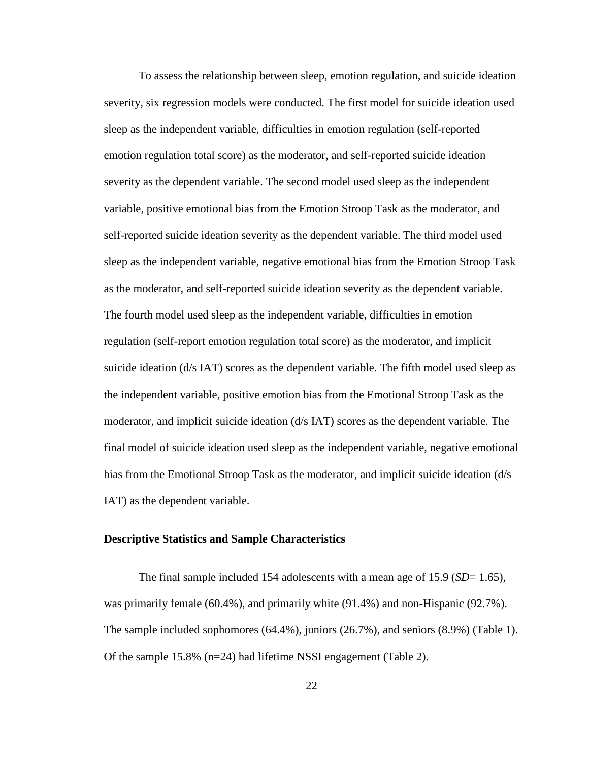To assess the relationship between sleep, emotion regulation, and suicide ideation severity, six regression models were conducted. The first model for suicide ideation used sleep as the independent variable, difficulties in emotion regulation (self-reported emotion regulation total score) as the moderator, and self-reported suicide ideation severity as the dependent variable. The second model used sleep as the independent variable, positive emotional bias from the Emotion Stroop Task as the moderator, and self-reported suicide ideation severity as the dependent variable. The third model used sleep as the independent variable, negative emotional bias from the Emotion Stroop Task as the moderator, and self-reported suicide ideation severity as the dependent variable. The fourth model used sleep as the independent variable, difficulties in emotion regulation (self-report emotion regulation total score) as the moderator, and implicit suicide ideation (d/s IAT) scores as the dependent variable. The fifth model used sleep as the independent variable, positive emotion bias from the Emotional Stroop Task as the moderator, and implicit suicide ideation (d/s IAT) scores as the dependent variable. The final model of suicide ideation used sleep as the independent variable, negative emotional bias from the Emotional Stroop Task as the moderator, and implicit suicide ideation (d/s IAT) as the dependent variable.

**Descriptive Statistics and Sample Characteristics**

The final sample included 154 adolescents with a mean age of 15.9 (*SD*= 1.65), was primarily female (60.4%), and primarily white (91.4%) and non-Hispanic (92.7%). The sample included sophomores (64.4%), juniors (26.7%), and seniors (8.9%) (Table 1). Of the sample 15.8% (n=24) had lifetime NSSI engagement (Table 2).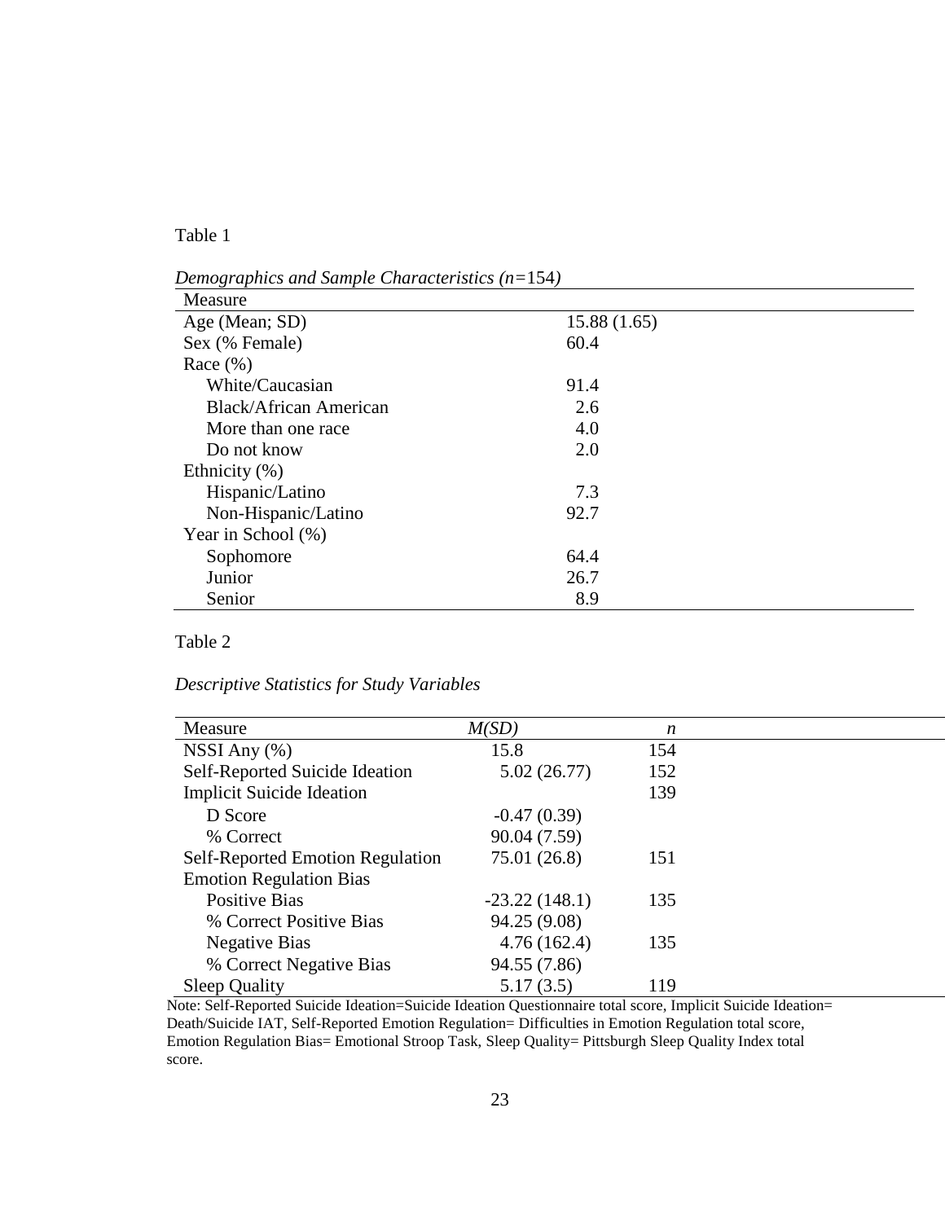Table 1

*Demographics and Sample Characteristics (n=154)*

| Measure | |
|---|---|
| Age (Mean; SD) | 15.88 (1.65) |
| Sex (% Female) | 60.4 |
| Race (%) | |
| White/Caucasian | 91.4 |
| Black/African American | 2.6 |
| More than one race | 4.0 |
| Do not know | 2.0 |
| Ethnicity (%) | |
| Hispanic/Latino | 7.3 |
| Non-Hispanic/Latino | 92.7 |
| Year in School (%) | |
| Sophomore | 64.4 |
| Junior | 26.7 |
| Senior | 8.9 |

Table 2

*Descriptive Statistics for Study Variables*

| Measure | *M(SD)* | *n* |
|---|---|---|
| NSSI Any (%) | 15.8 | 154 |
| Self-Reported Suicide Ideation | 5.02 (26.77) | 152 |
| Implicit Suicide Ideation | | 139 |
| D Score | -0.47 (0.39) | |
| % Correct | 90.04 (7.59) | |
| Self-Reported Emotion Regulation | 75.01 (26.8) | 151 |
| Emotion Regulation Bias | | |
| Positive Bias | -23.22 (148.1) | 135 |
| % Correct Positive Bias | 94.25 (9.08) | |
| Negative Bias | 4.76 (162.4) | 135 |
| % Correct Negative Bias | 94.55 (7.86) | |
| Sleep Quality | 5.17 (3.5) | 119 |

Note: Self-Reported Suicide Ideation=Suicide Ideation Questionnaire total score, Implicit Suicide Ideation= Death/Suicide IAT, Self-Reported Emotion Regulation= Difficulties in Emotion Regulation total score, Emotion Regulation Bias= Emotional Stroop Task, Sleep Quality= Pittsburgh Sleep Quality Index total score.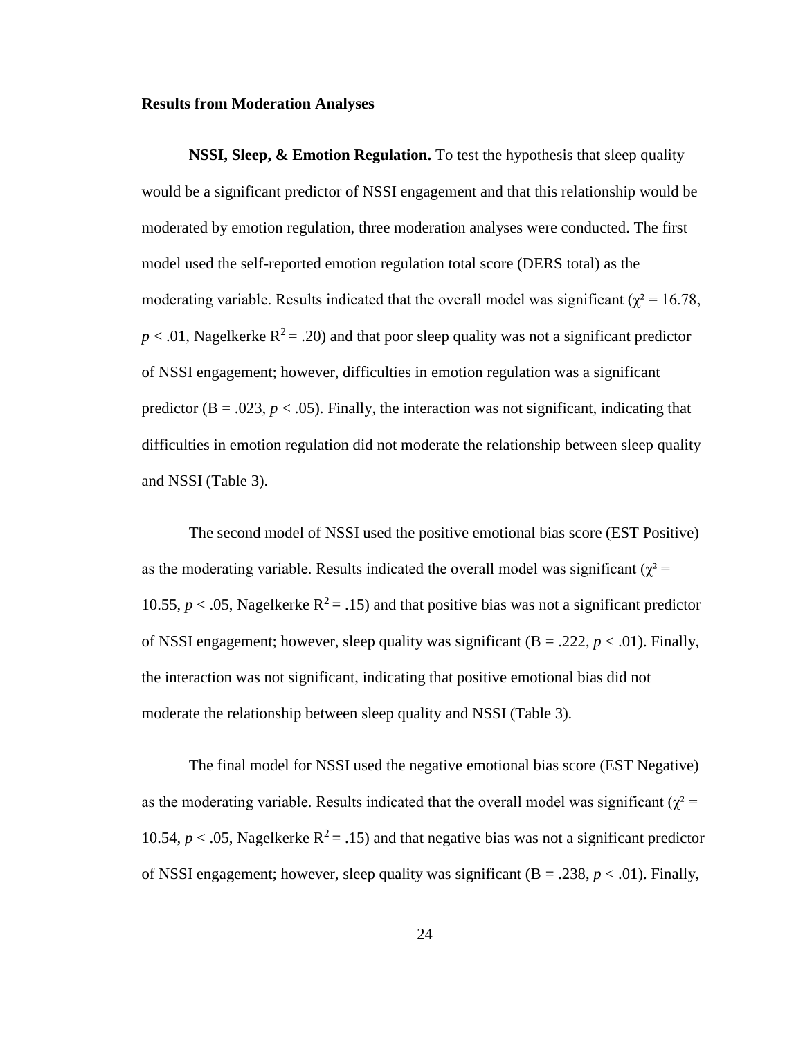**Results from Moderation Analyses**

**NSSI, Sleep, & Emotion Regulation.** To test the hypothesis that sleep quality would be a significant predictor of NSSI engagement and that this relationship would be moderated by emotion regulation, three moderation analyses were conducted. The first model used the self-reported emotion regulation total score (DERS total) as the moderating variable. Results indicated that the overall model was significant ($\chi^2 = 16.78$, $p < .01$, Nagelkerke $R^2 = .20$) and that poor sleep quality was not a significant predictor of NSSI engagement; however, difficulties in emotion regulation was a significant predictor (B = .023, $p < .05$). Finally, the interaction was not significant, indicating that difficulties in emotion regulation did not moderate the relationship between sleep quality and NSSI (Table 3).

The second model of NSSI used the positive emotional bias score (EST Positive) as the moderating variable. Results indicated the overall model was significant ($\chi^2 = 10.55$, $p < .05$, Nagelkerke $R^2 = .15$) and that positive bias was not a significant predictor of NSSI engagement; however, sleep quality was significant (B = .222, $p < .01$). Finally, the interaction was not significant, indicating that positive emotional bias did not moderate the relationship between sleep quality and NSSI (Table 3).

The final model for NSSI used the negative emotional bias score (EST Negative) as the moderating variable. Results indicated that the overall model was significant ($\chi^2 = 10.54$, $p < .05$, Nagelkerke $R^2 = .15$) and that negative bias was not a significant predictor of NSSI engagement; however, sleep quality was significant (B = .238, $p < .01$). Finally,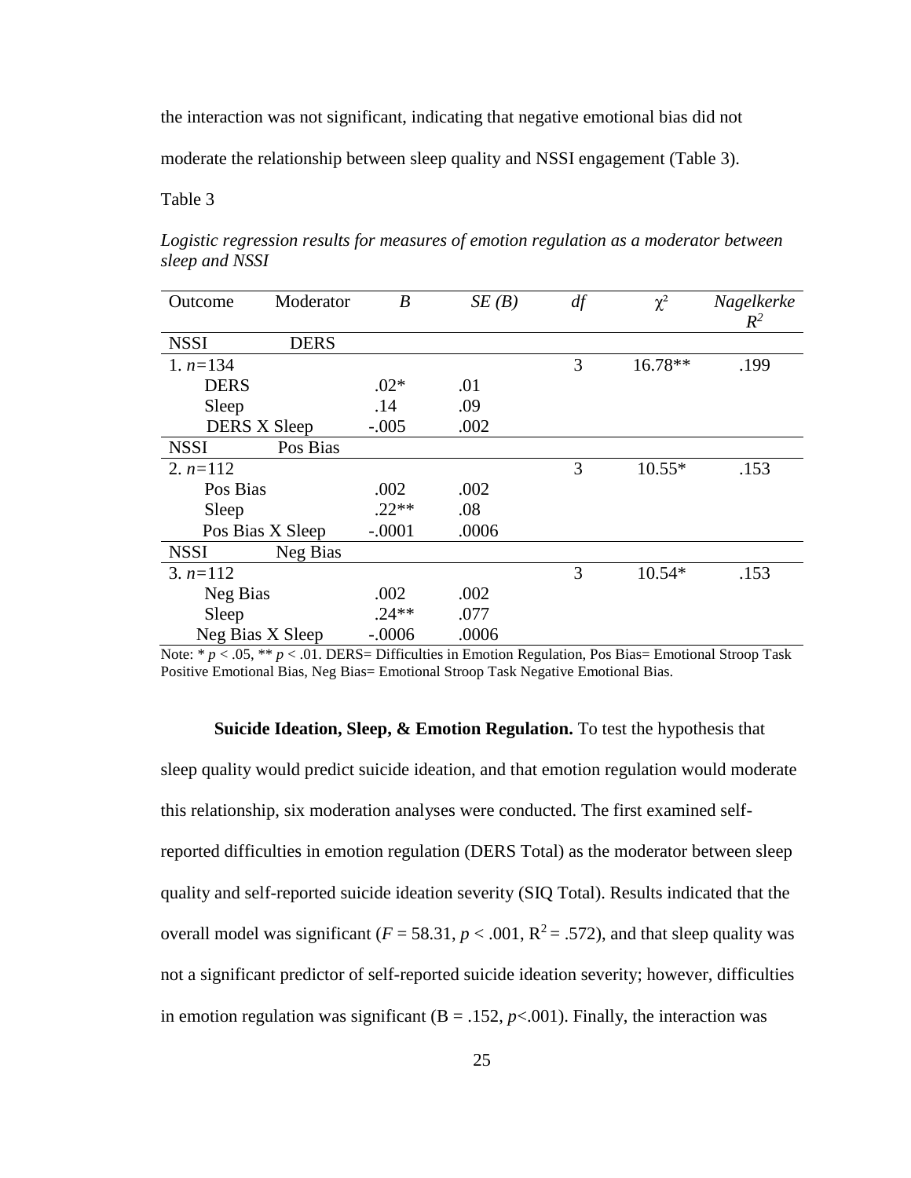the interaction was not significant, indicating that negative emotional bias did not moderate the relationship between sleep quality and NSSI engagement (Table 3).

Table 3

*Logistic regression results for measures of emotion regulation as a moderator between sleep and NSSI*

| Outcome | Moderator | *B* | *SE (B)* | *df* | $\chi^2$ | *Nagelkerke* $R^2$ |
|---|---|---|---|---|---|---|
| NSSI | DERS | | | | | |
| 1. *n*=134 | | | | 3 | 16.78** | .199 |
| DERS | | .02* | .01 | | | |
| Sleep | | .14 | .09 | | | |
| DERS X Sleep | | -.005 | .002 | | | |
| NSSI | Pos Bias | | | | | |
| 2. *n*=112 | | | | 3 | 10.55* | .153 |
| Pos Bias | | .002 | .002 | | | |
| Sleep | | .22** | .08 | | | |
| Pos Bias X Sleep | | -.0001 | .0006 | | | |
| NSSI | Neg Bias | | | | | |
| 3. *n*=112 | | | | 3 | 10.54* | .153 |
| Neg Bias | | .002 | .002 | | | |
| Sleep | | .24** | .077 | | | |
| Neg Bias X Sleep | | -.0006 | .0006 | | | |

Note: * $p < .05$, ** $p < .01$. DERS= Difficulties in Emotion Regulation, Pos Bias= Emotional Stroop Task Positive Emotional Bias, Neg Bias= Emotional Stroop Task Negative Emotional Bias.

**Suicide Ideation, Sleep, & Emotion Regulation.** To test the hypothesis that sleep quality would predict suicide ideation, and that emotion regulation would moderate this relationship, six moderation analyses were conducted. The first examined self-reported difficulties in emotion regulation (DERS Total) as the moderator between sleep quality and self-reported suicide ideation severity (SIQ Total). Results indicated that the overall model was significant ($F = 58.31$, $p < .001$, $R^2 = .572$), and that sleep quality was not a significant predictor of self-reported suicide ideation severity; however, difficulties in emotion regulation was significant ($B = .152$, $p<.001$). Finally, the interaction was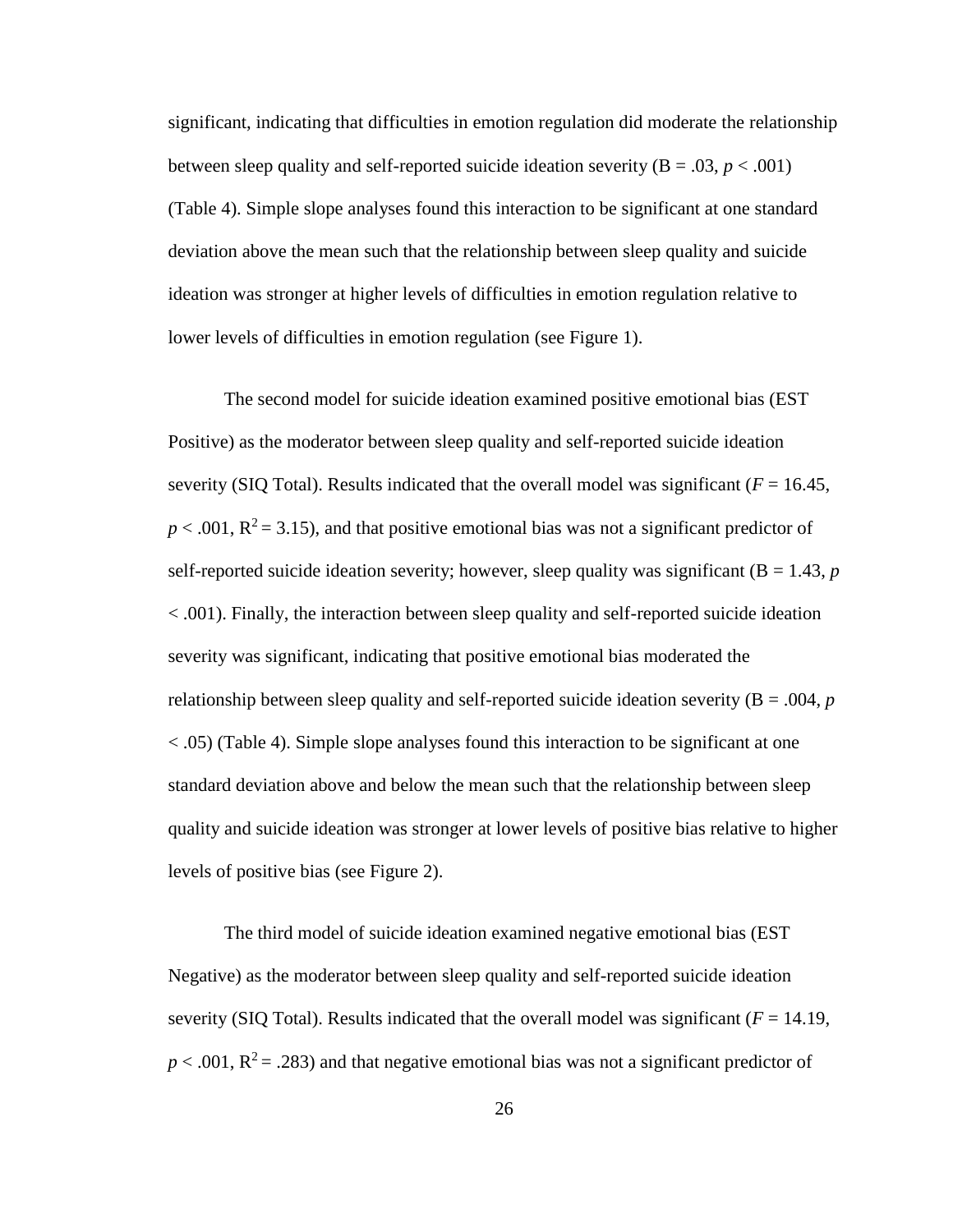significant, indicating that difficulties in emotion regulation did moderate the relationship between sleep quality and self-reported suicide ideation severity (B = .03, $p < .001$) (Table 4). Simple slope analyses found this interaction to be significant at one standard deviation above the mean such that the relationship between sleep quality and suicide ideation was stronger at higher levels of difficulties in emotion regulation relative to lower levels of difficulties in emotion regulation (see Figure 1).

The second model for suicide ideation examined positive emotional bias (EST Positive) as the moderator between sleep quality and self-reported suicide ideation severity (SIQ Total). Results indicated that the overall model was significant ($F = 16.45$, $p < .001$, $R^2 = 3.15$), and that positive emotional bias was not a significant predictor of self-reported suicide ideation severity; however, sleep quality was significant (B = 1.43, $p < .001$). Finally, the interaction between sleep quality and self-reported suicide ideation severity was significant, indicating that positive emotional bias moderated the relationship between sleep quality and self-reported suicide ideation severity (B = .004, $p < .05$) (Table 4). Simple slope analyses found this interaction to be significant at one standard deviation above and below the mean such that the relationship between sleep quality and suicide ideation was stronger at lower levels of positive bias relative to higher levels of positive bias (see Figure 2).

The third model of suicide ideation examined negative emotional bias (EST Negative) as the moderator between sleep quality and self-reported suicide ideation severity (SIQ Total). Results indicated that the overall model was significant ($F = 14.19$, $p < .001$, $R^2 = .283$) and that negative emotional bias was not a significant predictor of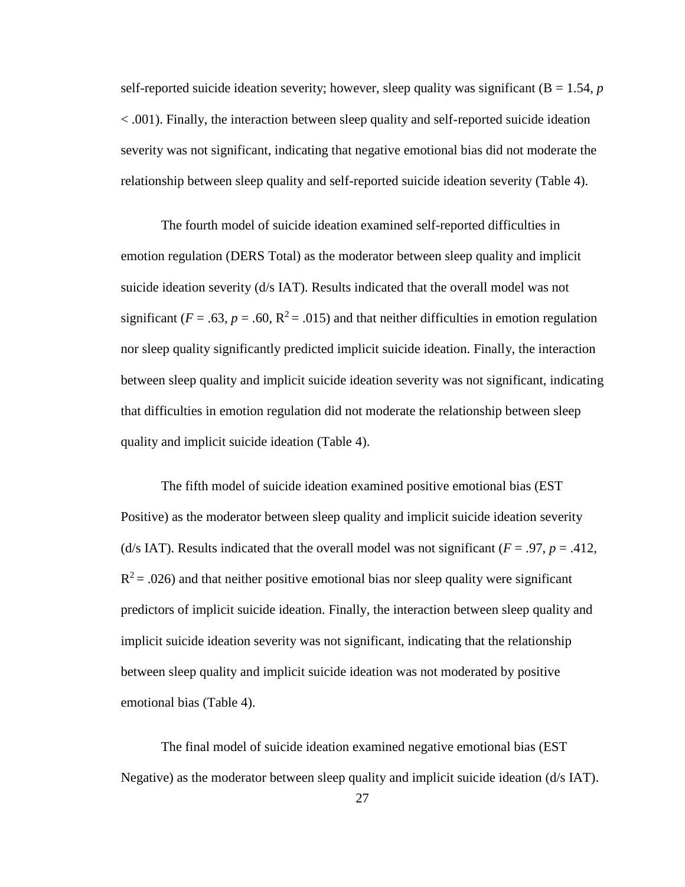self-reported suicide ideation severity; however, sleep quality was significant (B = 1.54, $p < .001$). Finally, the interaction between sleep quality and self-reported suicide ideation severity was not significant, indicating that negative emotional bias did not moderate the relationship between sleep quality and self-reported suicide ideation severity (Table 4).

The fourth model of suicide ideation examined self-reported difficulties in emotion regulation (DERS Total) as the moderator between sleep quality and implicit suicide ideation severity (d/s IAT). Results indicated that the overall model was not significant ($F = .63$, $p = .60$, $R^2 = .015$) and that neither difficulties in emotion regulation nor sleep quality significantly predicted implicit suicide ideation. Finally, the interaction between sleep quality and implicit suicide ideation severity was not significant, indicating that difficulties in emotion regulation did not moderate the relationship between sleep quality and implicit suicide ideation (Table 4).

The fifth model of suicide ideation examined positive emotional bias (EST Positive) as the moderator between sleep quality and implicit suicide ideation severity (d/s IAT). Results indicated that the overall model was not significant ($F = .97$, $p = .412$, $R^2 = .026$) and that neither positive emotional bias nor sleep quality were significant predictors of implicit suicide ideation. Finally, the interaction between sleep quality and implicit suicide ideation severity was not significant, indicating that the relationship between sleep quality and implicit suicide ideation was not moderated by positive emotional bias (Table 4).

The final model of suicide ideation examined negative emotional bias (EST Negative) as the moderator between sleep quality and implicit suicide ideation (d/s IAT).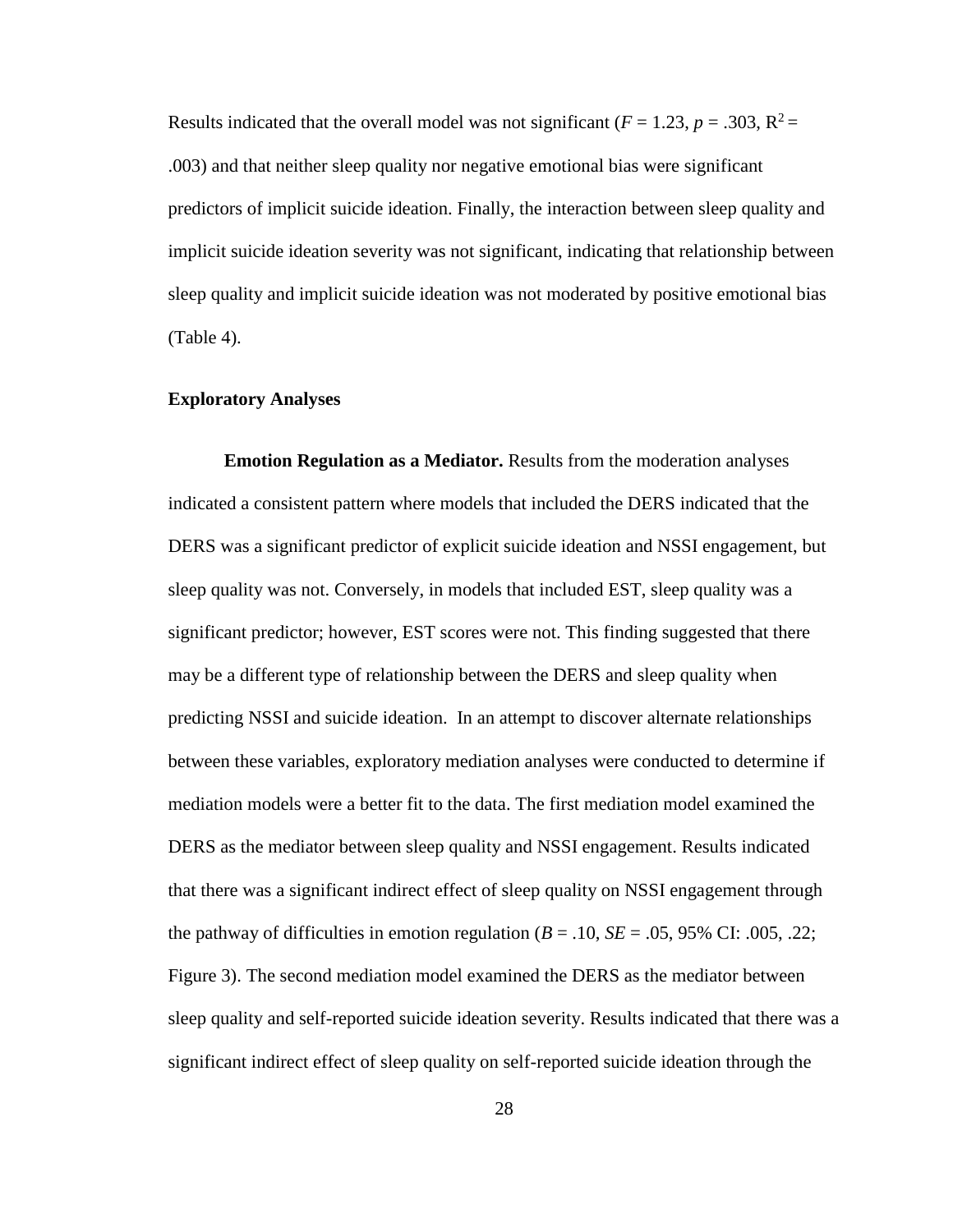Results indicated that the overall model was not significant ($F$ = 1.23, $p$ = .303, $R^2$ = .003) and that neither sleep quality nor negative emotional bias were significant predictors of implicit suicide ideation. Finally, the interaction between sleep quality and implicit suicide ideation severity was not significant, indicating that relationship between sleep quality and implicit suicide ideation was not moderated by positive emotional bias (Table 4).

### Exploratory Analyses

**Emotion Regulation as a Mediator.** Results from the moderation analyses indicated a consistent pattern where models that included the DERS indicated that the DERS was a significant predictor of explicit suicide ideation and NSSI engagement, but sleep quality was not. Conversely, in models that included EST, sleep quality was a significant predictor; however, EST scores were not. This finding suggested that there may be a different type of relationship between the DERS and sleep quality when predicting NSSI and suicide ideation. In an attempt to discover alternate relationships between these variables, exploratory mediation analyses were conducted to determine if mediation models were a better fit to the data. The first mediation model examined the DERS as the mediator between sleep quality and NSSI engagement. Results indicated that there was a significant indirect effect of sleep quality on NSSI engagement through the pathway of difficulties in emotion regulation ($B$ = .10, $SE$ = .05, 95% CI: .005, .22; Figure 3). The second mediation model examined the DERS as the mediator between sleep quality and self-reported suicide ideation severity. Results indicated that there was a significant indirect effect of sleep quality on self-reported suicide ideation through the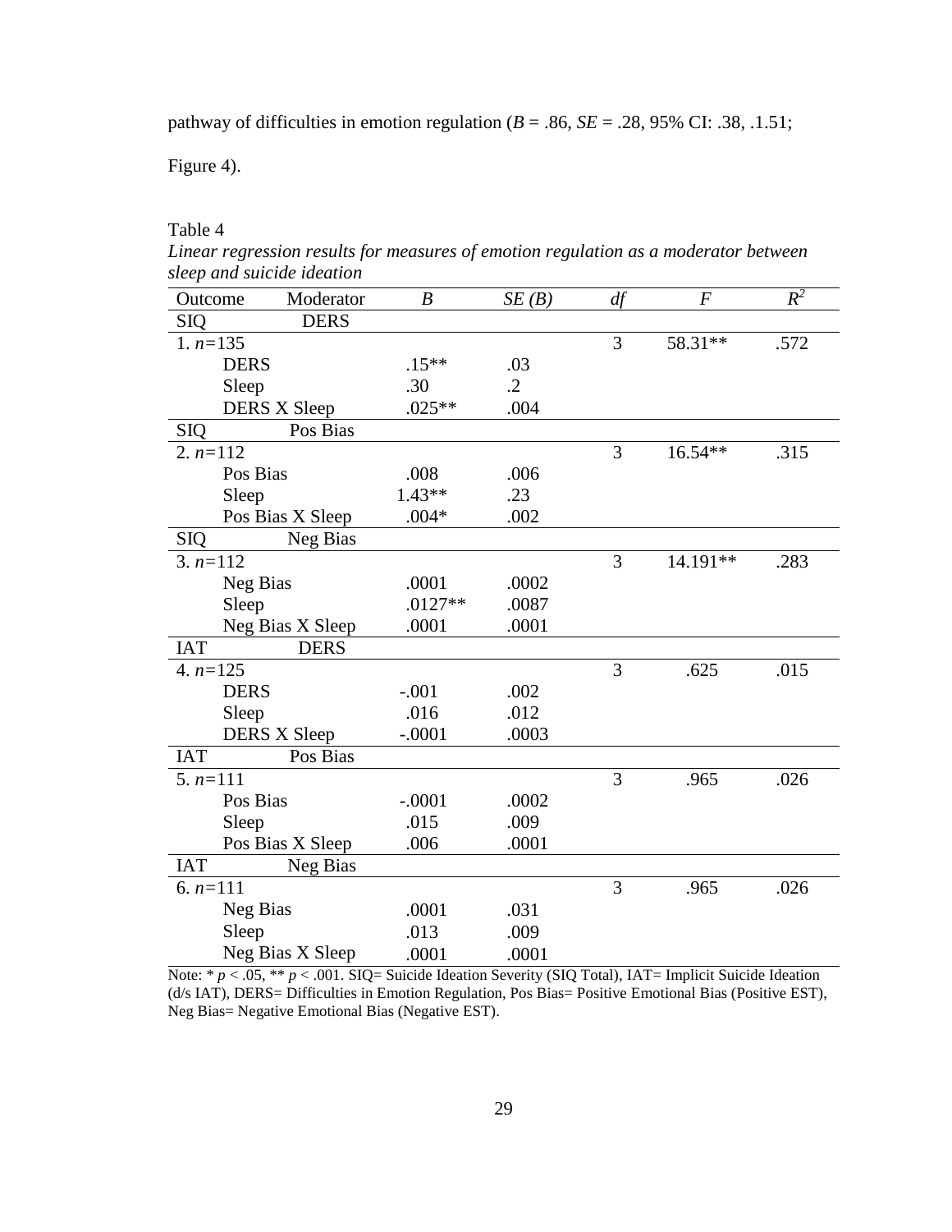pathway of difficulties in emotion regulation (*B* = .86, *SE* = .28, 95% CI: .38, .1.51; Figure 4).

Table 4

*Linear regression results for measures of emotion regulation as a moderator between sleep and suicide ideation*

| Outcome | Moderator | *B* | *SE (B)* | *df* | *F* | $R^2$ |
|---|---|---|---|---|---|---|
| SIQ | DERS | | | | | |
| 1. *n*=135 | | | | 3 | 58.31** | .572 |
| | DERS | .15** | .03 | | | |
| | Sleep | .30 | .2 | | | |
| | DERS X Sleep | .025** | .004 | | | |
| SIQ | Pos Bias | | | | | |
| 2. *n*=112 | | | | 3 | 16.54** | .315 |
| | Pos Bias | .008 | .006 | | | |
| | Sleep | 1.43** | .23 | | | |
| | Pos Bias X Sleep | .004* | .002 | | | |
| SIQ | Neg Bias | | | | | |
| 3. *n*=112 | | | | 3 | 14.191** | .283 |
| | Neg Bias | .0001 | .0002 | | | |
| | Sleep | .0127** | .0087 | | | |
| | Neg Bias X Sleep | .0001 | .0001 | | | |
| IAT | DERS | | | | | |
| 4. *n*=125 | | | | 3 | .625 | .015 |
| | DERS | -.001 | .002 | | | |
| | Sleep | .016 | .012 | | | |
| | DERS X Sleep | -.0001 | .0003 | | | |
| IAT | Pos Bias | | | | | |
| 5. *n*=111 | | | | 3 | .965 | .026 |
| | Pos Bias | -.0001 | .0002 | | | |
| | Sleep | .015 | .009 | | | |
| | Pos Bias X Sleep | .006 | .0001 | | | |
| IAT | Neg Bias | | | | | |
| 6. *n*=111 | | | | 3 | .965 | .026 |
| | Neg Bias | .0001 | .031 | | | |
| | Sleep | .013 | .009 | | | |
| | Neg Bias X Sleep | .0001 | .0001 | | | |

Note: * $p < .05$, ** $p < .001$. SIQ= Suicide Ideation Severity (SIQ Total), IAT= Implicit Suicide Ideation (d/s IAT), DERS= Difficulties in Emotion Regulation, Pos Bias= Positive Emotional Bias (Positive EST), Neg Bias= Negative Emotional Bias (Negative EST).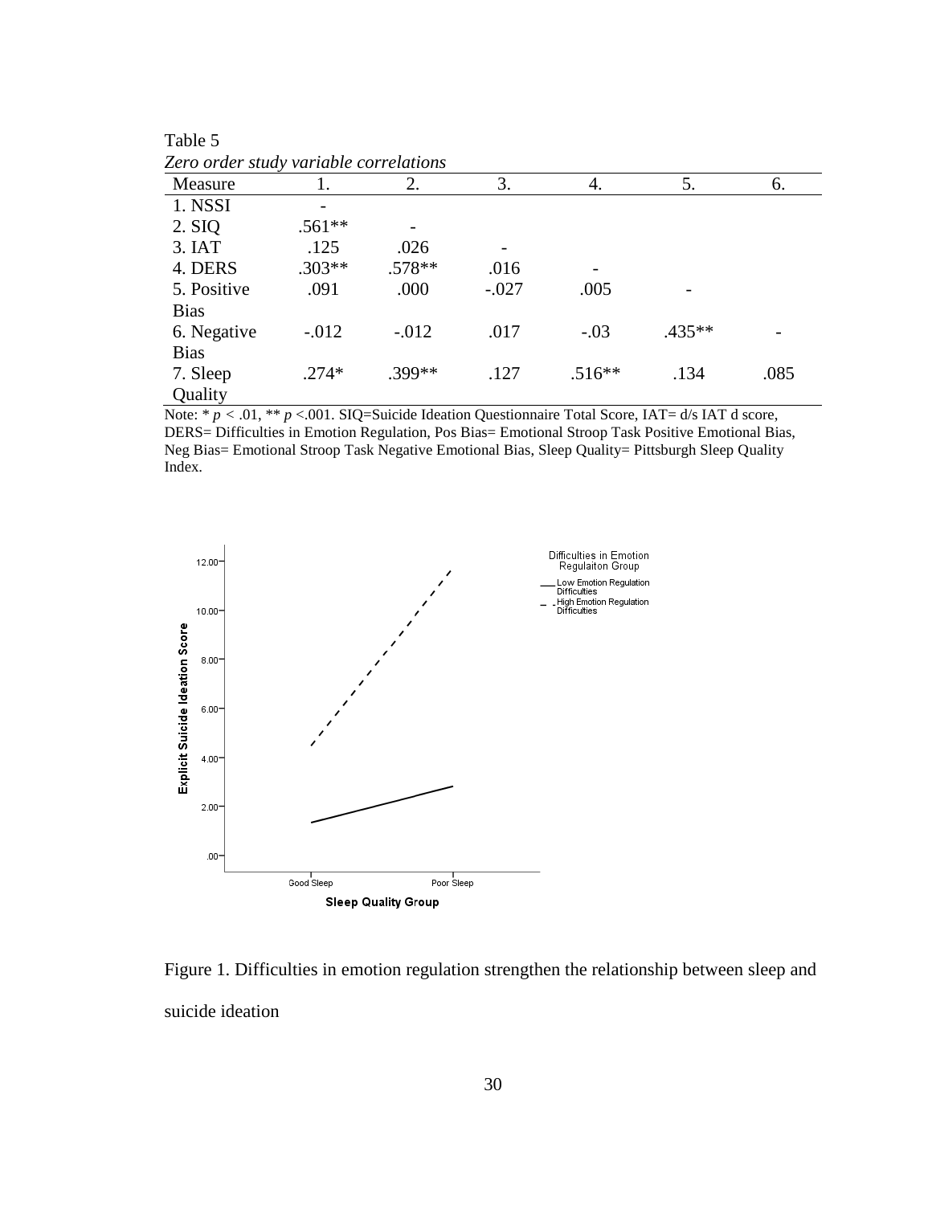Table 5

*Zero order study variable correlations*

| Measure | 1. | 2. | 3. | 4. | 5. | 6. |
|---|---|---|---|---|---|---|
| 1. NSSI | - | | | | | |
| 2. SIQ | .561** | - | | | | |
| 3. IAT | .125 | .026 | - | | | |
| 4. DERS | .303** | .578** | .016 | - | | |
| 5. Positive Bias | .091 | .000 | -.027 | .005 | - | |
| 6. Negative Bias | -.012 | -.012 | .017 | -.03 | .435** | - |
| 7. Sleep Quality | .274* | .399** | .127 | .516** | .134 | .085 |

Note: * $p$ < .01, ** $p$ <.001. SIQ=Suicide Ideation Questionnaire Total Score, IAT= d/s IAT d score, DERS= Difficulties in Emotion Regulation, Pos Bias= Emotional Stroop Task Positive Emotional Bias, Neg Bias= Emotional Stroop Task Negative Emotional Bias, Sleep Quality= Pittsburgh Sleep Quality Index.

Figure 1. Difficulties in emotion regulation strengthen the relationship between sleep and suicide ideation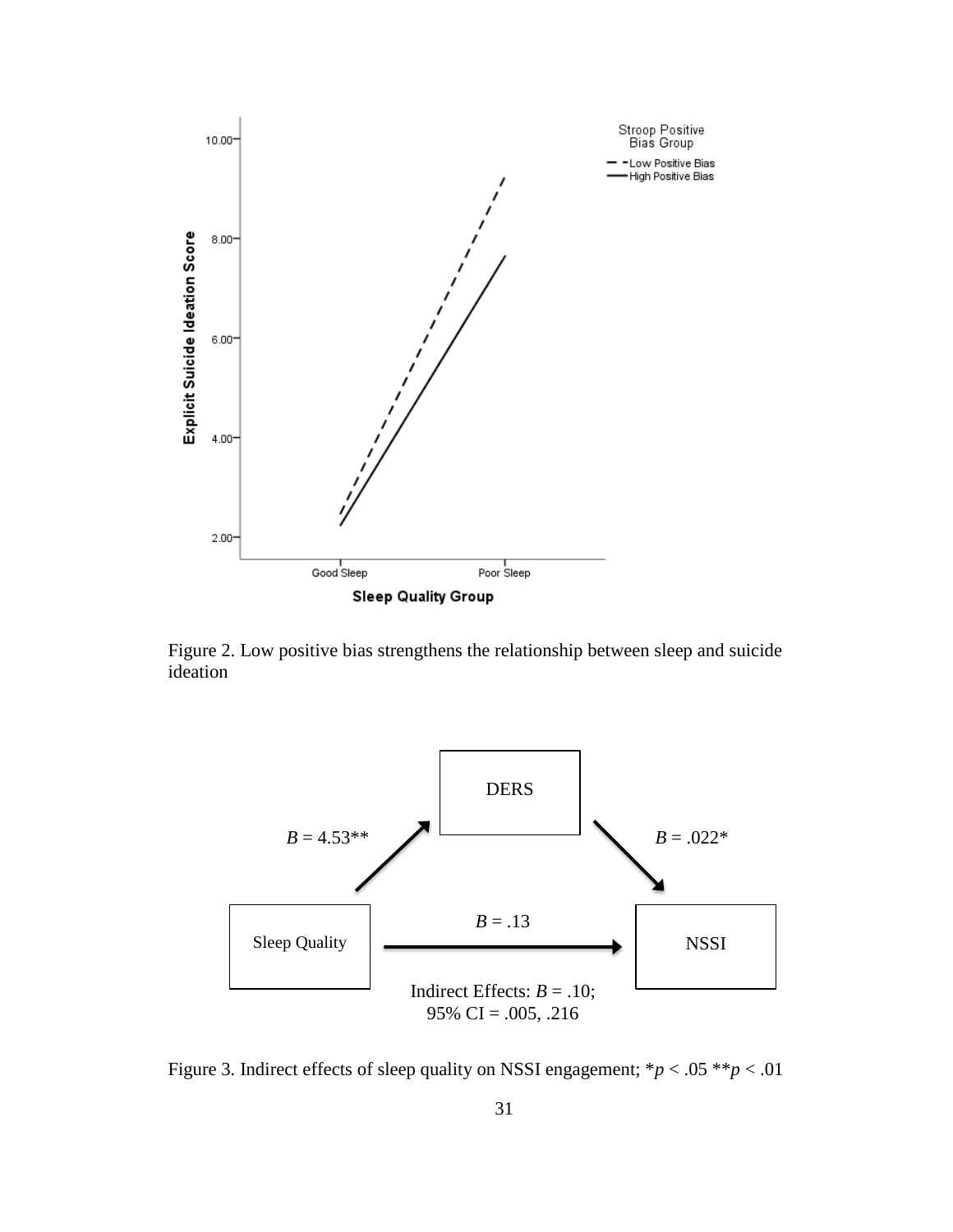Figure 2. Low positive bias strengthens the relationship between sleep and suicide ideation

Figure 3. Indirect effects of sleep quality on NSSI engagement; $*p < .05$ $**p < .01$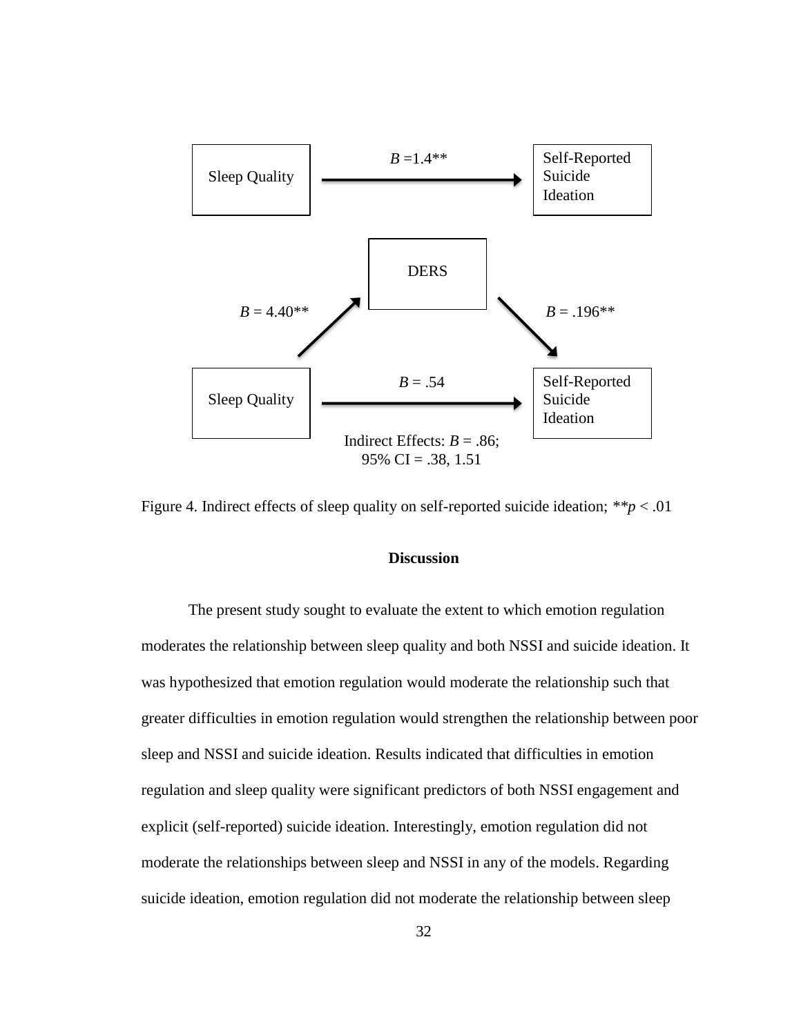| Sleep Quality | $B$ =1.4** → | Self-Reported Suicide Ideation |
|---|---|---|

| | DERS | |
|---|---|---|
| $B$ = 4.40** (Sleep Quality → DERS) | | $B$ = .196** (DERS → Self-Reported Suicide Ideation) |
| Sleep Quality | $B$ = .54 → | Self-Reported Suicide Ideation |

Indirect Effects: $B$ = .86;
95% CI = .38, 1.51

Figure 4. Indirect effects of sleep quality on self-reported suicide ideation; $^{**}p < .01$

**Discussion**

The present study sought to evaluate the extent to which emotion regulation moderates the relationship between sleep quality and both NSSI and suicide ideation. It was hypothesized that emotion regulation would moderate the relationship such that greater difficulties in emotion regulation would strengthen the relationship between poor sleep and NSSI and suicide ideation. Results indicated that difficulties in emotion regulation and sleep quality were significant predictors of both NSSI engagement and explicit (self-reported) suicide ideation. Interestingly, emotion regulation did not moderate the relationships between sleep and NSSI in any of the models. Regarding suicide ideation, emotion regulation did not moderate the relationship between sleep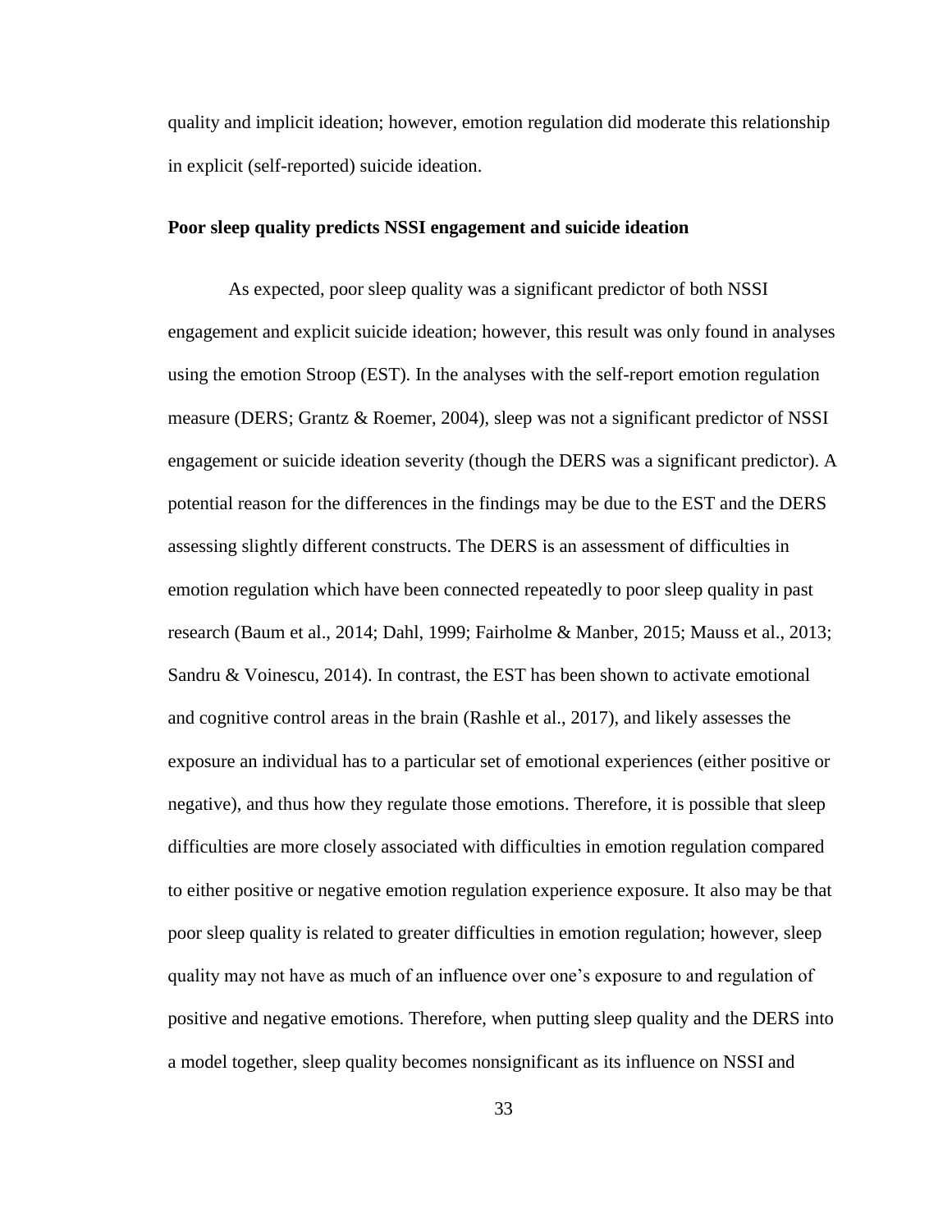quality and implicit ideation; however, emotion regulation did moderate this relationship in explicit (self-reported) suicide ideation.

### Poor sleep quality predicts NSSI engagement and suicide ideation

As expected, poor sleep quality was a significant predictor of both NSSI engagement and explicit suicide ideation; however, this result was only found in analyses using the emotion Stroop (EST). In the analyses with the self-report emotion regulation measure (DERS; Grantz & Roemer, 2004), sleep was not a significant predictor of NSSI engagement or suicide ideation severity (though the DERS was a significant predictor). A potential reason for the differences in the findings may be due to the EST and the DERS assessing slightly different constructs. The DERS is an assessment of difficulties in emotion regulation which have been connected repeatedly to poor sleep quality in past research (Baum et al., 2014; Dahl, 1999; Fairholme & Manber, 2015; Mauss et al., 2013; Sandru & Voinescu, 2014). In contrast, the EST has been shown to activate emotional and cognitive control areas in the brain (Rashle et al., 2017), and likely assesses the exposure an individual has to a particular set of emotional experiences (either positive or negative), and thus how they regulate those emotions. Therefore, it is possible that sleep difficulties are more closely associated with difficulties in emotion regulation compared to either positive or negative emotion regulation experience exposure. It also may be that poor sleep quality is related to greater difficulties in emotion regulation; however, sleep quality may not have as much of an influence over one's exposure to and regulation of positive and negative emotions. Therefore, when putting sleep quality and the DERS into a model together, sleep quality becomes nonsignificant as its influence on NSSI and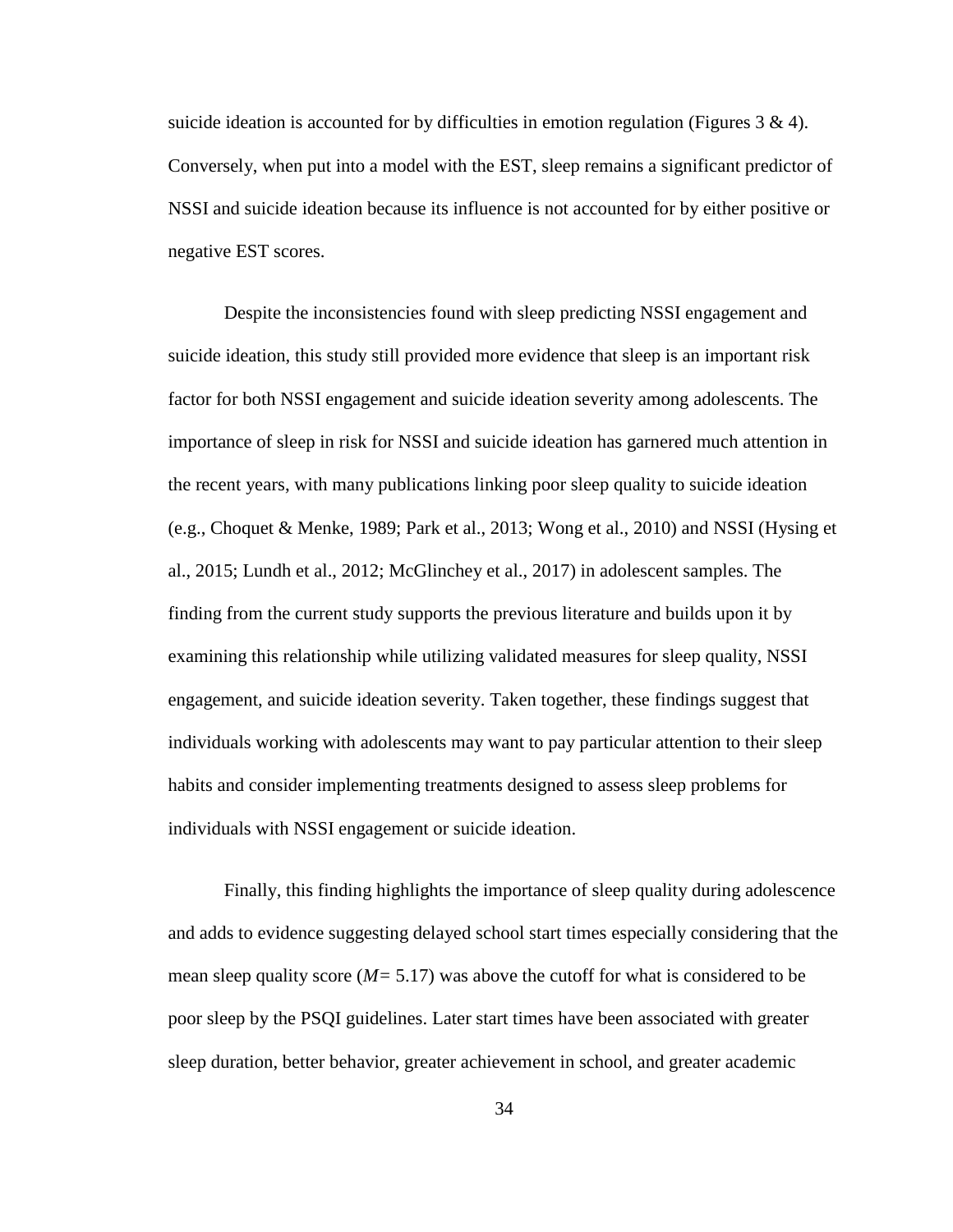suicide ideation is accounted for by difficulties in emotion regulation (Figures 3 & 4). Conversely, when put into a model with the EST, sleep remains a significant predictor of NSSI and suicide ideation because its influence is not accounted for by either positive or negative EST scores.

Despite the inconsistencies found with sleep predicting NSSI engagement and suicide ideation, this study still provided more evidence that sleep is an important risk factor for both NSSI engagement and suicide ideation severity among adolescents. The importance of sleep in risk for NSSI and suicide ideation has garnered much attention in the recent years, with many publications linking poor sleep quality to suicide ideation (e.g., Choquet & Menke, 1989; Park et al., 2013; Wong et al., 2010) and NSSI (Hysing et al., 2015; Lundh et al., 2012; McGlinchey et al., 2017) in adolescent samples. The finding from the current study supports the previous literature and builds upon it by examining this relationship while utilizing validated measures for sleep quality, NSSI engagement, and suicide ideation severity. Taken together, these findings suggest that individuals working with adolescents may want to pay particular attention to their sleep habits and consider implementing treatments designed to assess sleep problems for individuals with NSSI engagement or suicide ideation.

Finally, this finding highlights the importance of sleep quality during adolescence and adds to evidence suggesting delayed school start times especially considering that the mean sleep quality score ($M = 5.17$) was above the cutoff for what is considered to be poor sleep by the PSQI guidelines. Later start times have been associated with greater sleep duration, better behavior, greater achievement in school, and greater academic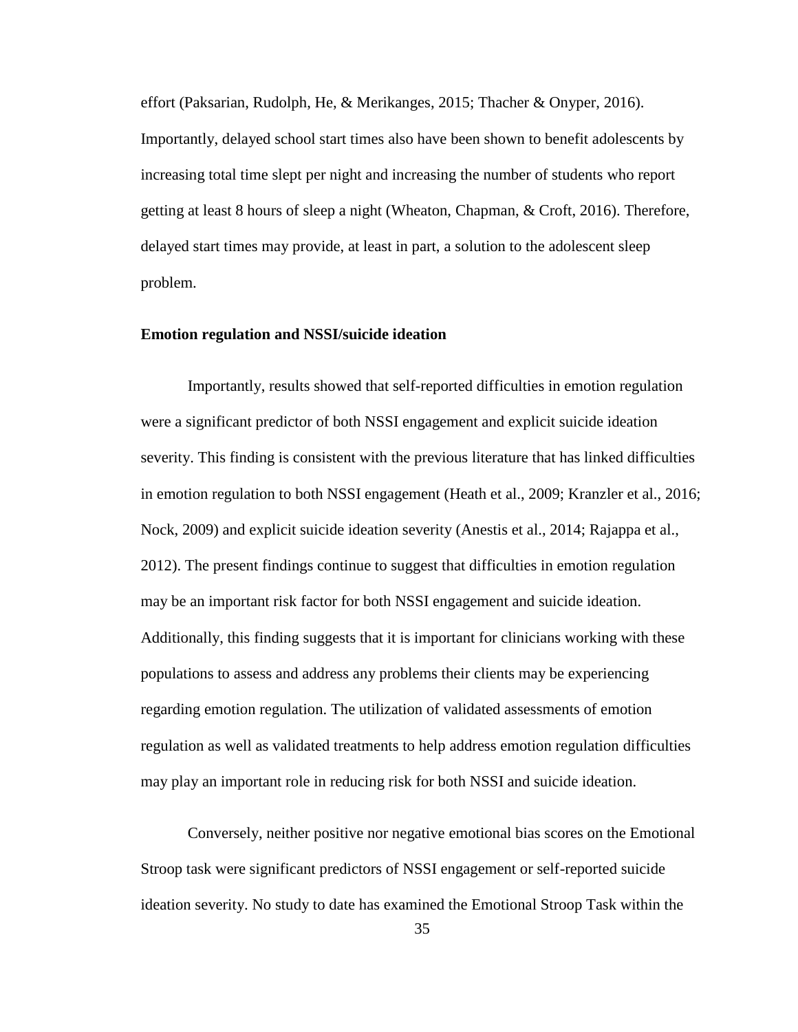effort (Paksarian, Rudolph, He, & Merikanges, 2015; Thacher & Onyper, 2016). Importantly, delayed school start times also have been shown to benefit adolescents by increasing total time slept per night and increasing the number of students who report getting at least 8 hours of sleep a night (Wheaton, Chapman, & Croft, 2016). Therefore, delayed start times may provide, at least in part, a solution to the adolescent sleep problem.

### Emotion regulation and NSSI/suicide ideation

Importantly, results showed that self-reported difficulties in emotion regulation were a significant predictor of both NSSI engagement and explicit suicide ideation severity. This finding is consistent with the previous literature that has linked difficulties in emotion regulation to both NSSI engagement (Heath et al., 2009; Kranzler et al., 2016; Nock, 2009) and explicit suicide ideation severity (Anestis et al., 2014; Rajappa et al., 2012). The present findings continue to suggest that difficulties in emotion regulation may be an important risk factor for both NSSI engagement and suicide ideation. Additionally, this finding suggests that it is important for clinicians working with these populations to assess and address any problems their clients may be experiencing regarding emotion regulation. The utilization of validated assessments of emotion regulation as well as validated treatments to help address emotion regulation difficulties may play an important role in reducing risk for both NSSI and suicide ideation.

Conversely, neither positive nor negative emotional bias scores on the Emotional Stroop task were significant predictors of NSSI engagement or self-reported suicide ideation severity. No study to date has examined the Emotional Stroop Task within the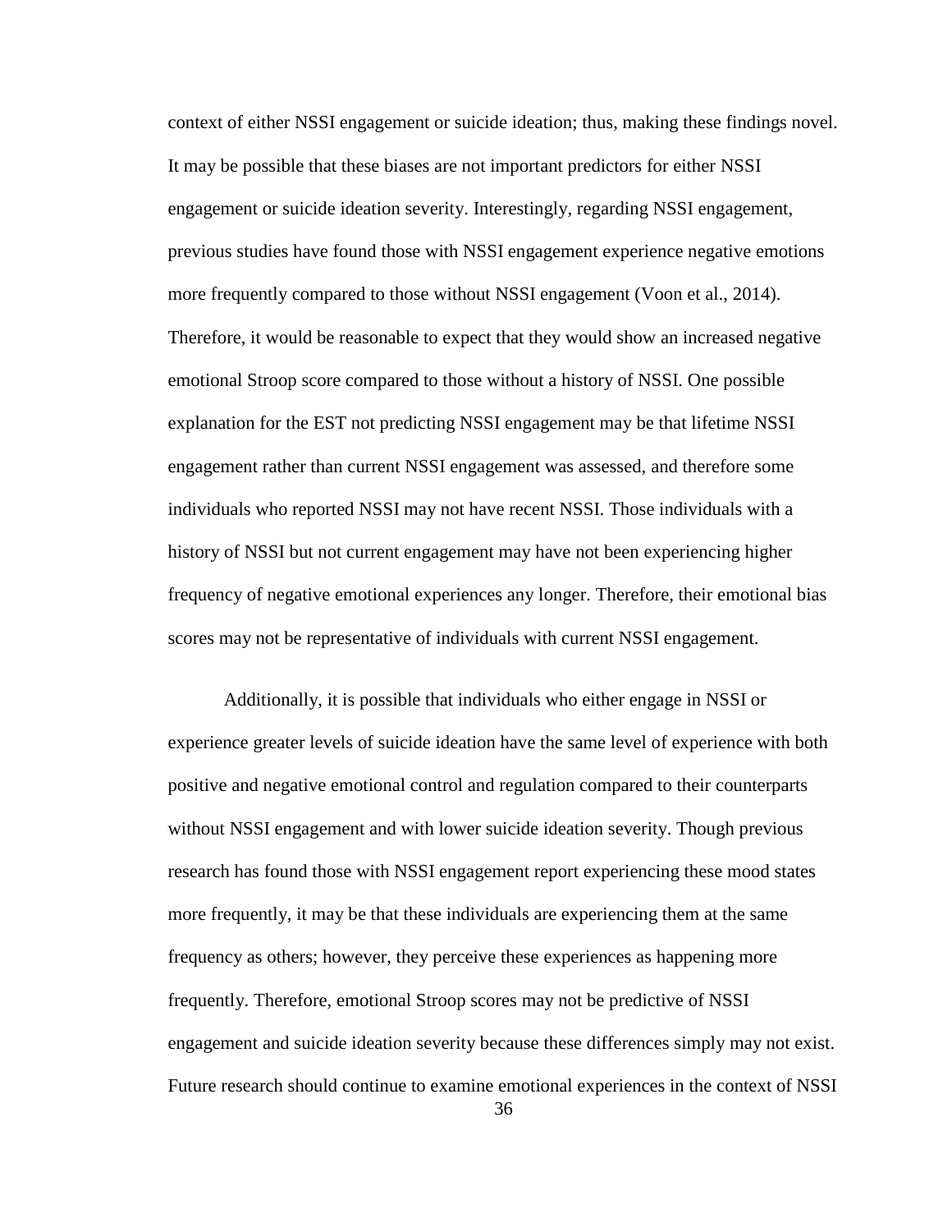context of either NSSI engagement or suicide ideation; thus, making these findings novel. It may be possible that these biases are not important predictors for either NSSI engagement or suicide ideation severity. Interestingly, regarding NSSI engagement, previous studies have found those with NSSI engagement experience negative emotions more frequently compared to those without NSSI engagement (Voon et al., 2014). Therefore, it would be reasonable to expect that they would show an increased negative emotional Stroop score compared to those without a history of NSSI. One possible explanation for the EST not predicting NSSI engagement may be that lifetime NSSI engagement rather than current NSSI engagement was assessed, and therefore some individuals who reported NSSI may not have recent NSSI. Those individuals with a history of NSSI but not current engagement may have not been experiencing higher frequency of negative emotional experiences any longer. Therefore, their emotional bias scores may not be representative of individuals with current NSSI engagement.

Additionally, it is possible that individuals who either engage in NSSI or experience greater levels of suicide ideation have the same level of experience with both positive and negative emotional control and regulation compared to their counterparts without NSSI engagement and with lower suicide ideation severity. Though previous research has found those with NSSI engagement report experiencing these mood states more frequently, it may be that these individuals are experiencing them at the same frequency as others; however, they perceive these experiences as happening more frequently. Therefore, emotional Stroop scores may not be predictive of NSSI engagement and suicide ideation severity because these differences simply may not exist. Future research should continue to examine emotional experiences in the context of NSSI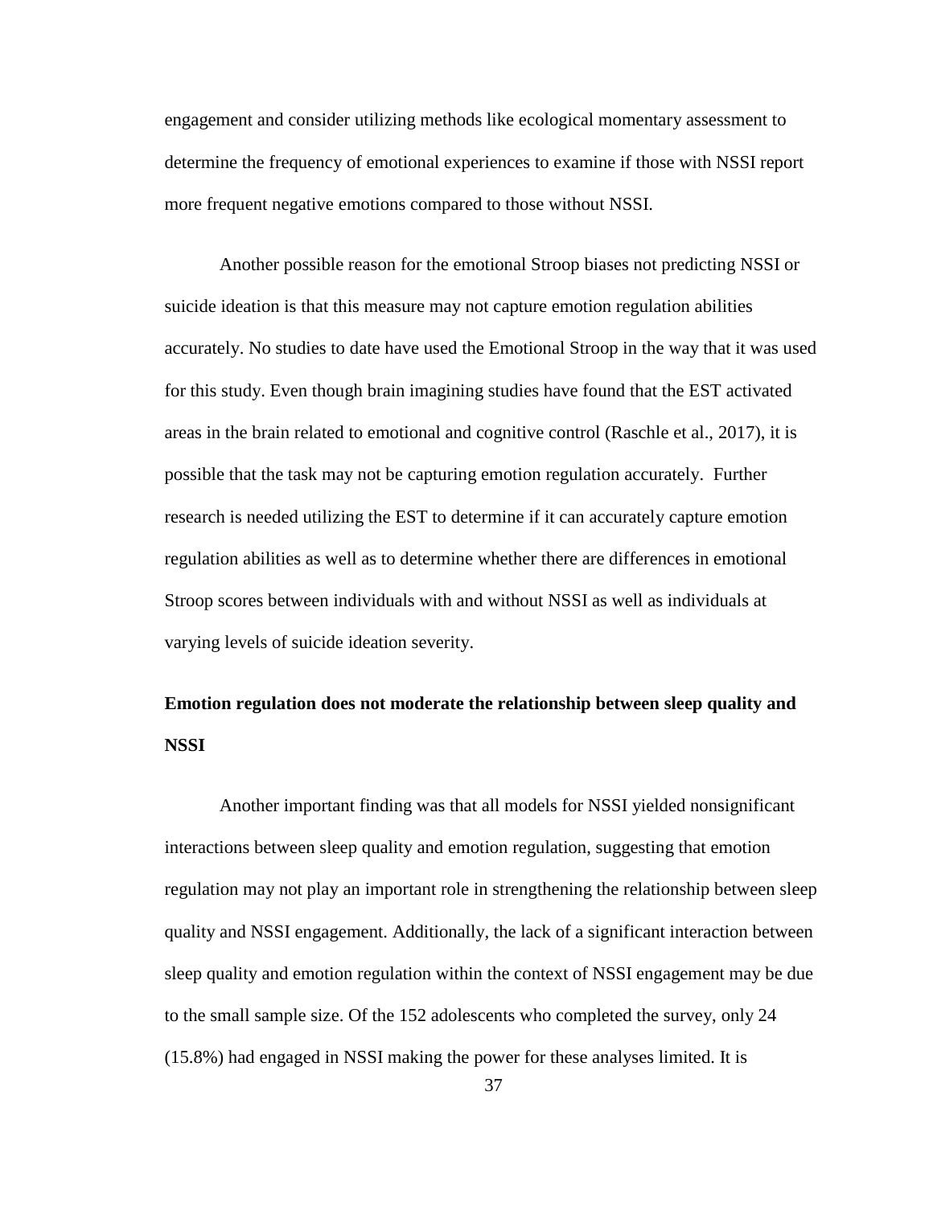engagement and consider utilizing methods like ecological momentary assessment to determine the frequency of emotional experiences to examine if those with NSSI report more frequent negative emotions compared to those without NSSI.

Another possible reason for the emotional Stroop biases not predicting NSSI or suicide ideation is that this measure may not capture emotion regulation abilities accurately. No studies to date have used the Emotional Stroop in the way that it was used for this study. Even though brain imagining studies have found that the EST activated areas in the brain related to emotional and cognitive control (Raschle et al., 2017), it is possible that the task may not be capturing emotion regulation accurately. Further research is needed utilizing the EST to determine if it can accurately capture emotion regulation abilities as well as to determine whether there are differences in emotional Stroop scores between individuals with and without NSSI as well as individuals at varying levels of suicide ideation severity.

**Emotion regulation does not moderate the relationship between sleep quality and NSSI**

Another important finding was that all models for NSSI yielded nonsignificant interactions between sleep quality and emotion regulation, suggesting that emotion regulation may not play an important role in strengthening the relationship between sleep quality and NSSI engagement. Additionally, the lack of a significant interaction between sleep quality and emotion regulation within the context of NSSI engagement may be due to the small sample size. Of the 152 adolescents who completed the survey, only 24 (15.8%) had engaged in NSSI making the power for these analyses limited. It is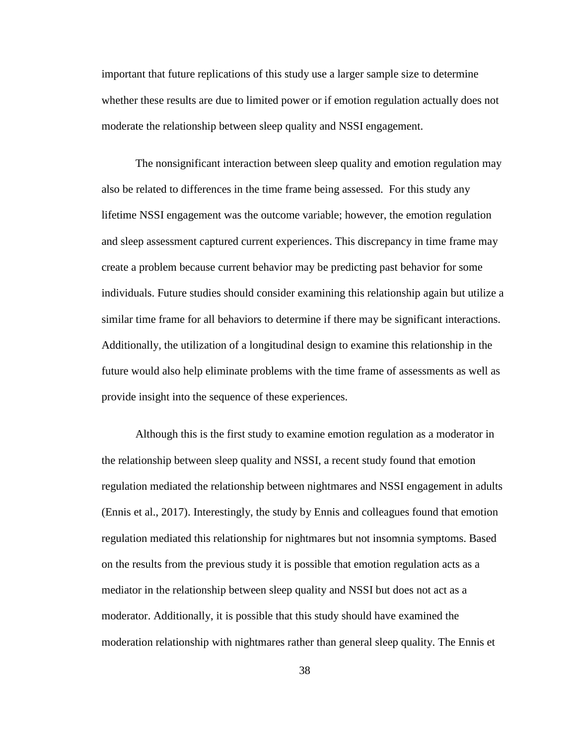important that future replications of this study use a larger sample size to determine whether these results are due to limited power or if emotion regulation actually does not moderate the relationship between sleep quality and NSSI engagement.

The nonsignificant interaction between sleep quality and emotion regulation may also be related to differences in the time frame being assessed. For this study any lifetime NSSI engagement was the outcome variable; however, the emotion regulation and sleep assessment captured current experiences. This discrepancy in time frame may create a problem because current behavior may be predicting past behavior for some individuals. Future studies should consider examining this relationship again but utilize a similar time frame for all behaviors to determine if there may be significant interactions. Additionally, the utilization of a longitudinal design to examine this relationship in the future would also help eliminate problems with the time frame of assessments as well as provide insight into the sequence of these experiences.

Although this is the first study to examine emotion regulation as a moderator in the relationship between sleep quality and NSSI, a recent study found that emotion regulation mediated the relationship between nightmares and NSSI engagement in adults (Ennis et al., 2017). Interestingly, the study by Ennis and colleagues found that emotion regulation mediated this relationship for nightmares but not insomnia symptoms. Based on the results from the previous study it is possible that emotion regulation acts as a mediator in the relationship between sleep quality and NSSI but does not act as a moderator. Additionally, it is possible that this study should have examined the moderation relationship with nightmares rather than general sleep quality. The Ennis et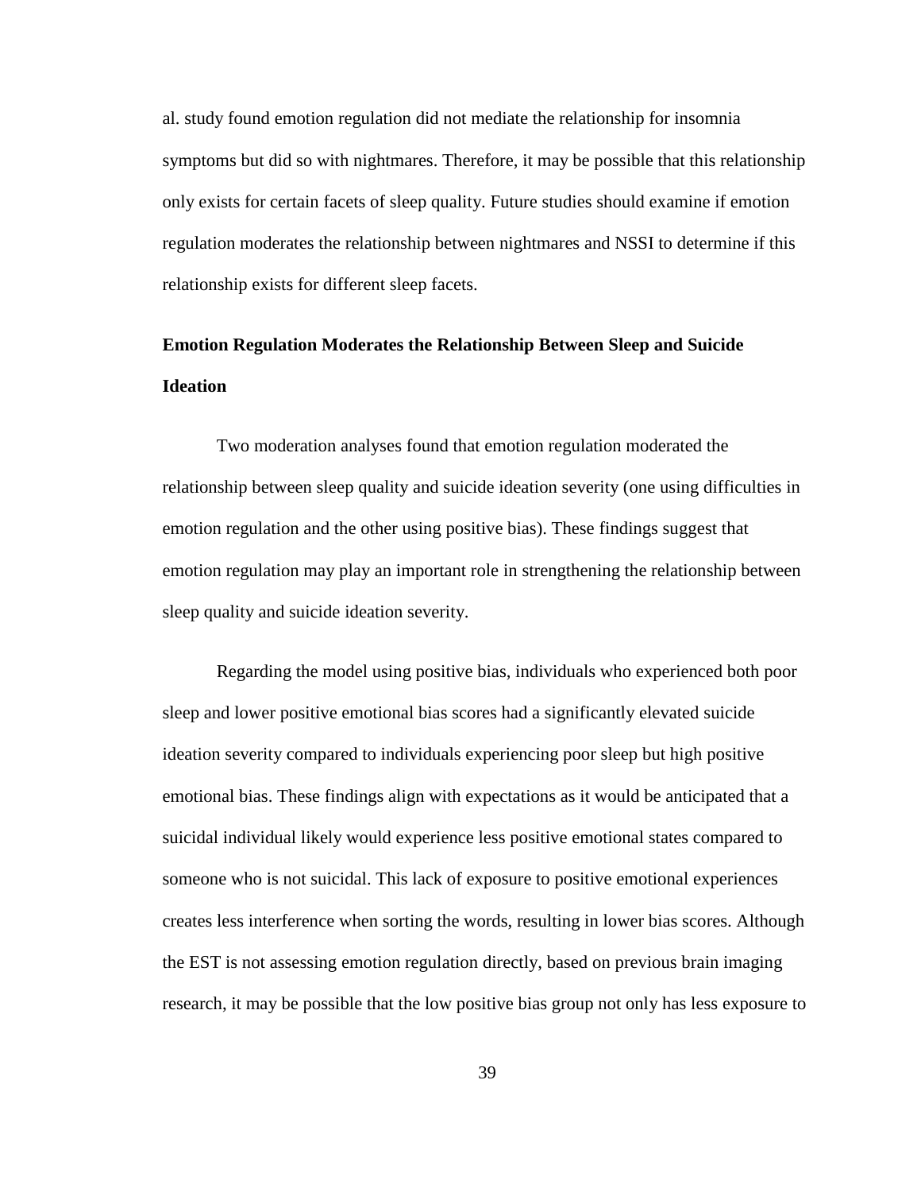al. study found emotion regulation did not mediate the relationship for insomnia symptoms but did so with nightmares. Therefore, it may be possible that this relationship only exists for certain facets of sleep quality. Future studies should examine if emotion regulation moderates the relationship between nightmares and NSSI to determine if this relationship exists for different sleep facets.

## Emotion Regulation Moderates the Relationship Between Sleep and Suicide Ideation

Two moderation analyses found that emotion regulation moderated the relationship between sleep quality and suicide ideation severity (one using difficulties in emotion regulation and the other using positive bias). These findings suggest that emotion regulation may play an important role in strengthening the relationship between sleep quality and suicide ideation severity.

Regarding the model using positive bias, individuals who experienced both poor sleep and lower positive emotional bias scores had a significantly elevated suicide ideation severity compared to individuals experiencing poor sleep but high positive emotional bias. These findings align with expectations as it would be anticipated that a suicidal individual likely would experience less positive emotional states compared to someone who is not suicidal. This lack of exposure to positive emotional experiences creates less interference when sorting the words, resulting in lower bias scores. Although the EST is not assessing emotion regulation directly, based on previous brain imaging research, it may be possible that the low positive bias group not only has less exposure to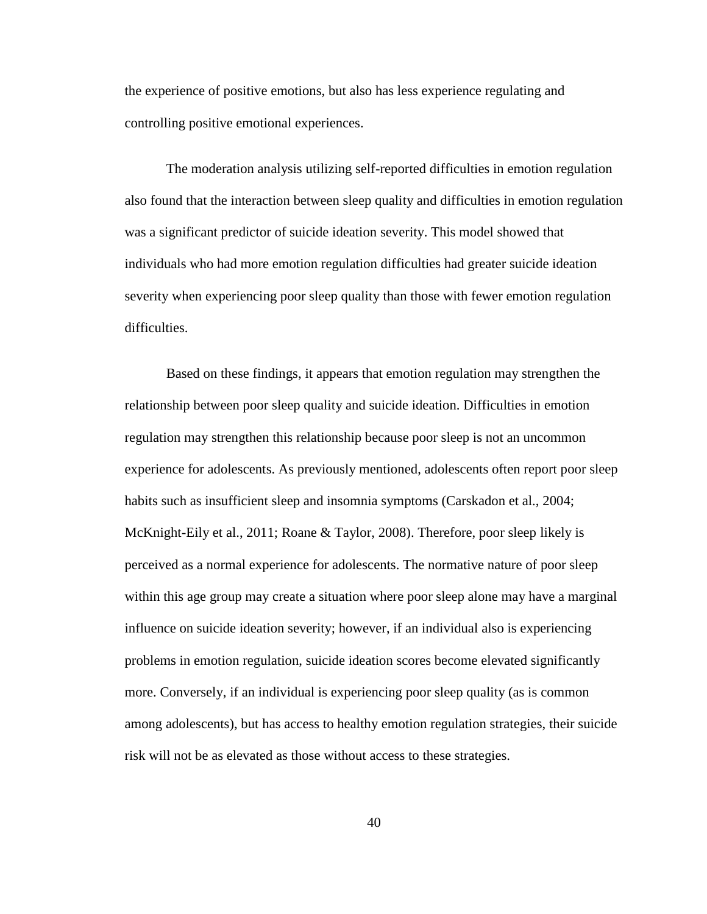the experience of positive emotions, but also has less experience regulating and controlling positive emotional experiences.

The moderation analysis utilizing self-reported difficulties in emotion regulation also found that the interaction between sleep quality and difficulties in emotion regulation was a significant predictor of suicide ideation severity. This model showed that individuals who had more emotion regulation difficulties had greater suicide ideation severity when experiencing poor sleep quality than those with fewer emotion regulation difficulties.

Based on these findings, it appears that emotion regulation may strengthen the relationship between poor sleep quality and suicide ideation. Difficulties in emotion regulation may strengthen this relationship because poor sleep is not an uncommon experience for adolescents. As previously mentioned, adolescents often report poor sleep habits such as insufficient sleep and insomnia symptoms (Carskadon et al., 2004; McKnight-Eily et al., 2011; Roane & Taylor, 2008). Therefore, poor sleep likely is perceived as a normal experience for adolescents. The normative nature of poor sleep within this age group may create a situation where poor sleep alone may have a marginal influence on suicide ideation severity; however, if an individual also is experiencing problems in emotion regulation, suicide ideation scores become elevated significantly more. Conversely, if an individual is experiencing poor sleep quality (as is common among adolescents), but has access to healthy emotion regulation strategies, their suicide risk will not be as elevated as those without access to these strategies.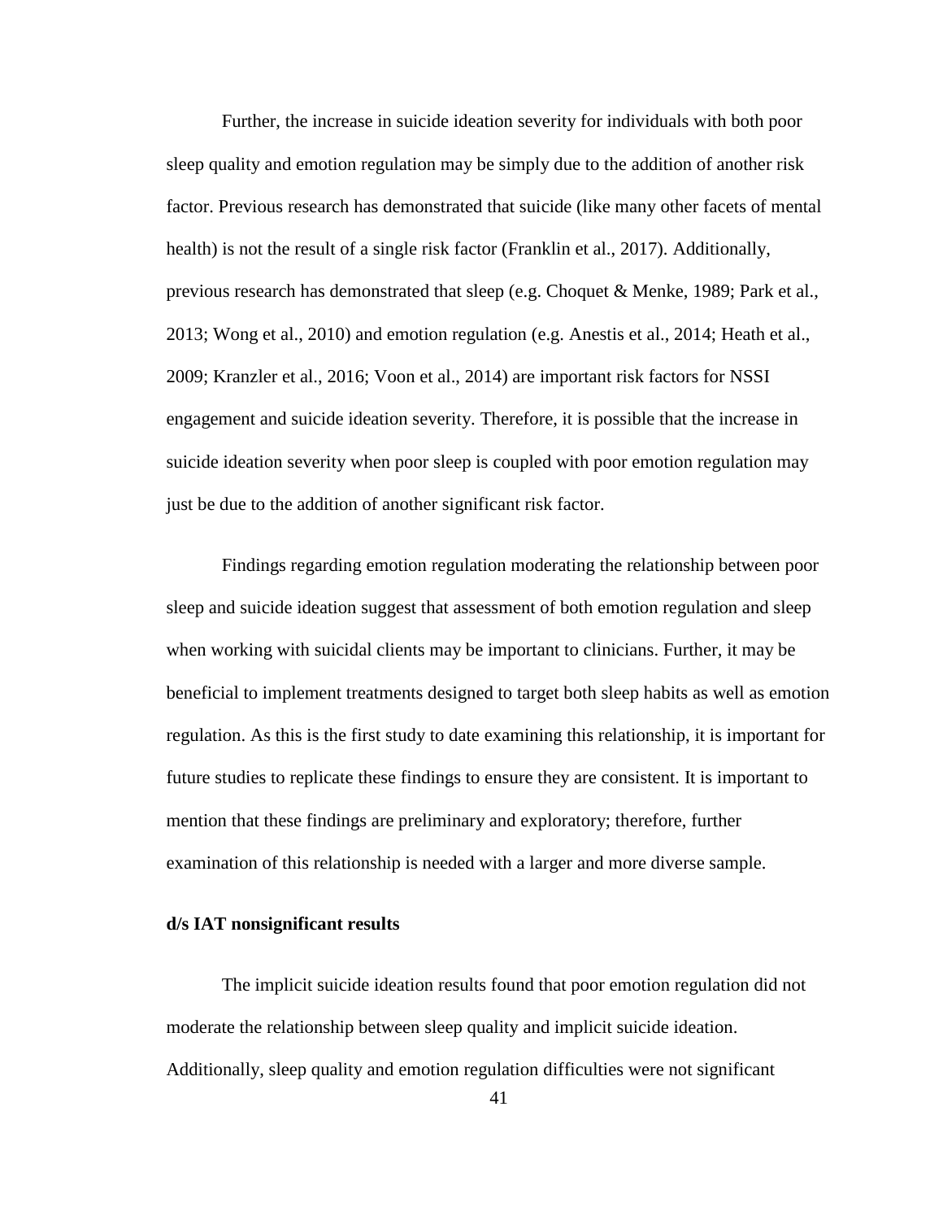Further, the increase in suicide ideation severity for individuals with both poor sleep quality and emotion regulation may be simply due to the addition of another risk factor. Previous research has demonstrated that suicide (like many other facets of mental health) is not the result of a single risk factor (Franklin et al., 2017). Additionally, previous research has demonstrated that sleep (e.g. Choquet & Menke, 1989; Park et al., 2013; Wong et al., 2010) and emotion regulation (e.g. Anestis et al., 2014; Heath et al., 2009; Kranzler et al., 2016; Voon et al., 2014) are important risk factors for NSSI engagement and suicide ideation severity. Therefore, it is possible that the increase in suicide ideation severity when poor sleep is coupled with poor emotion regulation may just be due to the addition of another significant risk factor.

Findings regarding emotion regulation moderating the relationship between poor sleep and suicide ideation suggest that assessment of both emotion regulation and sleep when working with suicidal clients may be important to clinicians. Further, it may be beneficial to implement treatments designed to target both sleep habits as well as emotion regulation. As this is the first study to date examining this relationship, it is important for future studies to replicate these findings to ensure they are consistent. It is important to mention that these findings are preliminary and exploratory; therefore, further examination of this relationship is needed with a larger and more diverse sample.

**d/s IAT nonsignificant results**

The implicit suicide ideation results found that poor emotion regulation did not moderate the relationship between sleep quality and implicit suicide ideation. Additionally, sleep quality and emotion regulation difficulties were not significant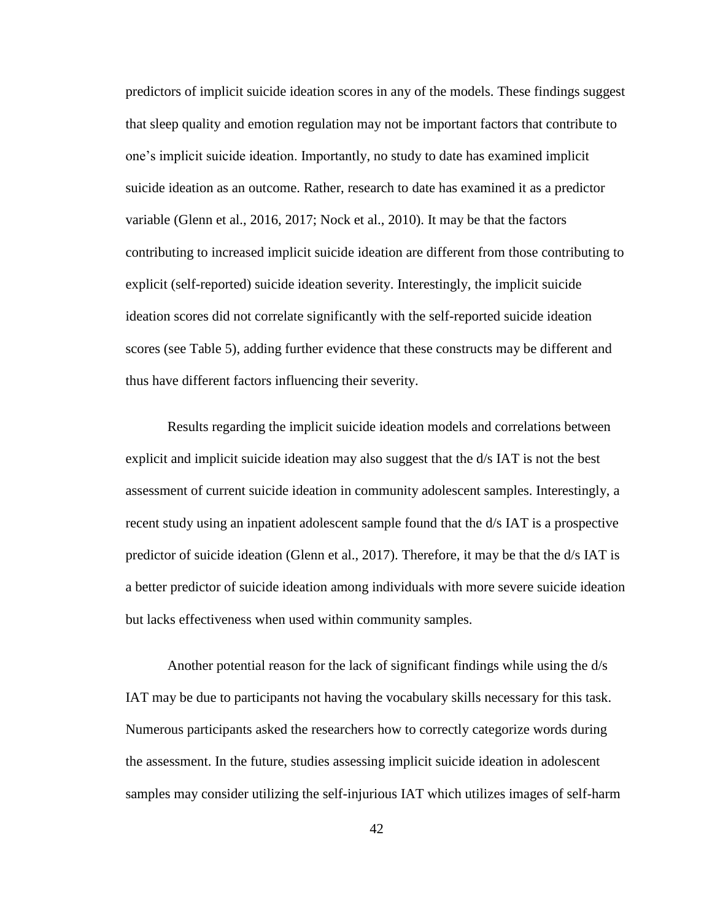predictors of implicit suicide ideation scores in any of the models. These findings suggest that sleep quality and emotion regulation may not be important factors that contribute to one's implicit suicide ideation. Importantly, no study to date has examined implicit suicide ideation as an outcome. Rather, research to date has examined it as a predictor variable (Glenn et al., 2016, 2017; Nock et al., 2010). It may be that the factors contributing to increased implicit suicide ideation are different from those contributing to explicit (self-reported) suicide ideation severity. Interestingly, the implicit suicide ideation scores did not correlate significantly with the self-reported suicide ideation scores (see Table 5), adding further evidence that these constructs may be different and thus have different factors influencing their severity.

Results regarding the implicit suicide ideation models and correlations between explicit and implicit suicide ideation may also suggest that the d/s IAT is not the best assessment of current suicide ideation in community adolescent samples. Interestingly, a recent study using an inpatient adolescent sample found that the d/s IAT is a prospective predictor of suicide ideation (Glenn et al., 2017). Therefore, it may be that the d/s IAT is a better predictor of suicide ideation among individuals with more severe suicide ideation but lacks effectiveness when used within community samples.

Another potential reason for the lack of significant findings while using the d/s IAT may be due to participants not having the vocabulary skills necessary for this task. Numerous participants asked the researchers how to correctly categorize words during the assessment. In the future, studies assessing implicit suicide ideation in adolescent samples may consider utilizing the self-injurious IAT which utilizes images of self-harm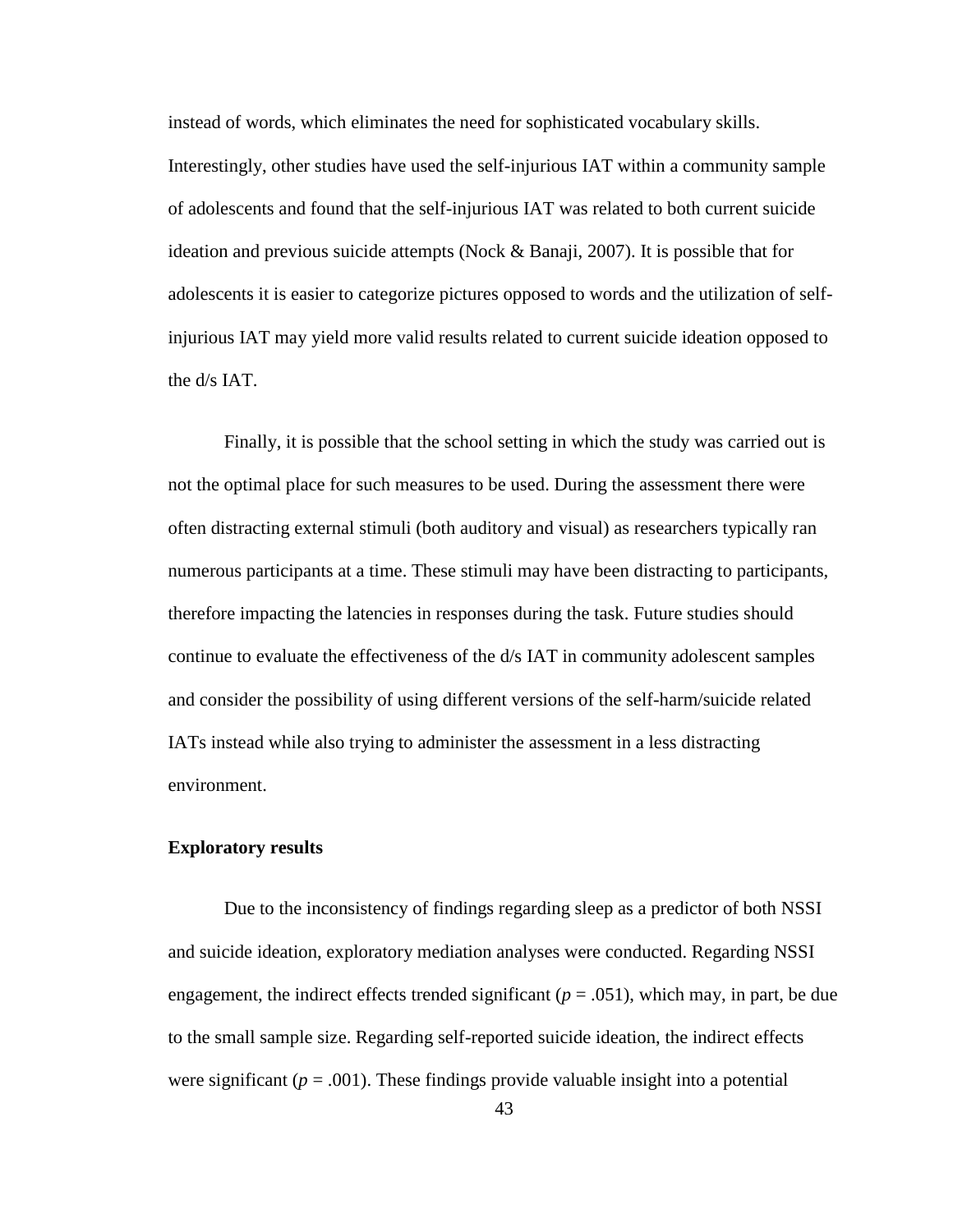instead of words, which eliminates the need for sophisticated vocabulary skills. Interestingly, other studies have used the self-injurious IAT within a community sample of adolescents and found that the self-injurious IAT was related to both current suicide ideation and previous suicide attempts (Nock & Banaji, 2007). It is possible that for adolescents it is easier to categorize pictures opposed to words and the utilization of self-injurious IAT may yield more valid results related to current suicide ideation opposed to the d/s IAT.

Finally, it is possible that the school setting in which the study was carried out is not the optimal place for such measures to be used. During the assessment there were often distracting external stimuli (both auditory and visual) as researchers typically ran numerous participants at a time. These stimuli may have been distracting to participants, therefore impacting the latencies in responses during the task. Future studies should continue to evaluate the effectiveness of the d/s IAT in community adolescent samples and consider the possibility of using different versions of the self-harm/suicide related IATs instead while also trying to administer the assessment in a less distracting environment.

**Exploratory results**

Due to the inconsistency of findings regarding sleep as a predictor of both NSSI and suicide ideation, exploratory mediation analyses were conducted. Regarding NSSI engagement, the indirect effects trended significant ($p$ = .051), which may, in part, be due to the small sample size. Regarding self-reported suicide ideation, the indirect effects were significant ($p$ = .001). These findings provide valuable insight into a potential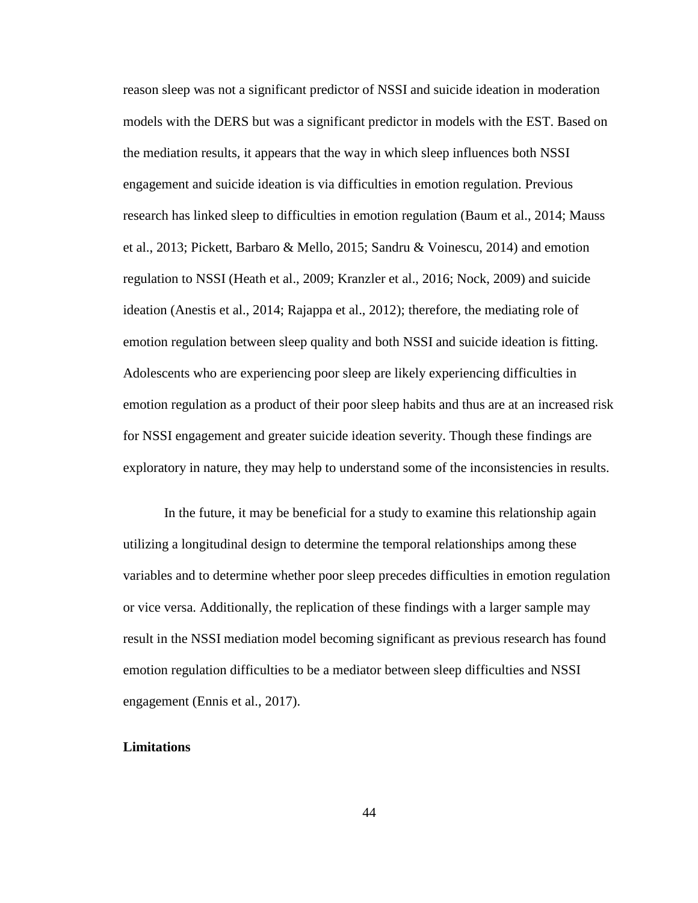reason sleep was not a significant predictor of NSSI and suicide ideation in moderation models with the DERS but was a significant predictor in models with the EST. Based on the mediation results, it appears that the way in which sleep influences both NSSI engagement and suicide ideation is via difficulties in emotion regulation. Previous research has linked sleep to difficulties in emotion regulation (Baum et al., 2014; Mauss et al., 2013; Pickett, Barbaro & Mello, 2015; Sandru & Voinescu, 2014) and emotion regulation to NSSI (Heath et al., 2009; Kranzler et al., 2016; Nock, 2009) and suicide ideation (Anestis et al., 2014; Rajappa et al., 2012); therefore, the mediating role of emotion regulation between sleep quality and both NSSI and suicide ideation is fitting. Adolescents who are experiencing poor sleep are likely experiencing difficulties in emotion regulation as a product of their poor sleep habits and thus are at an increased risk for NSSI engagement and greater suicide ideation severity. Though these findings are exploratory in nature, they may help to understand some of the inconsistencies in results.

In the future, it may be beneficial for a study to examine this relationship again utilizing a longitudinal design to determine the temporal relationships among these variables and to determine whether poor sleep precedes difficulties in emotion regulation or vice versa. Additionally, the replication of these findings with a larger sample may result in the NSSI mediation model becoming significant as previous research has found emotion regulation difficulties to be a mediator between sleep difficulties and NSSI engagement (Ennis et al., 2017).

## Limitations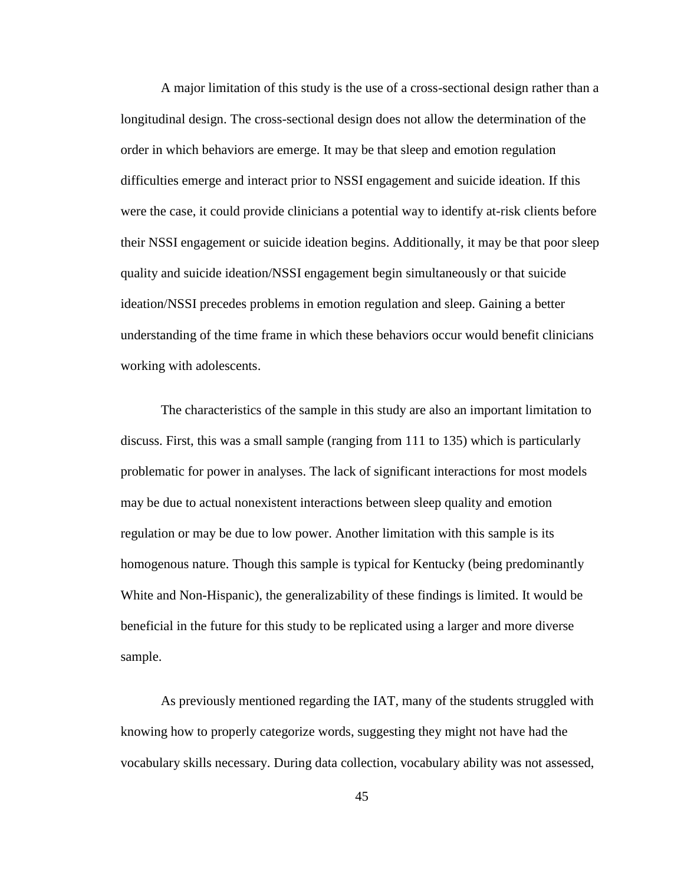A major limitation of this study is the use of a cross-sectional design rather than a longitudinal design. The cross-sectional design does not allow the determination of the order in which behaviors are emerge. It may be that sleep and emotion regulation difficulties emerge and interact prior to NSSI engagement and suicide ideation. If this were the case, it could provide clinicians a potential way to identify at-risk clients before their NSSI engagement or suicide ideation begins. Additionally, it may be that poor sleep quality and suicide ideation/NSSI engagement begin simultaneously or that suicide ideation/NSSI precedes problems in emotion regulation and sleep. Gaining a better understanding of the time frame in which these behaviors occur would benefit clinicians working with adolescents.

The characteristics of the sample in this study are also an important limitation to discuss. First, this was a small sample (ranging from 111 to 135) which is particularly problematic for power in analyses. The lack of significant interactions for most models may be due to actual nonexistent interactions between sleep quality and emotion regulation or may be due to low power. Another limitation with this sample is its homogenous nature. Though this sample is typical for Kentucky (being predominantly White and Non-Hispanic), the generalizability of these findings is limited. It would be beneficial in the future for this study to be replicated using a larger and more diverse sample.

As previously mentioned regarding the IAT, many of the students struggled with knowing how to properly categorize words, suggesting they might not have had the vocabulary skills necessary. During data collection, vocabulary ability was not assessed,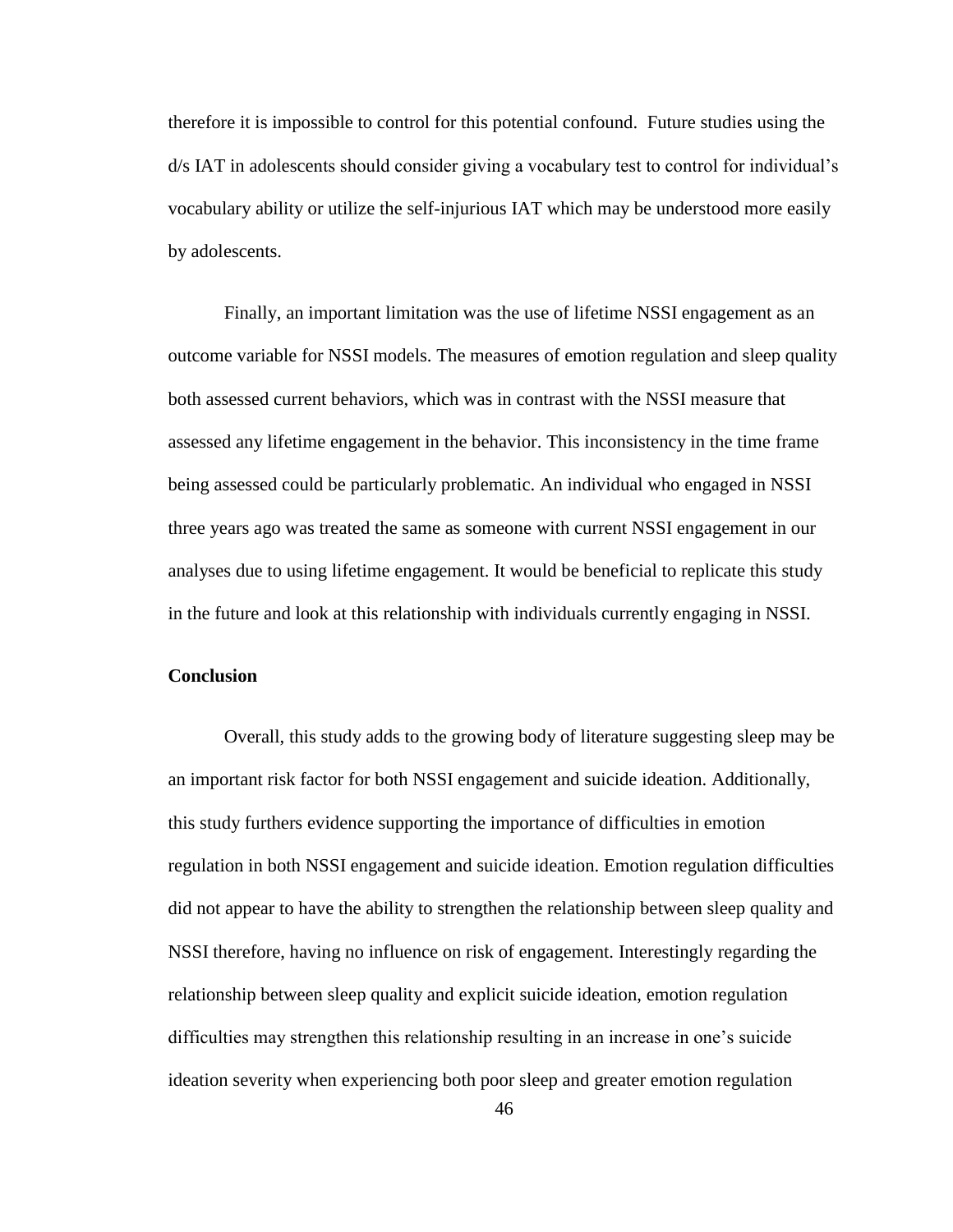therefore it is impossible to control for this potential confound. Future studies using the d/s IAT in adolescents should consider giving a vocabulary test to control for individual's vocabulary ability or utilize the self-injurious IAT which may be understood more easily by adolescents.

Finally, an important limitation was the use of lifetime NSSI engagement as an outcome variable for NSSI models. The measures of emotion regulation and sleep quality both assessed current behaviors, which was in contrast with the NSSI measure that assessed any lifetime engagement in the behavior. This inconsistency in the time frame being assessed could be particularly problematic. An individual who engaged in NSSI three years ago was treated the same as someone with current NSSI engagement in our analyses due to using lifetime engagement. It would be beneficial to replicate this study in the future and look at this relationship with individuals currently engaging in NSSI.

## Conclusion

Overall, this study adds to the growing body of literature suggesting sleep may be an important risk factor for both NSSI engagement and suicide ideation. Additionally, this study furthers evidence supporting the importance of difficulties in emotion regulation in both NSSI engagement and suicide ideation. Emotion regulation difficulties did not appear to have the ability to strengthen the relationship between sleep quality and NSSI therefore, having no influence on risk of engagement. Interestingly regarding the relationship between sleep quality and explicit suicide ideation, emotion regulation difficulties may strengthen this relationship resulting in an increase in one's suicide ideation severity when experiencing both poor sleep and greater emotion regulation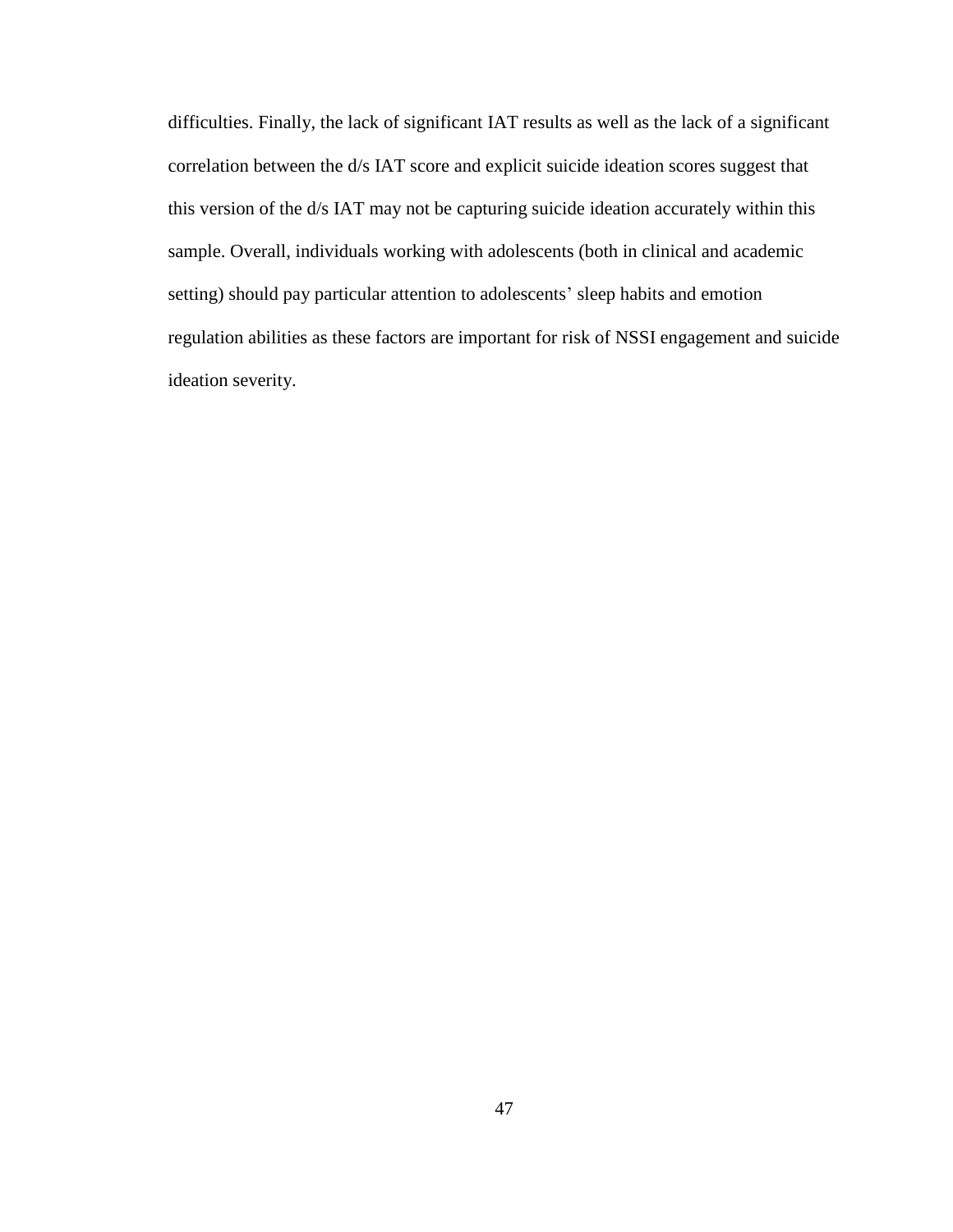difficulties. Finally, the lack of significant IAT results as well as the lack of a significant correlation between the d/s IAT score and explicit suicide ideation scores suggest that this version of the d/s IAT may not be capturing suicide ideation accurately within this sample. Overall, individuals working with adolescents (both in clinical and academic setting) should pay particular attention to adolescents' sleep habits and emotion regulation abilities as these factors are important for risk of NSSI engagement and suicide ideation severity.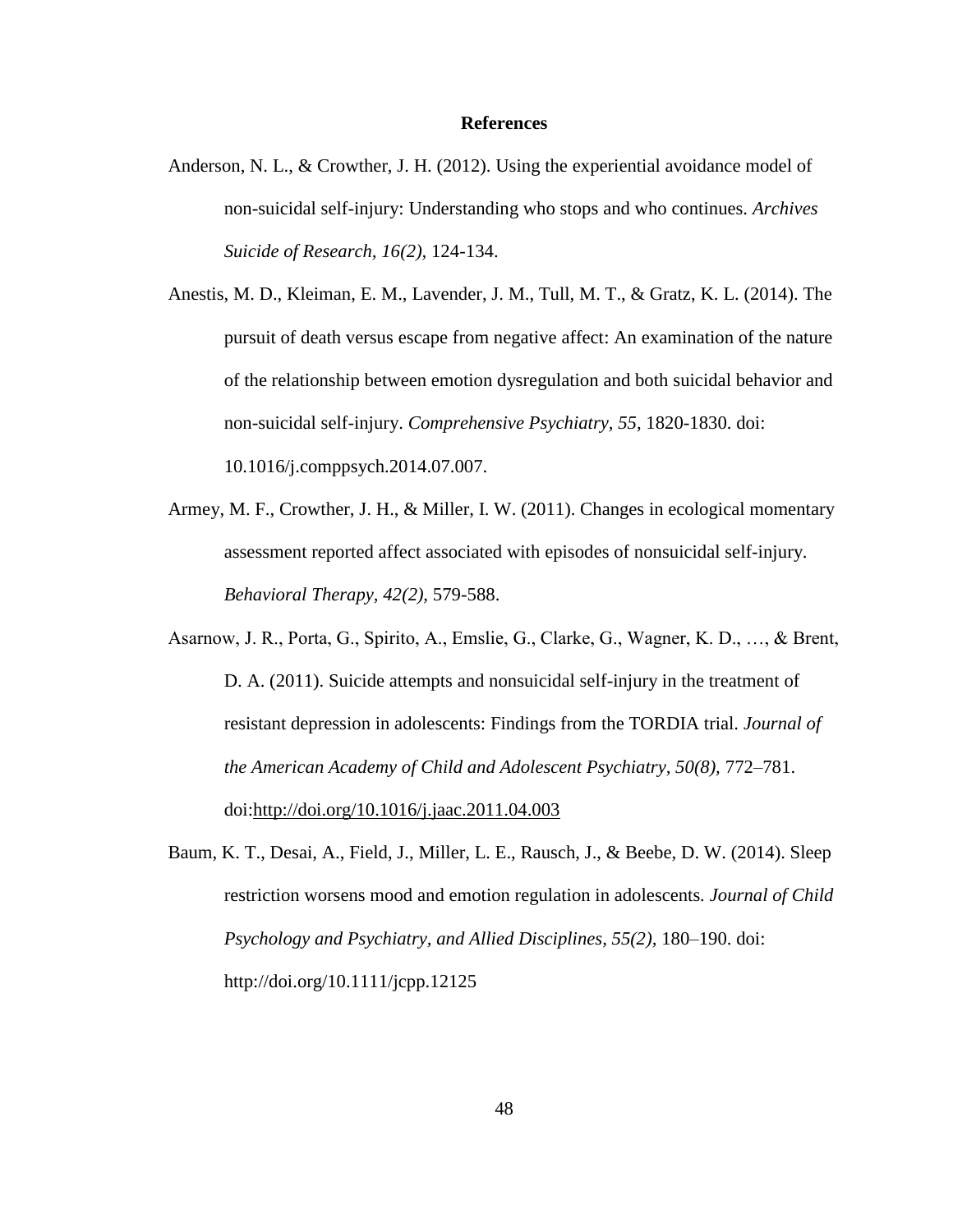# References

Anderson, N. L., & Crowther, J. H. (2012). Using the experiential avoidance model of non-suicidal self-injury: Understanding who stops and who continues. *Archives Suicide of Research, 16(2),* 124-134.

Anestis, M. D., Kleiman, E. M., Lavender, J. M., Tull, M. T., & Gratz, K. L. (2014). The pursuit of death versus escape from negative affect: An examination of the nature of the relationship between emotion dysregulation and both suicidal behavior and non-suicidal self-injury. *Comprehensive Psychiatry, 55,* 1820-1830. doi: 10.1016/j.comppsych.2014.07.007.

Armey, M. F., Crowther, J. H., & Miller, I. W. (2011). Changes in ecological momentary assessment reported affect associated with episodes of nonsuicidal self-injury. *Behavioral Therapy, 42(2),* 579-588.

Asarnow, J. R., Porta, G., Spirito, A., Emslie, G., Clarke, G., Wagner, K. D., …, & Brent, D. A. (2011). Suicide attempts and nonsuicidal self-injury in the treatment of resistant depression in adolescents: Findings from the TORDIA trial. *Journal of the American Academy of Child and Adolescent Psychiatry, 50(8),* 772–781. doi:http://doi.org/10.1016/j.jaac.2011.04.003

Baum, K. T., Desai, A., Field, J., Miller, L. E., Rausch, J., & Beebe, D. W. (2014). Sleep restriction worsens mood and emotion regulation in adolescents. *Journal of Child Psychology and Psychiatry, and Allied Disciplines, 55(2),* 180–190. doi: http://doi.org/10.1111/jcpp.12125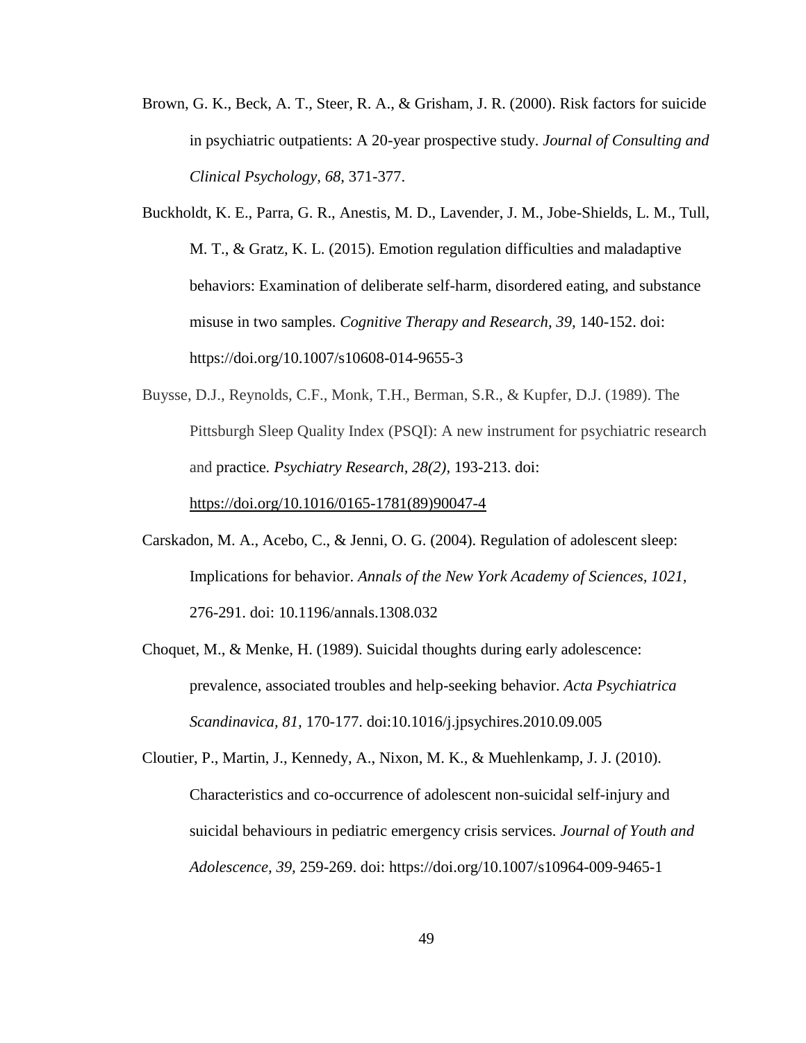Brown, G. K., Beck, A. T., Steer, R. A., & Grisham, J. R. (2000). Risk factors for suicide in psychiatric outpatients: A 20-year prospective study. *Journal of Consulting and Clinical Psychology, 68*, 371-377.

Buckholdt, K. E., Parra, G. R., Anestis, M. D., Lavender, J. M., Jobe-Shields, L. M., Tull, M. T., & Gratz, K. L. (2015). Emotion regulation difficulties and maladaptive behaviors: Examination of deliberate self-harm, disordered eating, and substance misuse in two samples. *Cognitive Therapy and Research, 39*, 140-152. doi: https://doi.org/10.1007/s10608-014-9655-3

Buysse, D.J., Reynolds, C.F., Monk, T.H., Berman, S.R., & Kupfer, D.J. (1989). The Pittsburgh Sleep Quality Index (PSQI): A new instrument for psychiatric research and practice. *Psychiatry Research, 28(2)*, 193-213. doi: https://doi.org/10.1016/0165-1781(89)90047-4

Carskadon, M. A., Acebo, C., & Jenni, O. G. (2004). Regulation of adolescent sleep: Implications for behavior. *Annals of the New York Academy of Sciences, 1021*, 276-291. doi: 10.1196/annals.1308.032

Choquet, M., & Menke, H. (1989). Suicidal thoughts during early adolescence: prevalence, associated troubles and help-seeking behavior. *Acta Psychiatrica Scandinavica, 81*, 170-177. doi:10.1016/j.jpsychires.2010.09.005

Cloutier, P., Martin, J., Kennedy, A., Nixon, M. K., & Muehlenkamp, J. J. (2010). Characteristics and co-occurrence of adolescent non-suicidal self-injury and suicidal behaviours in pediatric emergency crisis services. *Journal of Youth and Adolescence, 39*, 259-269. doi: https://doi.org/10.1007/s10964-009-9465-1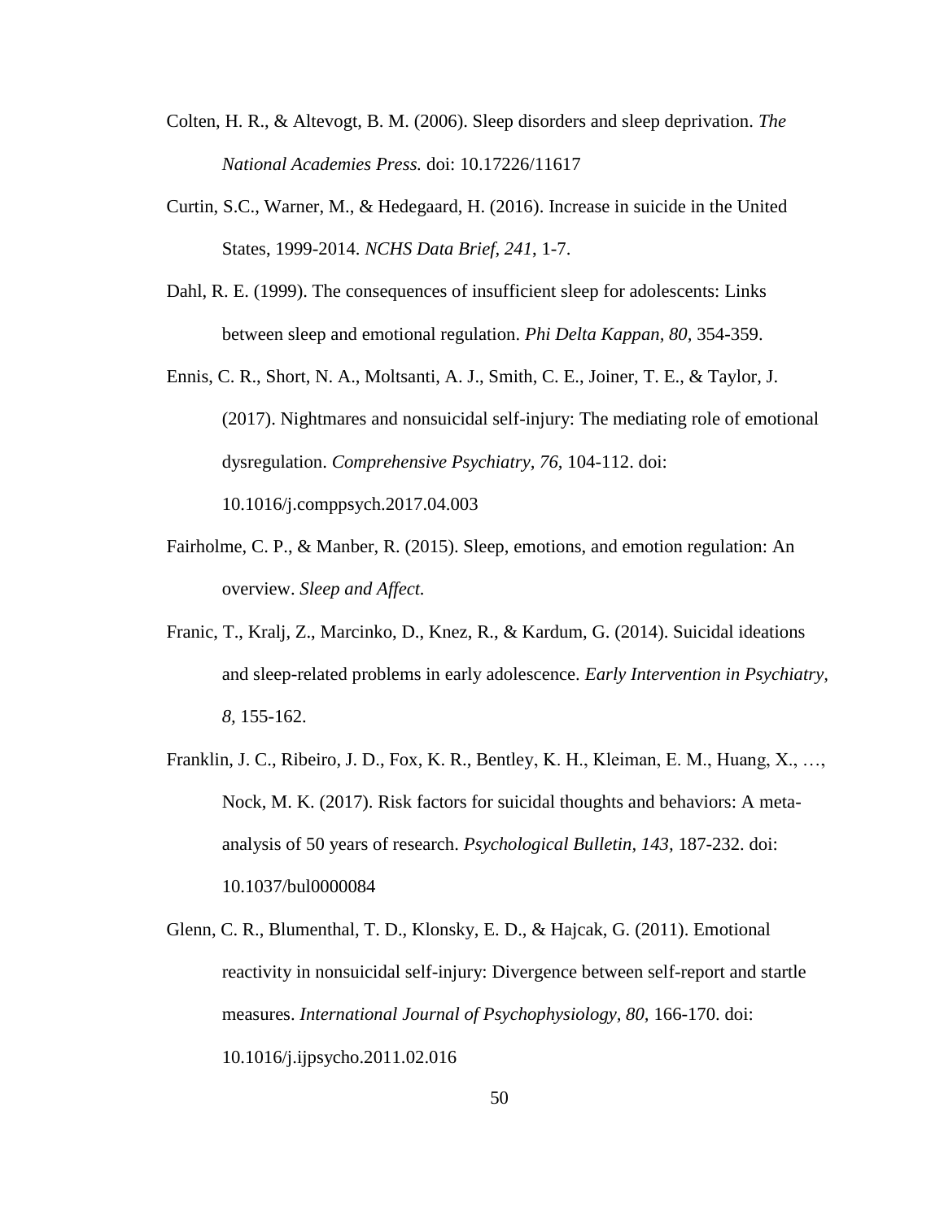Colten, H. R., & Altevogt, B. M. (2006). Sleep disorders and sleep deprivation. *The National Academies Press.* doi: 10.17226/11617

Curtin, S.C., Warner, M., & Hedegaard, H. (2016). Increase in suicide in the United States, 1999-2014. *NCHS Data Brief, 241*, 1-7.

Dahl, R. E. (1999). The consequences of insufficient sleep for adolescents: Links between sleep and emotional regulation. *Phi Delta Kappan, 80,* 354-359.

Ennis, C. R., Short, N. A., Moltsanti, A. J., Smith, C. E., Joiner, T. E., & Taylor, J. (2017). Nightmares and nonsuicidal self-injury: The mediating role of emotional dysregulation. *Comprehensive Psychiatry, 76,* 104-112. doi: 10.1016/j.comppsych.2017.04.003

Fairholme, C. P., & Manber, R. (2015). Sleep, emotions, and emotion regulation: An overview. *Sleep and Affect.*

Franic, T., Kralj, Z., Marcinko, D., Knez, R., & Kardum, G. (2014). Suicidal ideations and sleep-related problems in early adolescence. *Early Intervention in Psychiatry, 8,* 155-162.

Franklin, J. C., Ribeiro, J. D., Fox, K. R., Bentley, K. H., Kleiman, E. M., Huang, X., …, Nock, M. K. (2017). Risk factors for suicidal thoughts and behaviors: A meta-analysis of 50 years of research. *Psychological Bulletin, 143*, 187-232. doi: 10.1037/bul0000084

Glenn, C. R., Blumenthal, T. D., Klonsky, E. D., & Hajcak, G. (2011). Emotional reactivity in nonsuicidal self-injury: Divergence between self-report and startle measures. *International Journal of Psychophysiology, 80,* 166-170. doi: 10.1016/j.ijpsycho.2011.02.016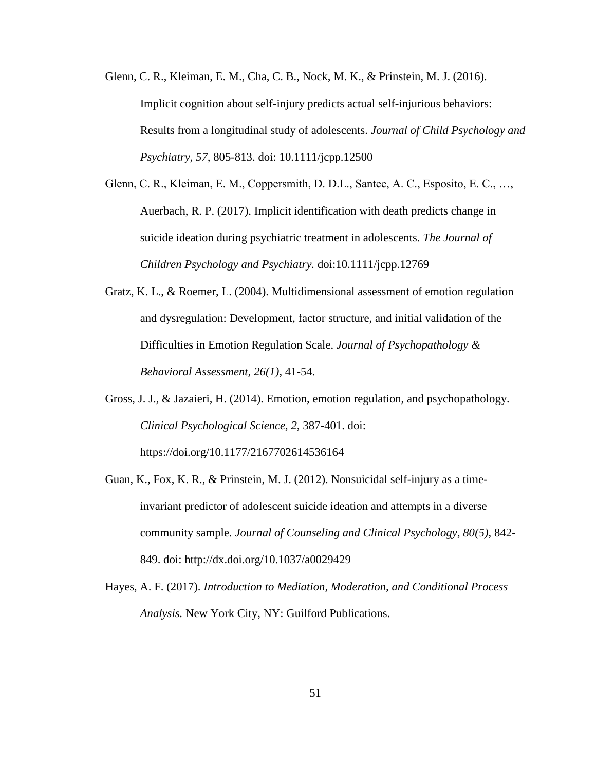Glenn, C. R., Kleiman, E. M., Cha, C. B., Nock, M. K., & Prinstein, M. J. (2016). Implicit cognition about self-injury predicts actual self-injurious behaviors: Results from a longitudinal study of adolescents. *Journal of Child Psychology and Psychiatry, 57,* 805-813. doi: 10.1111/jcpp.12500

Glenn, C. R., Kleiman, E. M., Coppersmith, D. D.L., Santee, A. C., Esposito, E. C., …, Auerbach, R. P. (2017). Implicit identification with death predicts change in suicide ideation during psychiatric treatment in adolescents. *The Journal of Children Psychology and Psychiatry.* doi:10.1111/jcpp.12769

Gratz, K. L., & Roemer, L. (2004). Multidimensional assessment of emotion regulation and dysregulation: Development, factor structure, and initial validation of the Difficulties in Emotion Regulation Scale. *Journal of Psychopathology & Behavioral Assessment, 26(1),* 41-54.

Gross, J. J., & Jazaieri, H. (2014). Emotion, emotion regulation, and psychopathology. *Clinical Psychological Science, 2,* 387-401. doi: https://doi.org/10.1177/2167702614536164

Guan, K., Fox, K. R., & Prinstein, M. J. (2012). Nonsuicidal self-injury as a time-invariant predictor of adolescent suicide ideation and attempts in a diverse community sample. *Journal of Counseling and Clinical Psychology, 80(5),* 842-849. doi: http://dx.doi.org/10.1037/a0029429

Hayes, A. F. (2017). *Introduction to Mediation, Moderation, and Conditional Process Analysis.* New York City, NY: Guilford Publications.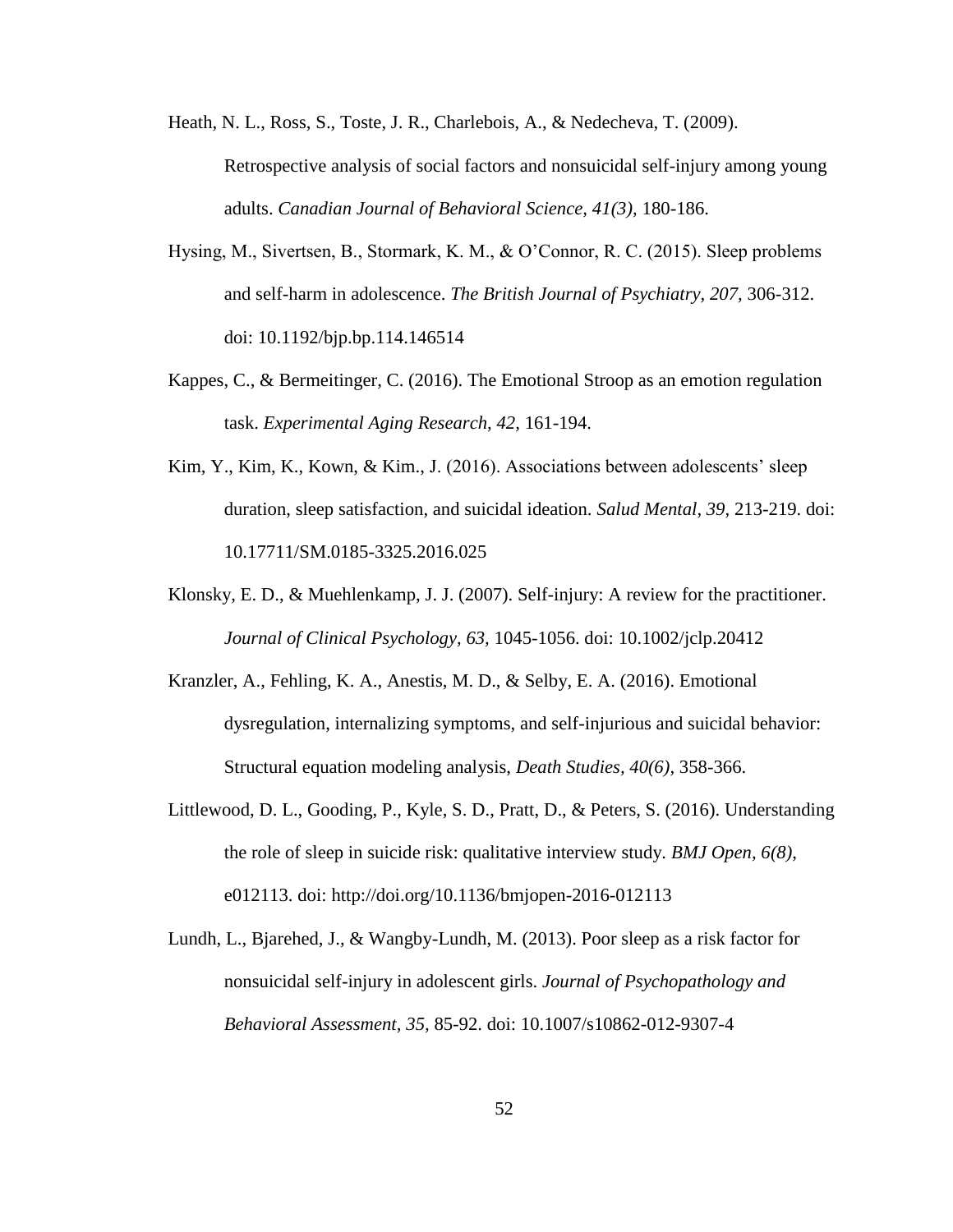Heath, N. L., Ross, S., Toste, J. R., Charlebois, A., & Nedecheva, T. (2009). Retrospective analysis of social factors and nonsuicidal self-injury among young adults. *Canadian Journal of Behavioral Science, 41(3),* 180-186.

Hysing, M., Sivertsen, B., Stormark, K. M., & O'Connor, R. C. (2015). Sleep problems and self-harm in adolescence. *The British Journal of Psychiatry, 207,* 306-312. doi: 10.1192/bjp.bp.114.146514

Kappes, C., & Bermeitinger, C. (2016). The Emotional Stroop as an emotion regulation task. *Experimental Aging Research, 42,* 161-194.

Kim, Y., Kim, K., Kown, & Kim., J. (2016). Associations between adolescents' sleep duration, sleep satisfaction, and suicidal ideation. *Salud Mental, 39*, 213-219. doi: 10.17711/SM.0185-3325.2016.025

Klonsky, E. D., & Muehlenkamp, J. J. (2007). Self-injury: A review for the practitioner. *Journal of Clinical Psychology, 63,* 1045-1056. doi: 10.1002/jclp.20412

Kranzler, A., Fehling, K. A., Anestis, M. D., & Selby, E. A. (2016). Emotional dysregulation, internalizing symptoms, and self-injurious and suicidal behavior: Structural equation modeling analysis, *Death Studies, 40(6),* 358-366.

Littlewood, D. L., Gooding, P., Kyle, S. D., Pratt, D., & Peters, S. (2016). Understanding the role of sleep in suicide risk: qualitative interview study. *BMJ Open, 6(8)*, e012113. doi: http://doi.org/10.1136/bmjopen-2016-012113

Lundh, L., Bjarehed, J., & Wangby-Lundh, M. (2013). Poor sleep as a risk factor for nonsuicidal self-injury in adolescent girls. *Journal of Psychopathology and Behavioral Assessment, 35,* 85-92. doi: 10.1007/s10862-012-9307-4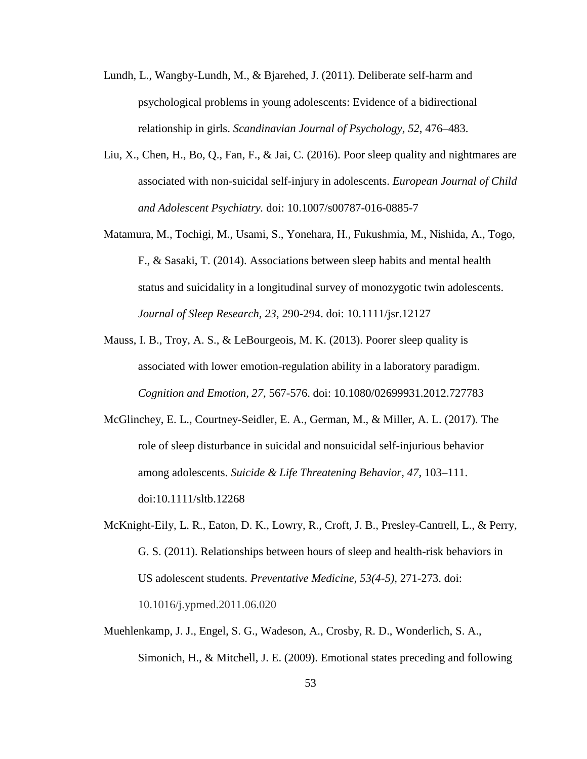Lundh, L., Wangby-Lundh, M., & Bjarehed, J. (2011). Deliberate self-harm and psychological problems in young adolescents: Evidence of a bidirectional relationship in girls. *Scandinavian Journal of Psychology, 52*, 476–483.

Liu, X., Chen, H., Bo, Q., Fan, F., & Jai, C. (2016). Poor sleep quality and nightmares are associated with non-suicidal self-injury in adolescents. *European Journal of Child and Adolescent Psychiatry.* doi: 10.1007/s00787-016-0885-7

Matamura, M., Tochigi, M., Usami, S., Yonehara, H., Fukushmia, M., Nishida, A., Togo, F., & Sasaki, T. (2014). Associations between sleep habits and mental health status and suicidality in a longitudinal survey of monozygotic twin adolescents. *Journal of Sleep Research, 23*, 290-294. doi: 10.1111/jsr.12127

Mauss, I. B., Troy, A. S., & LeBourgeois, M. K. (2013). Poorer sleep quality is associated with lower emotion-regulation ability in a laboratory paradigm. *Cognition and Emotion, 27,* 567-576. doi: 10.1080/02699931.2012.727783

McGlinchey, E. L., Courtney-Seidler, E. A., German, M., & Miller, A. L. (2017). The role of sleep disturbance in suicidal and nonsuicidal self-injurious behavior among adolescents. *Suicide & Life Threatening Behavior, 47*, 103–111. doi:10.1111/sltb.12268

McKnight-Eily, L. R., Eaton, D. K., Lowry, R., Croft, J. B., Presley-Cantrell, L., & Perry, G. S. (2011). Relationships between hours of sleep and health-risk behaviors in US adolescent students. *Preventative Medicine, 53(4-5),* 271-273. doi: 10.1016/j.ypmed.2011.06.020

Muehlenkamp, J. J., Engel, S. G., Wadeson, A., Crosby, R. D., Wonderlich, S. A., Simonich, H., & Mitchell, J. E. (2009). Emotional states preceding and following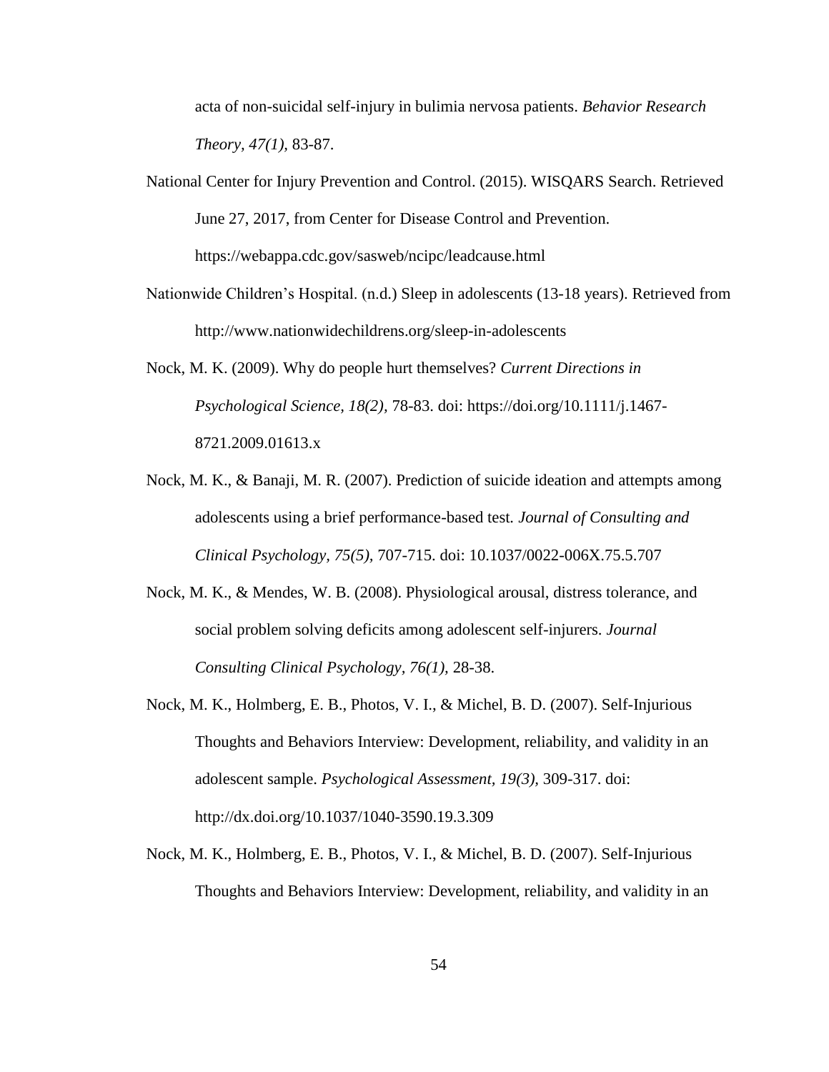acta of non-suicidal self-injury in bulimia nervosa patients. *Behavior Research Theory, 47(1),* 83-87.

National Center for Injury Prevention and Control. (2015). WISQARS Search. Retrieved June 27, 2017, from Center for Disease Control and Prevention. https://webappa.cdc.gov/sasweb/ncipc/leadcause.html

Nationwide Children's Hospital. (n.d.) Sleep in adolescents (13-18 years). Retrieved from http://www.nationwidechildrens.org/sleep-in-adolescents

Nock, M. K. (2009). Why do people hurt themselves? *Current Directions in Psychological Science, 18(2),* 78-83. doi: https://doi.org/10.1111/j.1467-8721.2009.01613.x

Nock, M. K., & Banaji, M. R. (2007). Prediction of suicide ideation and attempts among adolescents using a brief performance-based test. *Journal of Consulting and Clinical Psychology, 75(5),* 707-715. doi: 10.1037/0022-006X.75.5.707

Nock, M. K., & Mendes, W. B. (2008). Physiological arousal, distress tolerance, and social problem solving deficits among adolescent self-injurers. *Journal Consulting Clinical Psychology, 76(1),* 28-38.

Nock, M. K., Holmberg, E. B., Photos, V. I., & Michel, B. D. (2007). Self-Injurious Thoughts and Behaviors Interview: Development, reliability, and validity in an adolescent sample. *Psychological Assessment, 19(3),* 309-317. doi: http://dx.doi.org/10.1037/1040-3590.19.3.309

Nock, M. K., Holmberg, E. B., Photos, V. I., & Michel, B. D. (2007). Self-Injurious Thoughts and Behaviors Interview: Development, reliability, and validity in an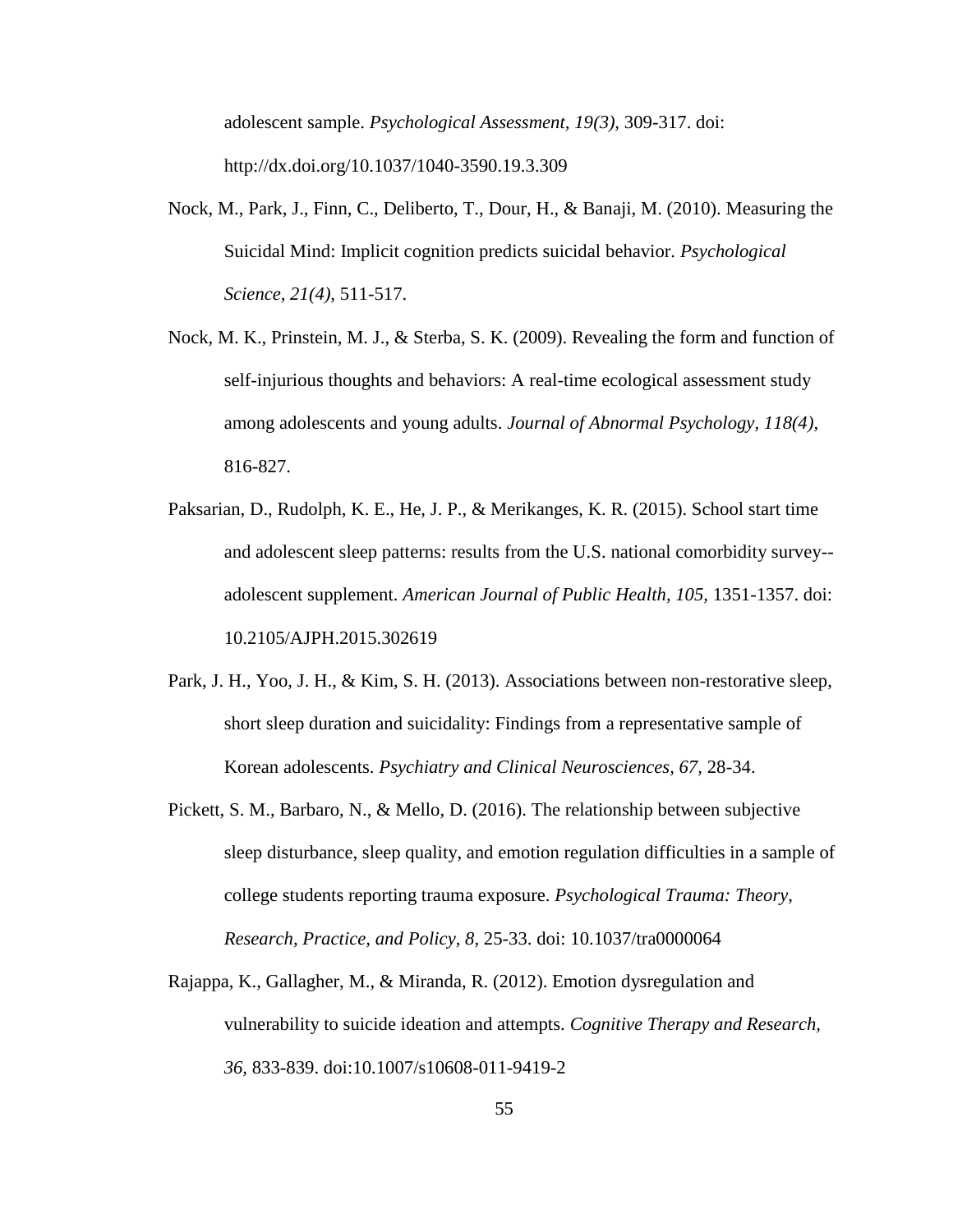adolescent sample. *Psychological Assessment, 19(3),* 309-317. doi: http://dx.doi.org/10.1037/1040-3590.19.3.309

Nock, M., Park, J., Finn, C., Deliberto, T., Dour, H., & Banaji, M. (2010). Measuring the Suicidal Mind: Implicit cognition predicts suicidal behavior. *Psychological Science, 21(4),* 511-517.

Nock, M. K., Prinstein, M. J., & Sterba, S. K. (2009). Revealing the form and function of self-injurious thoughts and behaviors: A real-time ecological assessment study among adolescents and young adults. *Journal of Abnormal Psychology, 118(4),* 816-827.

Paksarian, D., Rudolph, K. E., He, J. P., & Merikanges, K. R. (2015). School start time and adolescent sleep patterns: results from the U.S. national comorbidity survey--adolescent supplement. *American Journal of Public Health, 105,* 1351-1357. doi: 10.2105/AJPH.2015.302619

Park, J. H., Yoo, J. H., & Kim, S. H. (2013). Associations between non-restorative sleep, short sleep duration and suicidality: Findings from a representative sample of Korean adolescents. *Psychiatry and Clinical Neurosciences, 67,* 28-34.

Pickett, S. M., Barbaro, N., & Mello, D. (2016). The relationship between subjective sleep disturbance, sleep quality, and emotion regulation difficulties in a sample of college students reporting trauma exposure. *Psychological Trauma: Theory, Research, Practice, and Policy, 8,* 25-33. doi: 10.1037/tra0000064

Rajappa, K., Gallagher, M., & Miranda, R. (2012). Emotion dysregulation and vulnerability to suicide ideation and attempts. *Cognitive Therapy and Research, 36,* 833-839. doi:10.1007/s10608-011-9419-2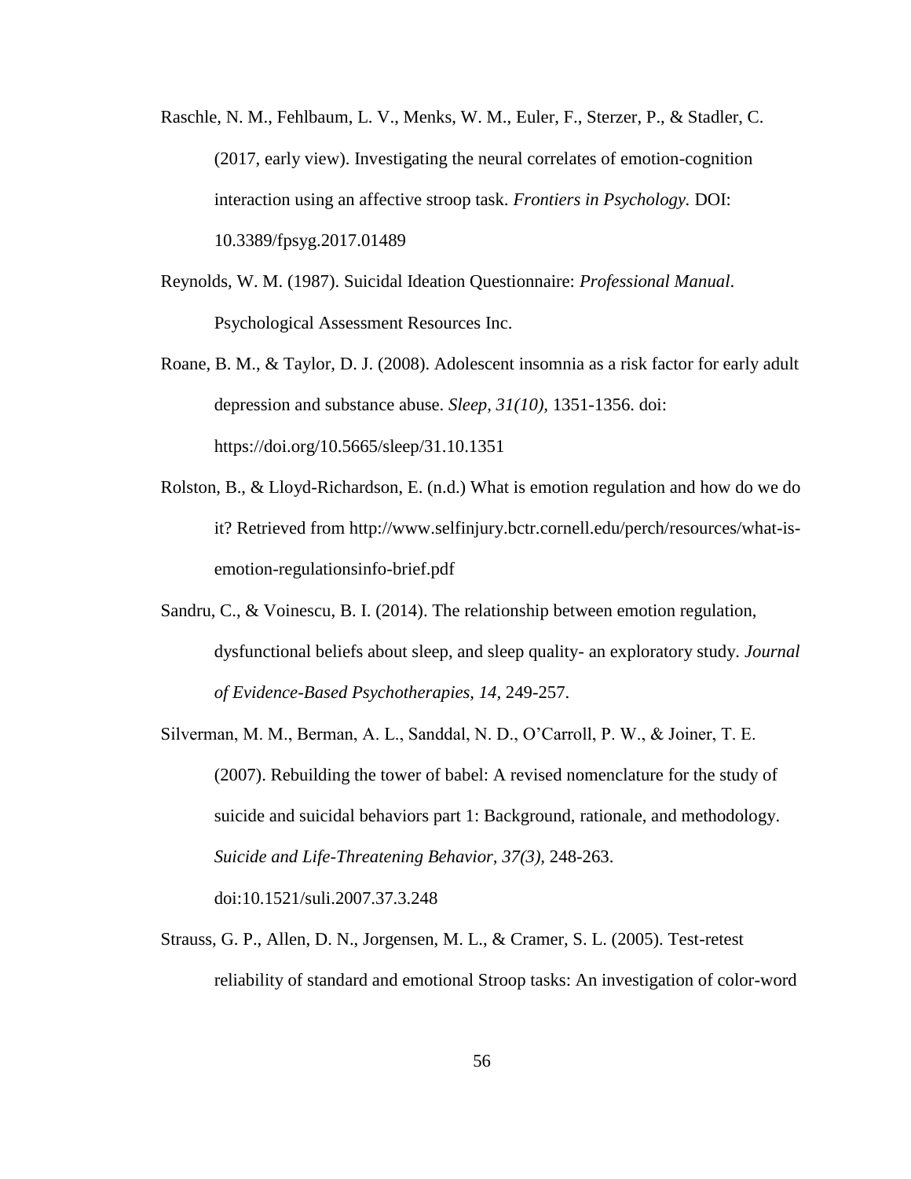Raschle, N. M., Fehlbaum, L. V., Menks, W. M., Euler, F., Sterzer, P., & Stadler, C. (2017, early view). Investigating the neural correlates of emotion-cognition interaction using an affective stroop task. *Frontiers in Psychology.* DOI: 10.3389/fpsyg.2017.01489

Reynolds, W. M. (1987). Suicidal Ideation Questionnaire: *Professional Manual*. Psychological Assessment Resources Inc.

Roane, B. M., & Taylor, D. J. (2008). Adolescent insomnia as a risk factor for early adult depression and substance abuse. *Sleep, 31(10),* 1351-1356. doi: https://doi.org/10.5665/sleep/31.10.1351

Rolston, B., & Lloyd-Richardson, E. (n.d.) What is emotion regulation and how do we do it? Retrieved from http://www.selfinjury.bctr.cornell.edu/perch/resources/what-is-emotion-regulationsinfo-brief.pdf

Sandru, C., & Voinescu, B. I. (2014). The relationship between emotion regulation, dysfunctional beliefs about sleep, and sleep quality- an exploratory study. *Journal of Evidence-Based Psychotherapies, 14*, 249-257.

Silverman, M. M., Berman, A. L., Sanddal, N. D., O'Carroll, P. W., & Joiner, T. E. (2007). Rebuilding the tower of babel: A revised nomenclature for the study of suicide and suicidal behaviors part 1: Background, rationale, and methodology. *Suicide and Life-Threatening Behavior, 37(3),* 248-263. doi:10.1521/suli.2007.37.3.248

Strauss, G. P., Allen, D. N., Jorgensen, M. L., & Cramer, S. L. (2005). Test-retest reliability of standard and emotional Stroop tasks: An investigation of color-word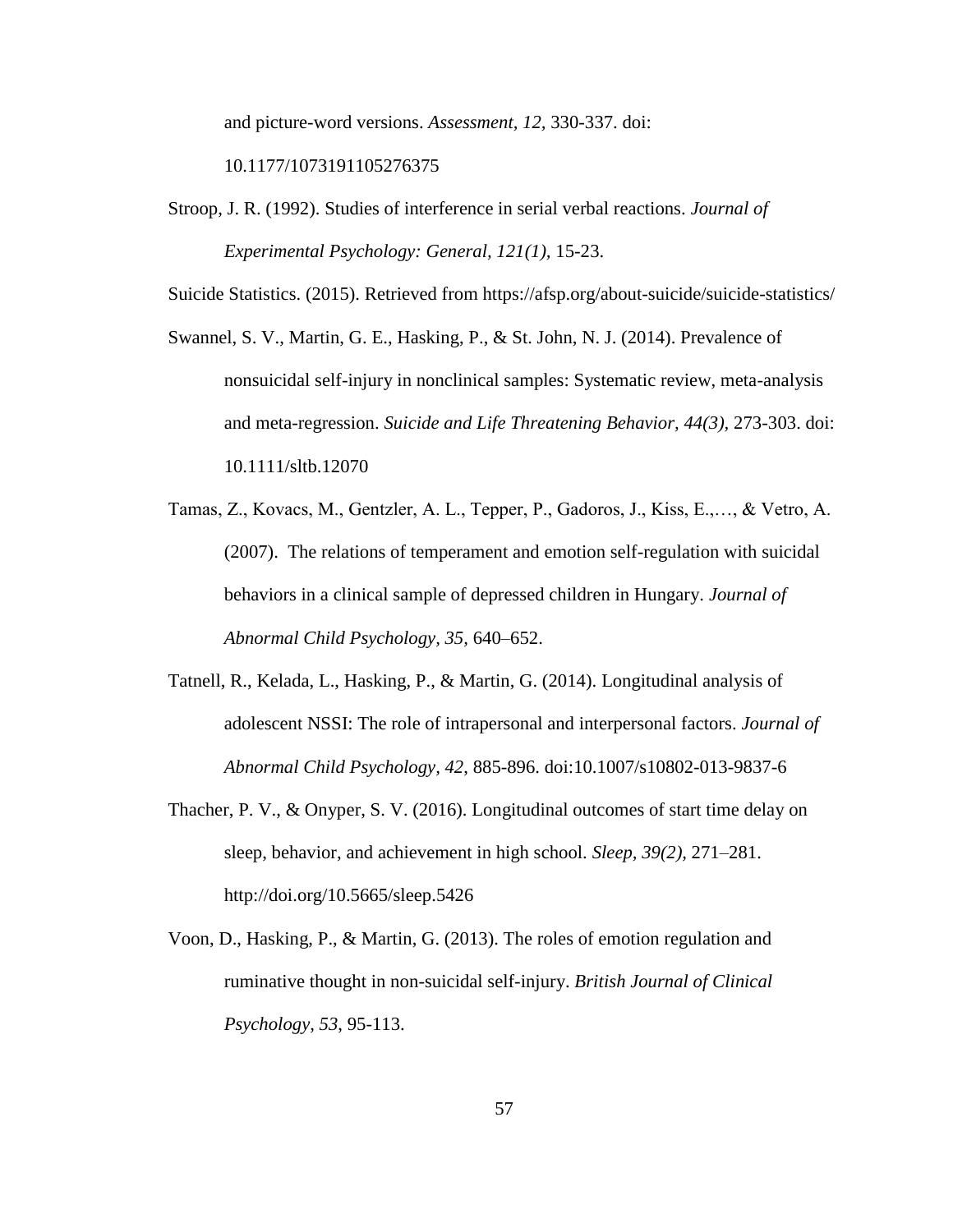and picture-word versions. *Assessment, 12,* 330-337. doi: 10.1177/1073191105276375

Stroop, J. R. (1992). Studies of interference in serial verbal reactions. *Journal of Experimental Psychology: General, 121(1),* 15-23.

Suicide Statistics. (2015). Retrieved from https://afsp.org/about-suicide/suicide-statistics/

Swannel, S. V., Martin, G. E., Hasking, P., & St. John, N. J. (2014). Prevalence of nonsuicidal self-injury in nonclinical samples: Systematic review, meta-analysis and meta-regression. *Suicide and Life Threatening Behavior, 44(3),* 273-303. doi: 10.1111/sltb.12070

Tamas, Z., Kovacs, M., Gentzler, A. L., Tepper, P., Gadoros, J., Kiss, E.,…, & Vetro, A. (2007). The relations of temperament and emotion self-regulation with suicidal behaviors in a clinical sample of depressed children in Hungary. *Journal of Abnormal Child Psychology, 35,* 640–652.

Tatnell, R., Kelada, L., Hasking, P., & Martin, G. (2014). Longitudinal analysis of adolescent NSSI: The role of intrapersonal and interpersonal factors. *Journal of Abnormal Child Psychology*, *42*, 885-896. doi:10.1007/s10802-013-9837-6

Thacher, P. V., & Onyper, S. V. (2016). Longitudinal outcomes of start time delay on sleep, behavior, and achievement in high school. *Sleep, 39(2),* 271–281. http://doi.org/10.5665/sleep.5426

Voon, D., Hasking, P., & Martin, G. (2013). The roles of emotion regulation and ruminative thought in non-suicidal self-injury. *British Journal of Clinical Psychology*, *53*, 95-113.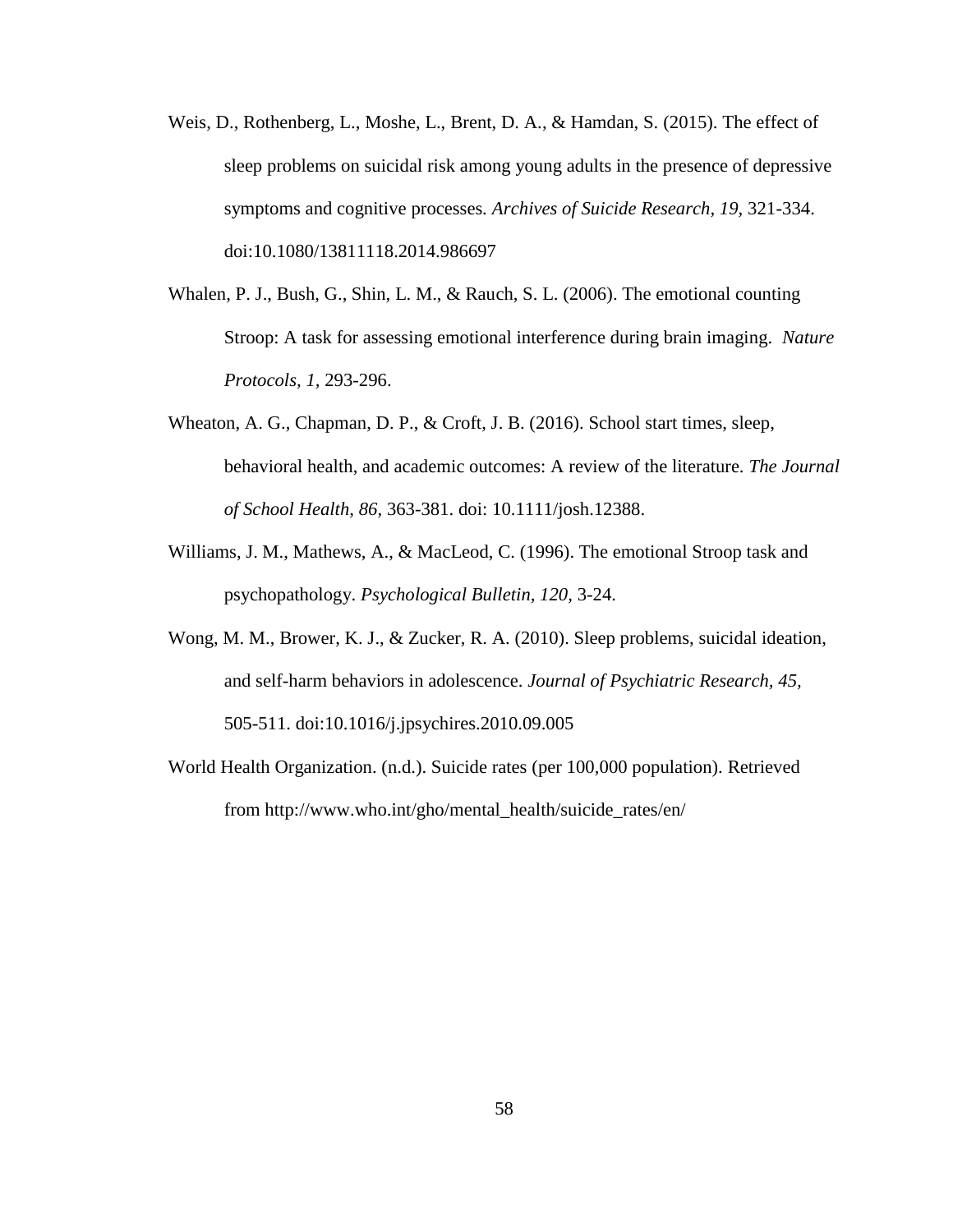Weis, D., Rothenberg, L., Moshe, L., Brent, D. A., & Hamdan, S. (2015). The effect of sleep problems on suicidal risk among young adults in the presence of depressive symptoms and cognitive processes. *Archives of Suicide Research, 19,* 321-334. doi:10.1080/13811118.2014.986697

Whalen, P. J., Bush, G., Shin, L. M., & Rauch, S. L. (2006). The emotional counting Stroop: A task for assessing emotional interference during brain imaging. *Nature Protocols, 1,* 293-296.

Wheaton, A. G., Chapman, D. P., & Croft, J. B. (2016). School start times, sleep, behavioral health, and academic outcomes: A review of the literature. *The Journal of School Health, 86,* 363-381. doi: 10.1111/josh.12388.

Williams, J. M., Mathews, A., & MacLeod, C. (1996). The emotional Stroop task and psychopathology. *Psychological Bulletin, 120,* 3-24.

Wong, M. M., Brower, K. J., & Zucker, R. A. (2010). Sleep problems, suicidal ideation, and self-harm behaviors in adolescence. *Journal of Psychiatric Research, 45,* 505-511. doi:10.1016/j.jpsychires.2010.09.005

World Health Organization. (n.d.). Suicide rates (per 100,000 population). Retrieved from http://www.who.int/gho/mental_health/suicide_rates/en/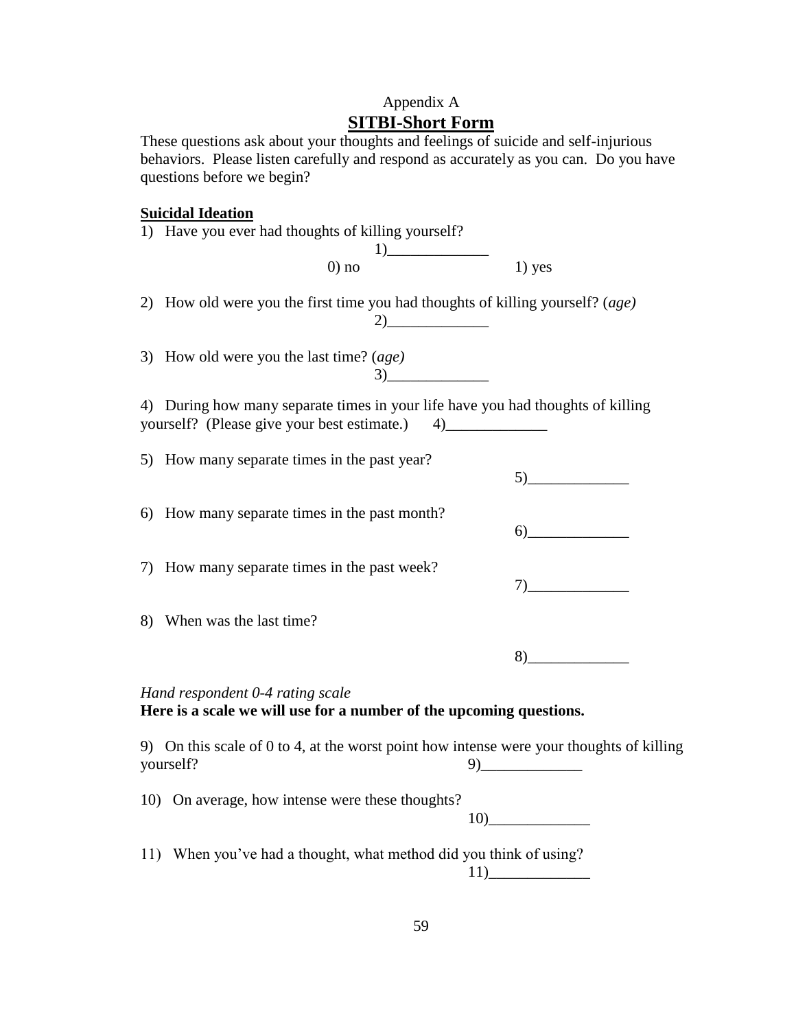Appendix A

# SITBI-Short Form

These questions ask about your thoughts and feelings of suicide and self-injurious behaviors. Please listen carefully and respond as accurately as you can. Do you have questions before we begin?

**Suicidal Ideation**

1) Have you ever had thoughts of killing yourself?
1)_____________
0) no 1) yes

2) How old were you the first time you had thoughts of killing yourself? (*age)*
2)_____________

3) How old were you the last time? (*age)*
3)_____________

4) During how many separate times in your life have you had thoughts of killing yourself? (Please give your best estimate.) 4)_____________

5) How many separate times in the past year?
5)_____________

6) How many separate times in the past month?
6)_____________

7) How many separate times in the past week?
7)_____________

8) When was the last time?
8)_____________

*Hand respondent 0-4 rating scale*
**Here is a scale we will use for a number of the upcoming questions.**

9) On this scale of 0 to 4, at the worst point how intense were your thoughts of killing yourself? 9)_____________

10) On average, how intense were these thoughts?
10)_____________

11) When you've had a thought, what method did you think of using?
11)_____________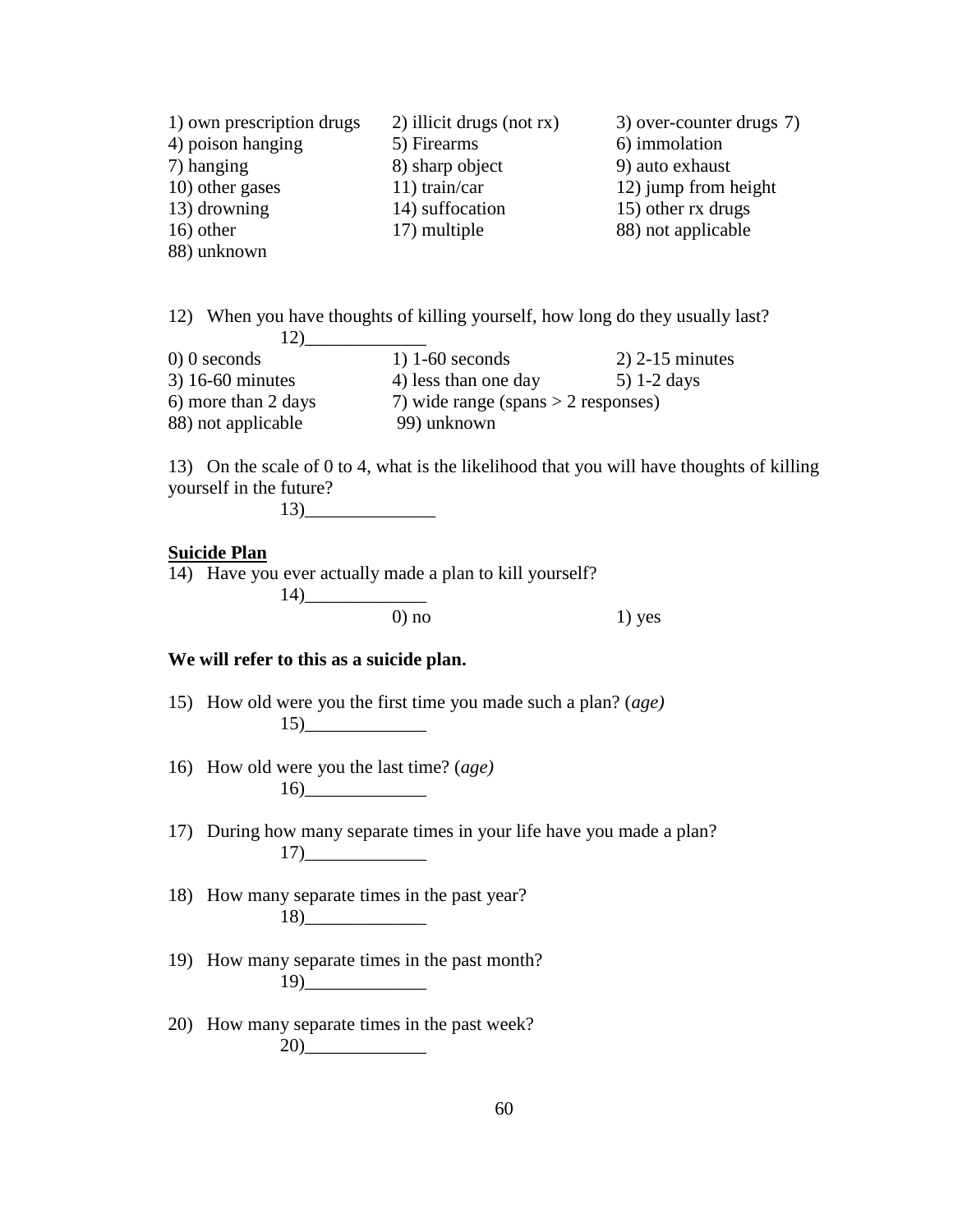| | | |
|---|---|---|
| 1) own prescription drugs | 2) illicit drugs (not rx) | 3) over-counter drugs 7) |
| 4) poison hanging | 5) Firearms | 6) immolation |
| 7) hanging | 8) sharp object | 9) auto exhaust |
| 10) other gases | 11) train/car | 12) jump from height |
| 13) drowning | 14) suffocation | 15) other rx drugs |
| 16) other | 17) multiple | 88) not applicable |
| 88) unknown | | |

12) When you have thoughts of killing yourself, how long do they usually last?

12)_____________

| | | |
|---|---|---|
| 0) 0 seconds | 1) 1-60 seconds | 2) 2-15 minutes |
| 3) 16-60 minutes | 4) less than one day | 5) 1-2 days |
| 6) more than 2 days | 7) wide range (spans > 2 responses) | |
| 88) not applicable | 99) unknown | |

13) On the scale of 0 to 4, what is the likelihood that you will have thoughts of killing yourself in the future?

13)______________

**Suicide Plan**

14) Have you ever actually made a plan to kill yourself?

14)_____________

0) no 1) yes

**We will refer to this as a suicide plan.**

15) How old were you the first time you made such a plan? (*age)*

15)_____________

16) How old were you the last time? (*age)*

16)_____________

17) During how many separate times in your life have you made a plan?

17)_____________

18) How many separate times in the past year?

18)_____________

19) How many separate times in the past month?

19)_____________

20) How many separate times in the past week?

20)_____________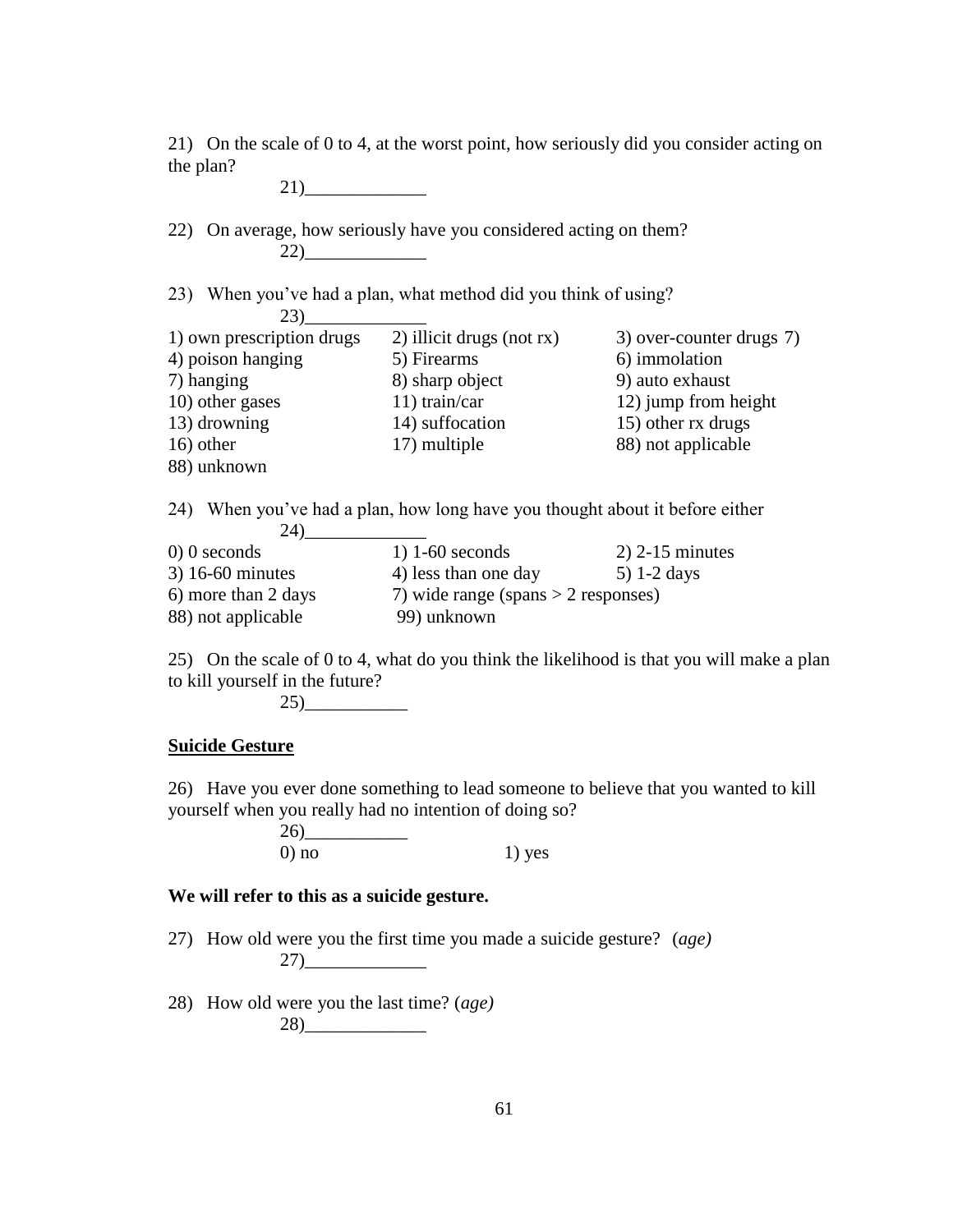21) On the scale of 0 to 4, at the worst point, how seriously did you consider acting on the plan?

21)_____________

22) On average, how seriously have you considered acting on them?

22)_____________

23) When you've had a plan, what method did you think of using?

23)_____________

| | | |
|---|---|---|
| 1) own prescription drugs | 2) illicit drugs (not rx) | 3) over-counter drugs 7) |
| 4) poison hanging | 5) Firearms | 6) immolation |
| 7) hanging | 8) sharp object | 9) auto exhaust |
| 10) other gases | 11) train/car | 12) jump from height |
| 13) drowning | 14) suffocation | 15) other rx drugs |
| 16) other | 17) multiple | 88) not applicable |
| 88) unknown | | |

24) When you've had a plan, how long have you thought about it before either

24)_____________

| | | |
|---|---|---|
| 0) 0 seconds | 1) 1-60 seconds | 2) 2-15 minutes |
| 3) 16-60 minutes | 4) less than one day | 5) 1-2 days |
| 6) more than 2 days | 7) wide range (spans > 2 responses) | |
| 88) not applicable | 99) unknown | |

25) On the scale of 0 to 4, what do you think the likelihood is that you will make a plan to kill yourself in the future?

25)___________

**Suicide Gesture**

26) Have you ever done something to lead someone to believe that you wanted to kill yourself when you really had no intention of doing so?

26)___________

0) no 1) yes

**We will refer to this as a suicide gesture.**

27) How old were you the first time you made a suicide gesture? (*age)*

27)_____________

28) How old were you the last time? (*age)*

28)_____________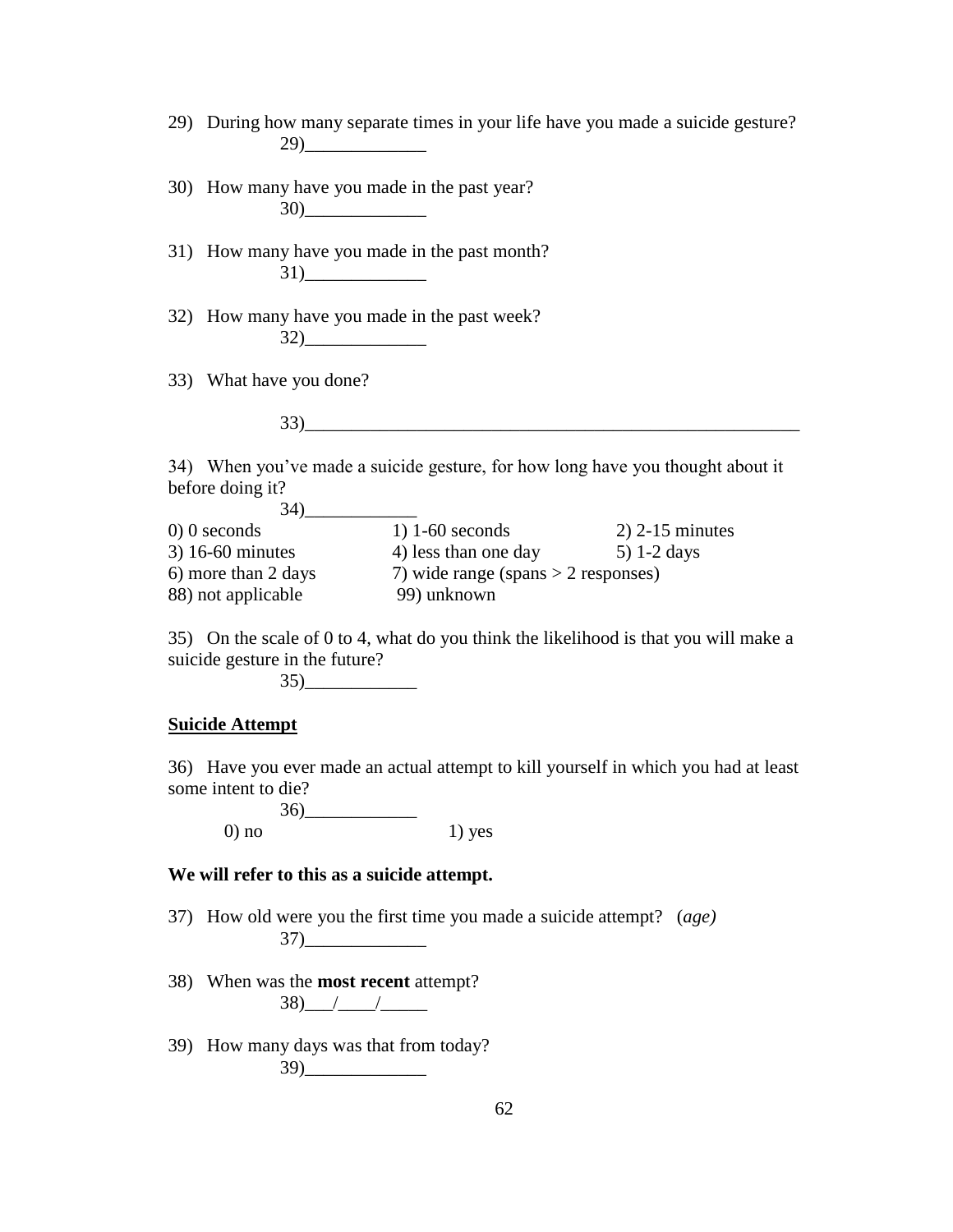29) During how many separate times in your life have you made a suicide gesture?

29)_____________

30) How many have you made in the past year?

30)_____________

31) How many have you made in the past month?

31)_____________

32) How many have you made in the past week?

32)_____________

33) What have you done?

33)_______________________________________________________

34) When you've made a suicide gesture, for how long have you thought about it before doing it?

34)____________

0) 0 seconds 1) 1-60 seconds 2) 2-15 minutes
3) 16-60 minutes 4) less than one day 5) 1-2 days
6) more than 2 days 7) wide range (spans > 2 responses)
88) not applicable 99) unknown

35) On the scale of 0 to 4, what do you think the likelihood is that you will make a suicide gesture in the future?

35)____________

**Suicide Attempt**

36) Have you ever made an actual attempt to kill yourself in which you had at least some intent to die?

36)____________

0) no 1) yes

**We will refer to this as a suicide attempt.**

37) How old were you the first time you made a suicide attempt? (*age)*

37)_____________

38) When was the **most recent** attempt?

38)___/____/_____

39) How many days was that from today?

39)_____________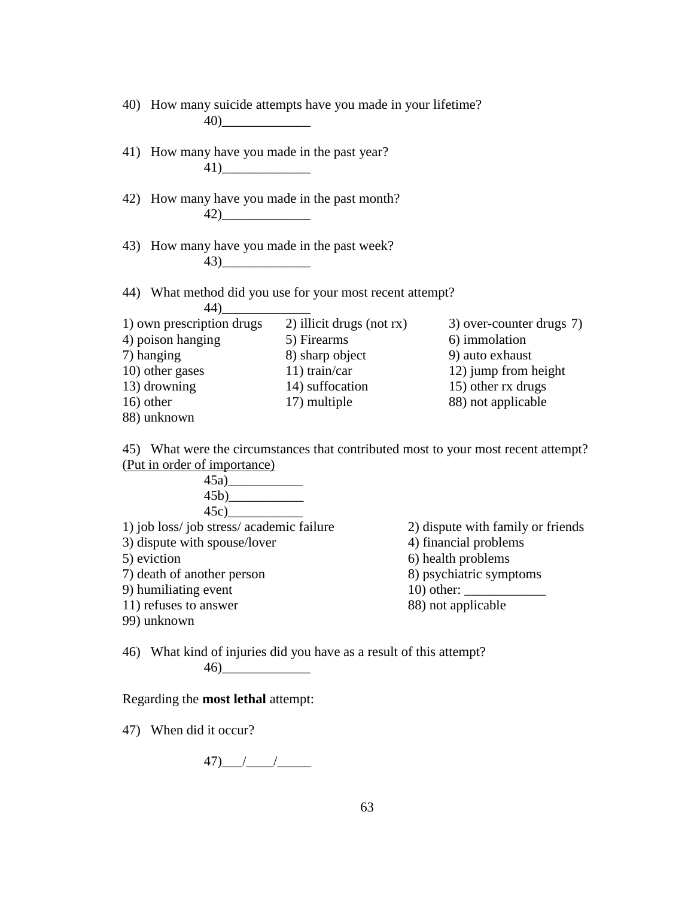40) How many suicide attempts have you made in your lifetime?

40)_____________

41) How many have you made in the past year?

41)_____________

42) How many have you made in the past month?

42)_____________

43) How many have you made in the past week?

43)_____________

44) What method did you use for your most recent attempt?

44)_____________

| | | |
|---|---|---|
| 1) own prescription drugs | 2) illicit drugs (not rx) | 3) over-counter drugs 7) |
| 4) poison hanging | 5) Firearms | 6) immolation |
| 7) hanging | 8) sharp object | 9) auto exhaust |
| 10) other gases | 11) train/car | 12) jump from height |
| 13) drowning | 14) suffocation | 15) other rx drugs |
| 16) other | 17) multiple | 88) not applicable |
| 88) unknown | | |

45) What were the circumstances that contributed most to your most recent attempt? <u>(Put in order of importance)</u>

45a)___________

45b)___________

45c)___________

| | |
|---|---|
| 1) job loss/ job stress/ academic failure | 2) dispute with family or friends |
| 3) dispute with spouse/lover | 4) financial problems |
| 5) eviction | 6) health problems |
| 7) death of another person | 8) psychiatric symptoms |
| 9) humiliating event | 10) other: ____________ |
| 11) refuses to answer | 88) not applicable |
| 99) unknown | |

46) What kind of injuries did you have as a result of this attempt?

46)_____________

Regarding the **most lethal** attempt:

47) When did it occur?

47)___/____/_____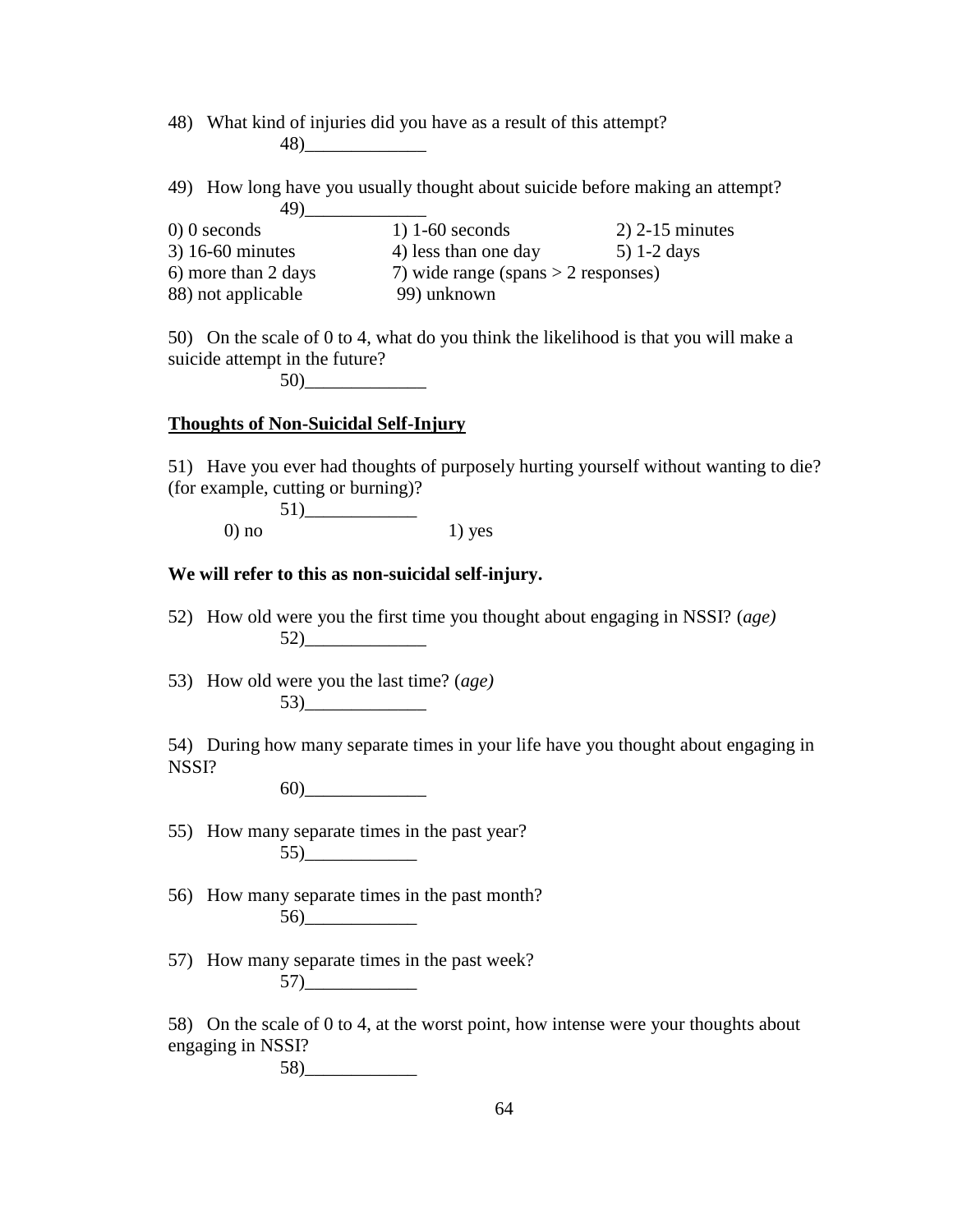48) What kind of injuries did you have as a result of this attempt?

48)_____________

49) How long have you usually thought about suicide before making an attempt?

49)_____________

0) 0 seconds
1) 1-60 seconds
2) 2-15 minutes
3) 16-60 minutes
4) less than one day
5) 1-2 days
6) more than 2 days
7) wide range (spans > 2 responses)
88) not applicable
99) unknown

50) On the scale of 0 to 4, what do you think the likelihood is that you will make a suicide attempt in the future?

50)_____________

**Thoughts of Non-Suicidal Self-Injury**

51) Have you ever had thoughts of purposely hurting yourself without wanting to die? (for example, cutting or burning)?

51)____________

0) no
1) yes

**We will refer to this as non-suicidal self-injury.**

52) How old were you the first time you thought about engaging in NSSI? (*age)*

52)_____________

53) How old were you the last time? (*age)*

53)_____________

54) During how many separate times in your life have you thought about engaging in NSSI?

60)_____________

55) How many separate times in the past year?

55)____________

56) How many separate times in the past month?

56)____________

57) How many separate times in the past week?

57)____________

58) On the scale of 0 to 4, at the worst point, how intense were your thoughts about engaging in NSSI?

58)____________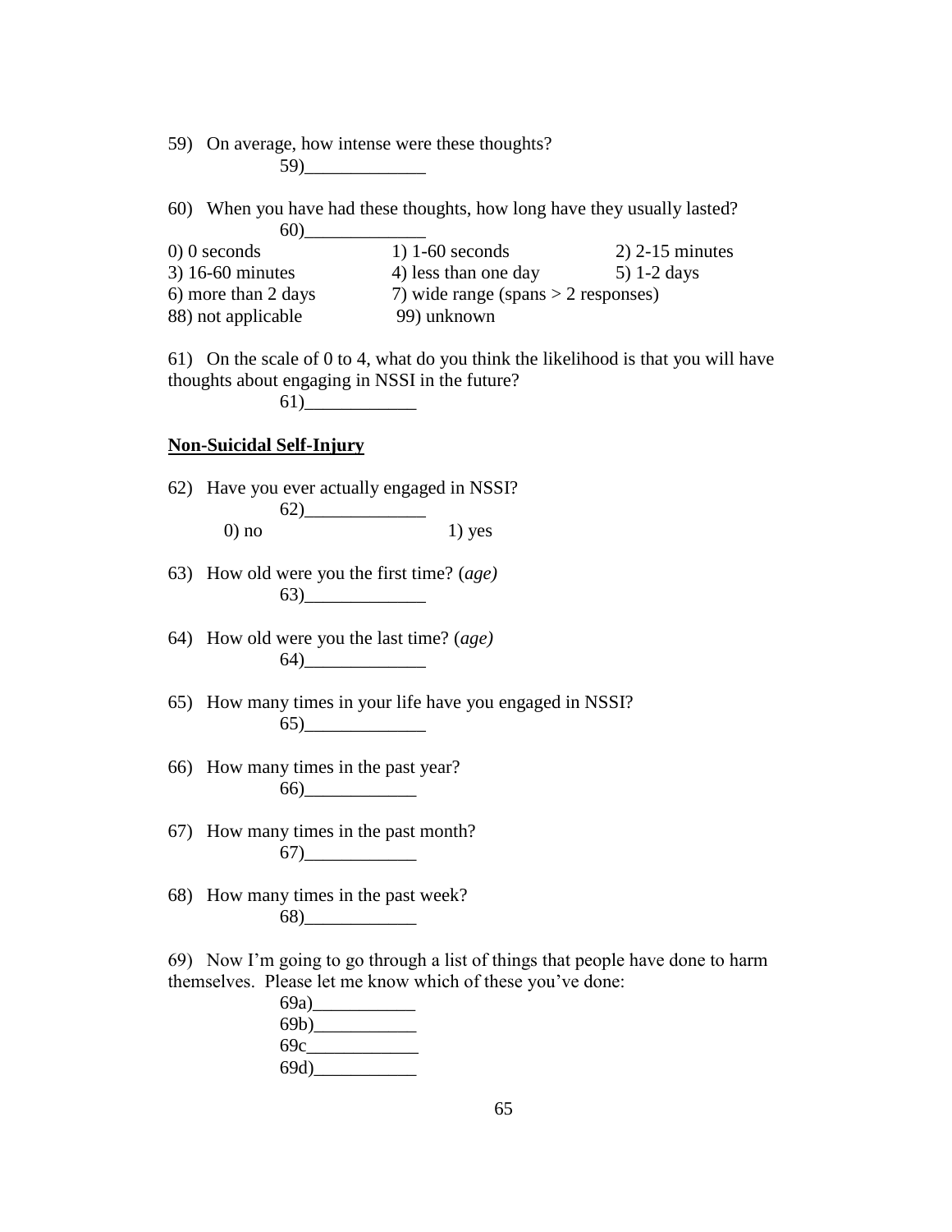59) On average, how intense were these thoughts?

59)_____________

60) When you have had these thoughts, how long have they usually lasted?

60)_____________

| | | |
|---|---|---|
| 0) 0 seconds | 1) 1-60 seconds | 2) 2-15 minutes |
| 3) 16-60 minutes | 4) less than one day | 5) 1-2 days |
| 6) more than 2 days | 7) wide range (spans > 2 responses) | |
| 88) not applicable | 99) unknown | |

61) On the scale of 0 to 4, what do you think the likelihood is that you will have thoughts about engaging in NSSI in the future?

61)____________

**Non-Suicidal Self-Injury**

62) Have you ever actually engaged in NSSI?

62)_____________

0) no 1) yes

63) How old were you the first time? (*age)*

63)_____________

64) How old were you the last time? (*age)*

64)_____________

65) How many times in your life have you engaged in NSSI?

65)_____________

66) How many times in the past year?

66)____________

67) How many times in the past month?

67)____________

68) How many times in the past week?

68)____________

69) Now I'm going to go through a list of things that people have done to harm themselves. Please let me know which of these you've done:

69a)___________
69b)___________
69c____________
69d)___________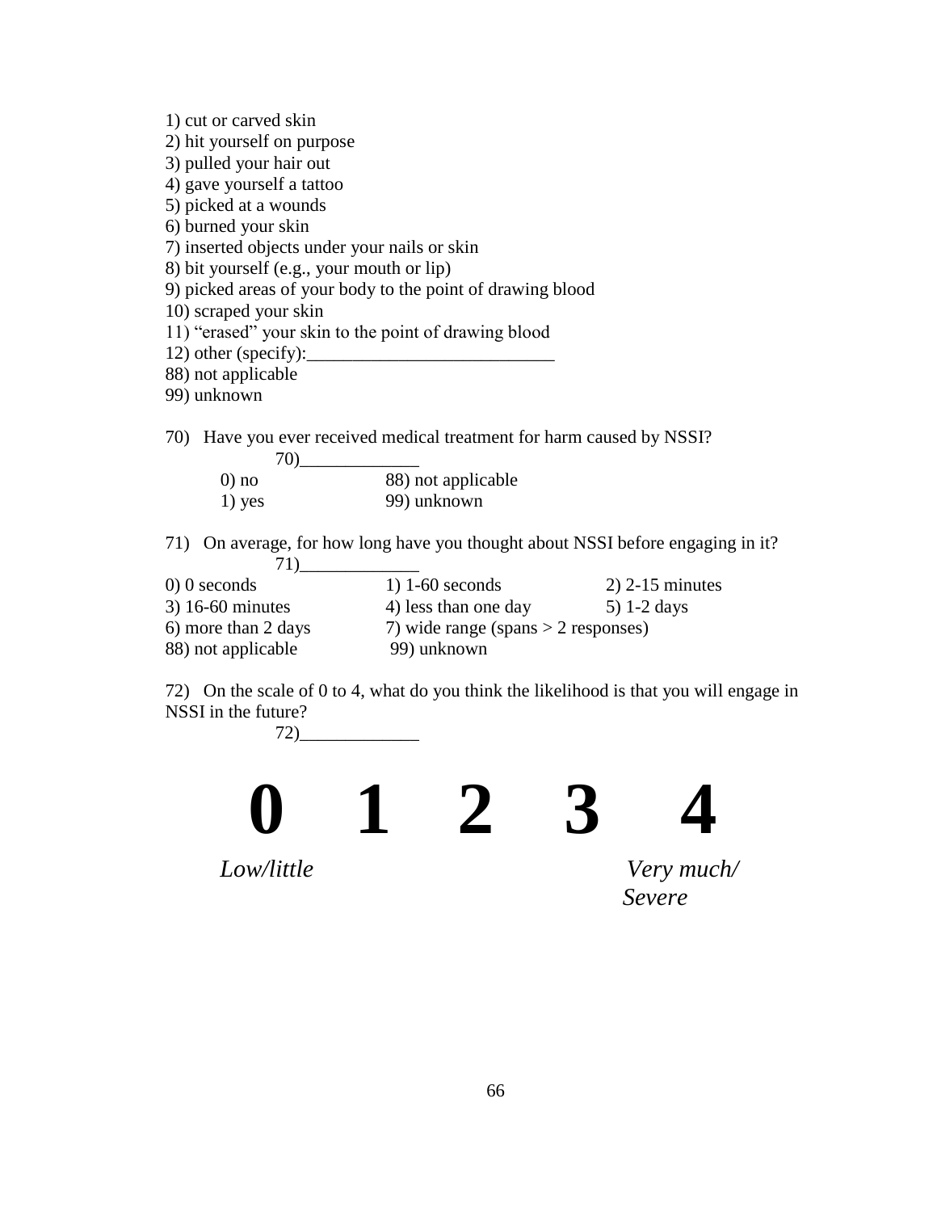1) cut or carved skin
2) hit yourself on purpose
3) pulled your hair out
4) gave yourself a tattoo
5) picked at a wounds
6) burned your skin
7) inserted objects under your nails or skin
8) bit yourself (e.g., your mouth or lip)
9) picked areas of your body to the point of drawing blood
10) scraped your skin
11) “erased” your skin to the point of drawing blood
12) other (specify):___________________________
88) not applicable
99) unknown

70) Have you ever received medical treatment for harm caused by NSSI?

70)_____________

| | |
|---|---|
| 0) no | 88) not applicable |
| 1) yes | 99) unknown |

71) On average, for how long have you thought about NSSI before engaging in it?

71)_____________

| | | |
|---|---|---|
| 0) 0 seconds | 1) 1-60 seconds | 2) 2-15 minutes |
| 3) 16-60 minutes | 4) less than one day | 5) 1-2 days |
| 6) more than 2 days | 7) wide range (spans > 2 responses) | |
| 88) not applicable | 99) unknown | |

72) On the scale of 0 to 4, what do you think the likelihood is that you will engage in NSSI in the future?

72)_____________

**0 1 2 3 4**

*Low/little* *Very much/ Severe*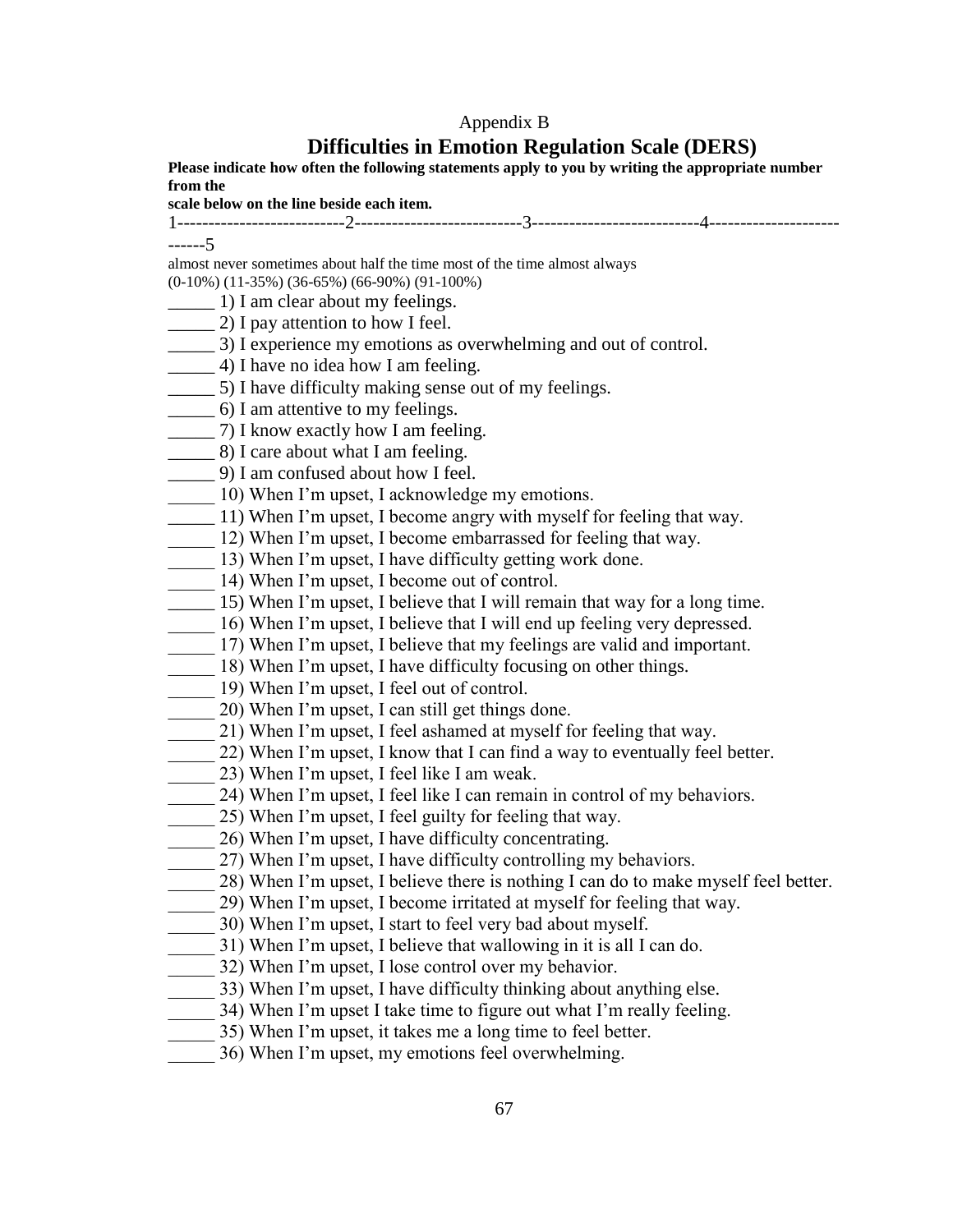Appendix B

# Difficulties in Emotion Regulation Scale (DERS)

**Please indicate how often the following statements apply to you by writing the appropriate number from the scale below on the line beside each item.**

1---------------------------2---------------------------3---------------------------4---------------------------5

almost never sometimes about half the time most of the time almost always
(0-10%) (11-35%) (36-65%) (66-90%) (91-100%)

_____ 1) I am clear about my feelings.
_____ 2) I pay attention to how I feel.
_____ 3) I experience my emotions as overwhelming and out of control.
_____ 4) I have no idea how I am feeling.
_____ 5) I have difficulty making sense out of my feelings.
_____ 6) I am attentive to my feelings.
_____ 7) I know exactly how I am feeling.
_____ 8) I care about what I am feeling.
_____ 9) I am confused about how I feel.
_____ 10) When I'm upset, I acknowledge my emotions.
_____ 11) When I'm upset, I become angry with myself for feeling that way.
_____ 12) When I'm upset, I become embarrassed for feeling that way.
_____ 13) When I'm upset, I have difficulty getting work done.
_____ 14) When I'm upset, I become out of control.
_____ 15) When I'm upset, I believe that I will remain that way for a long time.
_____ 16) When I'm upset, I believe that I will end up feeling very depressed.
_____ 17) When I'm upset, I believe that my feelings are valid and important.
_____ 18) When I'm upset, I have difficulty focusing on other things.
_____ 19) When I'm upset, I feel out of control.
_____ 20) When I'm upset, I can still get things done.
_____ 21) When I'm upset, I feel ashamed at myself for feeling that way.
_____ 22) When I'm upset, I know that I can find a way to eventually feel better.
_____ 23) When I'm upset, I feel like I am weak.
_____ 24) When I'm upset, I feel like I can remain in control of my behaviors.
_____ 25) When I'm upset, I feel guilty for feeling that way.
_____ 26) When I'm upset, I have difficulty concentrating.
_____ 27) When I'm upset, I have difficulty controlling my behaviors.
_____ 28) When I'm upset, I believe there is nothing I can do to make myself feel better.
_____ 29) When I'm upset, I become irritated at myself for feeling that way.
_____ 30) When I'm upset, I start to feel very bad about myself.
_____ 31) When I'm upset, I believe that wallowing in it is all I can do.
_____ 32) When I'm upset, I lose control over my behavior.
_____ 33) When I'm upset, I have difficulty thinking about anything else.
_____ 34) When I'm upset I take time to figure out what I'm really feeling.
_____ 35) When I'm upset, it takes me a long time to feel better.
_____ 36) When I'm upset, my emotions feel overwhelming.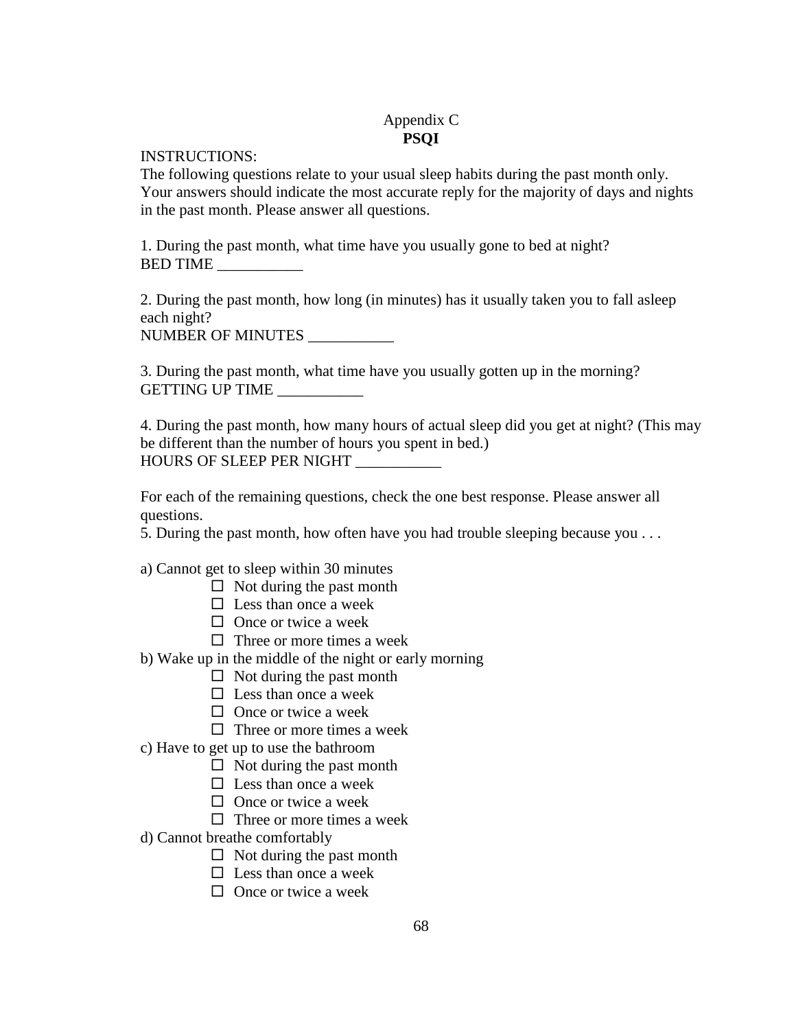Appendix C

**PSQI**

INSTRUCTIONS:

The following questions relate to your usual sleep habits during the past month only. Your answers should indicate the most accurate reply for the majority of days and nights in the past month. Please answer all questions.

1. During the past month, what time have you usually gone to bed at night?
BED TIME ___________

2. During the past month, how long (in minutes) has it usually taken you to fall asleep each night?
NUMBER OF MINUTES ___________

3. During the past month, what time have you usually gotten up in the morning?
GETTING UP TIME ___________

4. During the past month, how many hours of actual sleep did you get at night? (This may be different than the number of hours you spent in bed.)
HOURS OF SLEEP PER NIGHT ___________

For each of the remaining questions, check the one best response. Please answer all questions.

5. During the past month, how often have you had trouble sleeping because you . . .

a) Cannot get to sleep within 30 minutes

- ☐ Not during the past month
- ☐ Less than once a week
- ☐ Once or twice a week
- ☐ Three or more times a week

b) Wake up in the middle of the night or early morning

- ☐ Not during the past month
- ☐ Less than once a week
- ☐ Once or twice a week
- ☐ Three or more times a week

c) Have to get up to use the bathroom

- ☐ Not during the past month
- ☐ Less than once a week
- ☐ Once or twice a week
- ☐ Three or more times a week

d) Cannot breathe comfortably

- ☐ Not during the past month
- ☐ Less than once a week
- ☐ Once or twice a week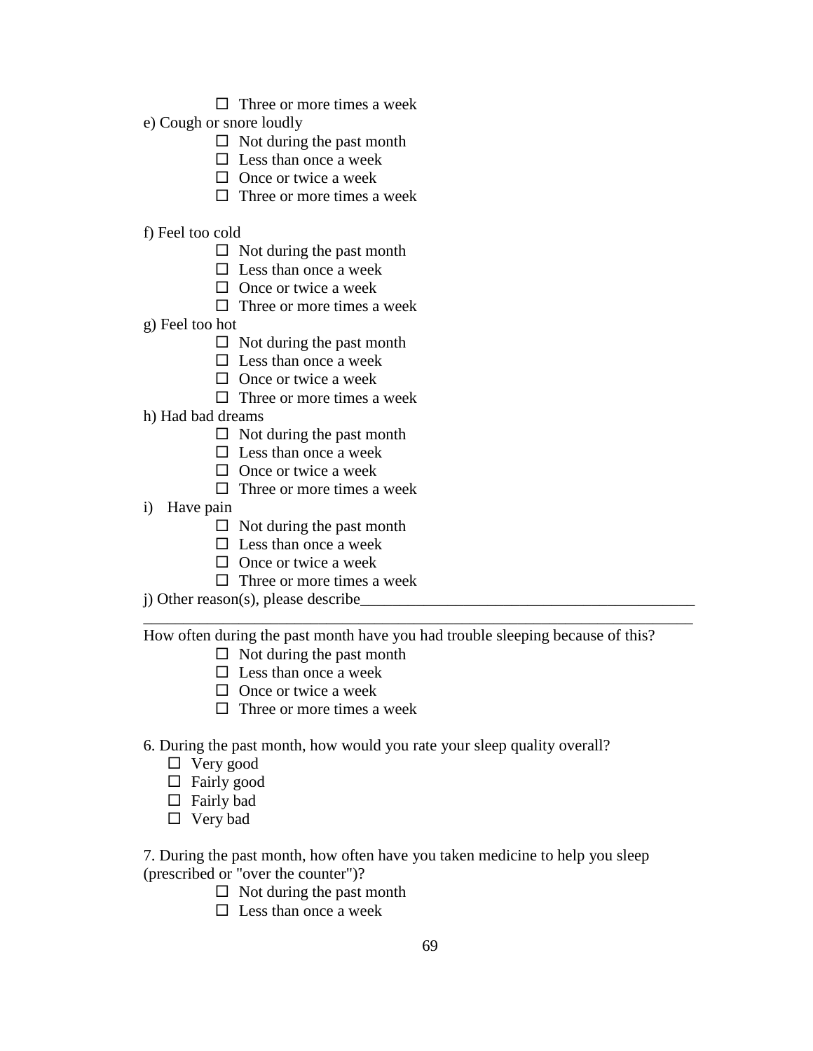- ☐ Three or more times a week

e) Cough or snore loudly

- ☐ Not during the past month
- ☐ Less than once a week
- ☐ Once or twice a week
- ☐ Three or more times a week

f) Feel too cold

- ☐ Not during the past month
- ☐ Less than once a week
- ☐ Once or twice a week
- ☐ Three or more times a week

g) Feel too hot

- ☐ Not during the past month
- ☐ Less than once a week
- ☐ Once or twice a week
- ☐ Three or more times a week

h) Had bad dreams

- ☐ Not during the past month
- ☐ Less than once a week
- ☐ Once or twice a week
- ☐ Three or more times a week

i) Have pain

- ☐ Not during the past month
- ☐ Less than once a week
- ☐ Once or twice a week
- ☐ Three or more times a week

j) Other reason(s), please describe___________________________________________

______________________________________________________________________

How often during the past month have you had trouble sleeping because of this?

- ☐ Not during the past month
- ☐ Less than once a week
- ☐ Once or twice a week
- ☐ Three or more times a week

6. During the past month, how would you rate your sleep quality overall?

- ☐ Very good
- ☐ Fairly good
- ☐ Fairly bad
- ☐ Very bad

7. During the past month, how often have you taken medicine to help you sleep (prescribed or "over the counter")?

- ☐ Not during the past month
- ☐ Less than once a week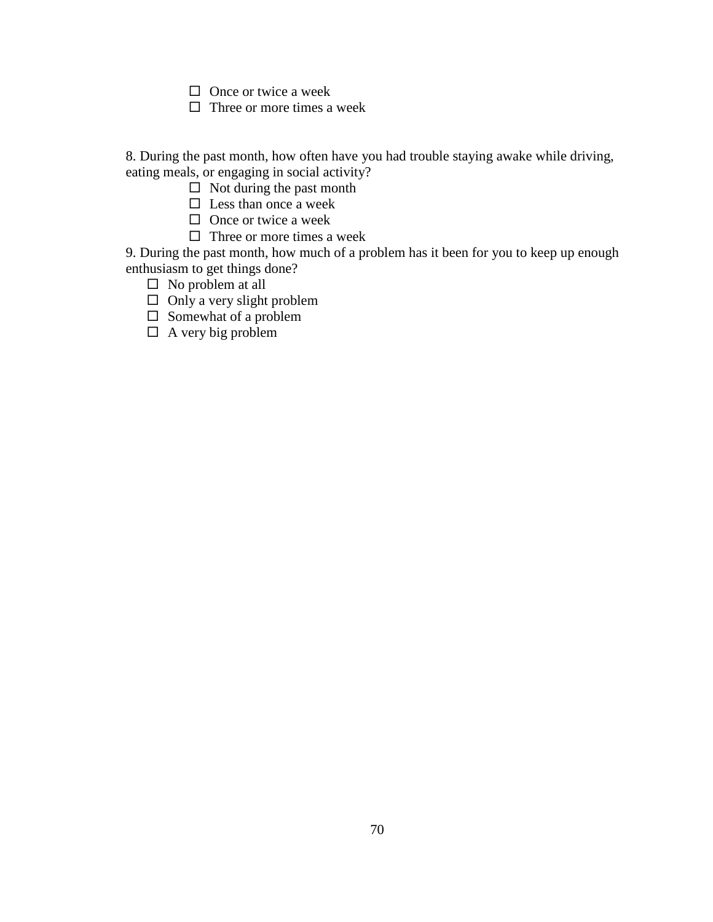- ☐ Once or twice a week
- ☐ Three or more times a week

8. During the past month, how often have you had trouble staying awake while driving, eating meals, or engaging in social activity?

- ☐ Not during the past month
- ☐ Less than once a week
- ☐ Once or twice a week
- ☐ Three or more times a week

9. During the past month, how much of a problem has it been for you to keep up enough enthusiasm to get things done?

- ☐ No problem at all
- ☐ Only a very slight problem
- ☐ Somewhat of a problem
- ☐ A very big problem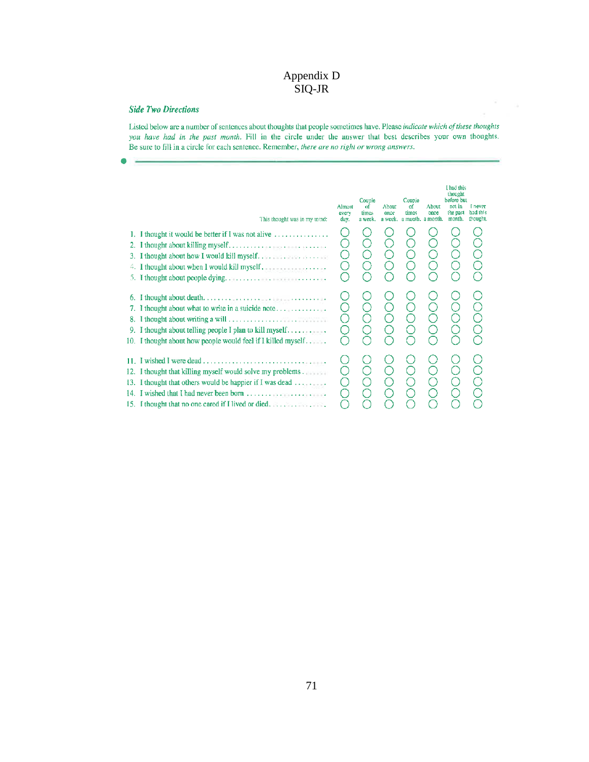# Appendix D
## SIQ-JR

### *Side Two Directions*

Listed below are a number of sentences about thoughts that people sometimes have. Please *indicate which of these thoughts you have had in the past month*. Fill in the circle under the answer that best describes your own thoughts. Be sure to fill in a circle for each sentence. Remember, *there are no right or wrong answers.*

| This thought was in my mind: | Almost every day. | Couple of times a week. | About once a week. | Couple of times a month. | About once a month. | I had this thought before but not in the past month. | I never had this thought. |
|---|---|---|---|---|---|---|---|
| 1. I thought it would be better if I was not alive | ○ | ○ | ○ | ○ | ○ | ○ | ○ |
| 2. I thought about killing myself | ○ | ○ | ○ | ○ | ○ | ○ | ○ |
| 3. I thought about how I would kill myself | ○ | ○ | ○ | ○ | ○ | ○ | ○ |
| 4. I thought about when I would kill myself | ○ | ○ | ○ | ○ | ○ | ○ | ○ |
| 5. I thought about people dying | ○ | ○ | ○ | ○ | ○ | ○ | ○ |
| 6. I thought about death | ○ | ○ | ○ | ○ | ○ | ○ | ○ |
| 7. I thought about what to write in a suicide note | ○ | ○ | ○ | ○ | ○ | ○ | ○ |
| 8. I thought about writing a will | ○ | ○ | ○ | ○ | ○ | ○ | ○ |
| 9. I thought about telling people I plan to kill myself | ○ | ○ | ○ | ○ | ○ | ○ | ○ |
| 10. I thought about how people would feel if I killed myself | ○ | ○ | ○ | ○ | ○ | ○ | ○ |
| 11. I wished I were dead | ○ | ○ | ○ | ○ | ○ | ○ | ○ |
| 12. I thought that killing myself would solve my problems | ○ | ○ | ○ | ○ | ○ | ○ | ○ |
| 13. I thought that others would be happier if I was dead | ○ | ○ | ○ | ○ | ○ | ○ | ○ |
| 14. I wished that I had never been born | ○ | ○ | ○ | ○ | ○ | ○ | ○ |
| 15. I thought that no one cared if I lived or died | ○ | ○ | ○ | ○ | ○ | ○ | ○ |